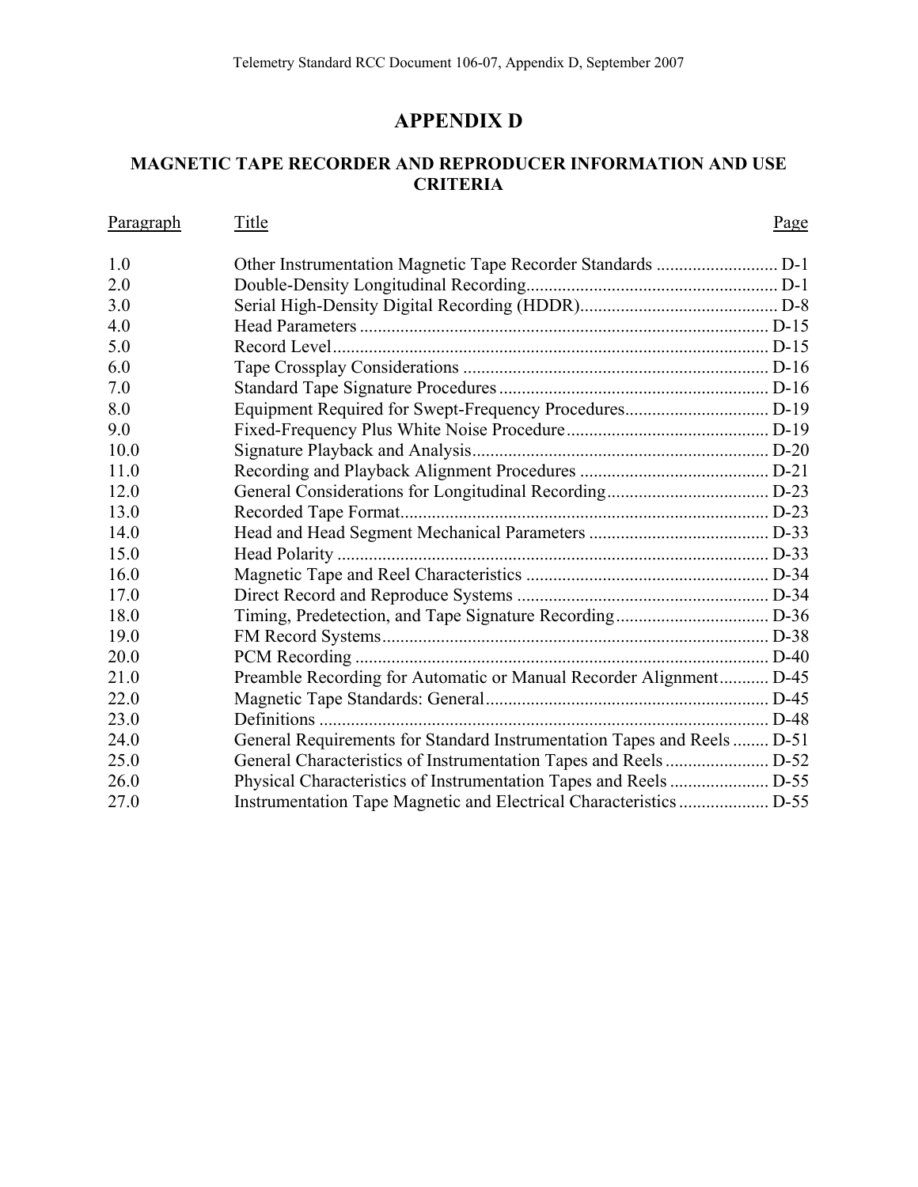# APPENDIX D

## MAGNETIC TAPE RECORDER AND REPRODUCER INFORMATION AND USE CRITERIA

| Paragraph | Title | Page |
|---|---|---|
| 1.0 | Other Instrumentation Magnetic Tape Recorder Standards | D-1 |
| 2.0 | Double-Density Longitudinal Recording | D-1 |
| 3.0 | Serial High-Density Digital Recording (HDDR) | D-8 |
| 4.0 | Head Parameters | D-15 |
| 5.0 | Record Level | D-15 |
| 6.0 | Tape Crossplay Considerations | D-16 |
| 7.0 | Standard Tape Signature Procedures | D-16 |
| 8.0 | Equipment Required for Swept-Frequency Procedures | D-19 |
| 9.0 | Fixed-Frequency Plus White Noise Procedure | D-19 |
| 10.0 | Signature Playback and Analysis | D-20 |
| 11.0 | Recording and Playback Alignment Procedures | D-21 |
| 12.0 | General Considerations for Longitudinal Recording | D-23 |
| 13.0 | Recorded Tape Format | D-23 |
| 14.0 | Head and Head Segment Mechanical Parameters | D-33 |
| 15.0 | Head Polarity | D-33 |
| 16.0 | Magnetic Tape and Reel Characteristics | D-34 |
| 17.0 | Direct Record and Reproduce Systems | D-34 |
| 18.0 | Timing, Predetection, and Tape Signature Recording | D-36 |
| 19.0 | FM Record Systems | D-38 |
| 20.0 | PCM Recording | D-40 |
| 21.0 | Preamble Recording for Automatic or Manual Recorder Alignment | D-45 |
| 22.0 | Magnetic Tape Standards: General | D-45 |
| 23.0 | Definitions | D-48 |
| 24.0 | General Requirements for Standard Instrumentation Tapes and Reels | D-51 |
| 25.0 | General Characteristics of Instrumentation Tapes and Reels | D-52 |
| 26.0 | Physical Characteristics of Instrumentation Tapes and Reels | D-55 |
| 27.0 | Instrumentation Tape Magnetic and Electrical Characteristics | D-55 |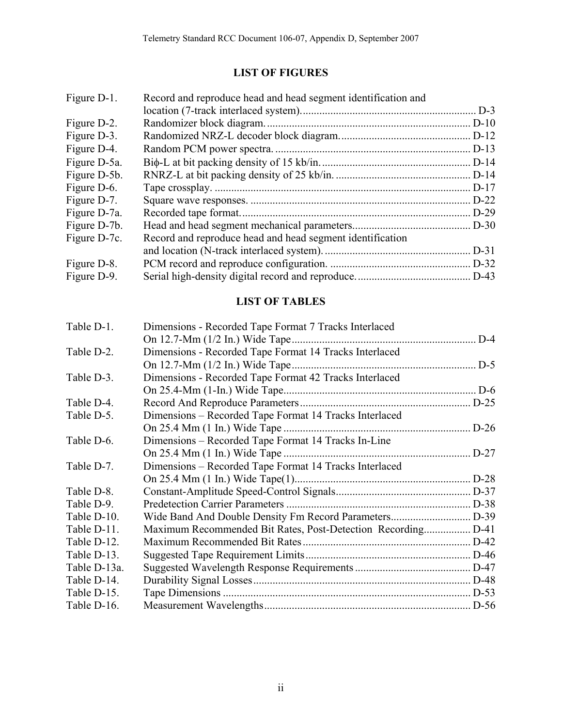## LIST OF FIGURES

| | | |
|---|---|---|
| Figure D-1. | Record and reproduce head and head segment identification and location (7-track interlaced system). | D-3 |
| Figure D-2. | Randomizer block diagram. | D-10 |
| Figure D-3. | Randomized NRZ-L decoder block diagram. | D-12 |
| Figure D-4. | Random PCM power spectra. | D-13 |
| Figure D-5a. | Biϕ-L at bit packing density of 15 kb/in. | D-14 |
| Figure D-5b. | RNRZ-L at bit packing density of 25 kb/in. | D-14 |
| Figure D-6. | Tape crossplay. | D-17 |
| Figure D-7. | Square wave responses. | D-22 |
| Figure D-7a. | Recorded tape format. | D-29 |
| Figure D-7b. | Head and head segment mechanical parameters | D-30 |
| Figure D-7c. | Record and reproduce head and head segment identification and location (N-track interlaced system). | D-31 |
| Figure D-8. | PCM record and reproduce configuration. | D-32 |
| Figure D-9. | Serial high-density digital record and reproduce. | D-43 |

## LIST OF TABLES

| | | |
|---|---|---|
| Table D-1. | Dimensions - Recorded Tape Format 7 Tracks Interlaced On 12.7-Mm (1/2 In.) Wide Tape | D-4 |
| Table D-2. | Dimensions - Recorded Tape Format 14 Tracks Interlaced On 12.7-Mm (1/2 In.) Wide Tape | D-5 |
| Table D-3. | Dimensions - Recorded Tape Format 42 Tracks Interlaced On 25.4-Mm (1-In.) Wide Tape | D-6 |
| Table D-4. | Record And Reproduce Parameters | D-25 |
| Table D-5. | Dimensions – Recorded Tape Format 14 Tracks Interlaced On 25.4 Mm (1 In.) Wide Tape | D-26 |
| Table D-6. | Dimensions – Recorded Tape Format 14 Tracks In-Line On 25.4 Mm (1 In.) Wide Tape | D-27 |
| Table D-7. | Dimensions – Recorded Tape Format 14 Tracks Interlaced On 25.4 Mm (1 In.) Wide Tape(1) | D-28 |
| Table D-8. | Constant-Amplitude Speed-Control Signals | D-37 |
| Table D-9. | Predetection Carrier Parameters | D-38 |
| Table D-10. | Wide Band And Double Density Fm Record Parameters | D-39 |
| Table D-11. | Maximum Recommended Bit Rates, Post-Detection Recording | D-41 |
| Table D-12. | Maximum Recommended Bit Rates | D-42 |
| Table D-13. | Suggested Tape Requirement Limits | D-46 |
| Table D-13a. | Suggested Wavelength Response Requirements | D-47 |
| Table D-14. | Durability Signal Losses | D-48 |
| Table D-15. | Tape Dimensions | D-53 |
| Table D-16. | Measurement Wavelengths | D-56 |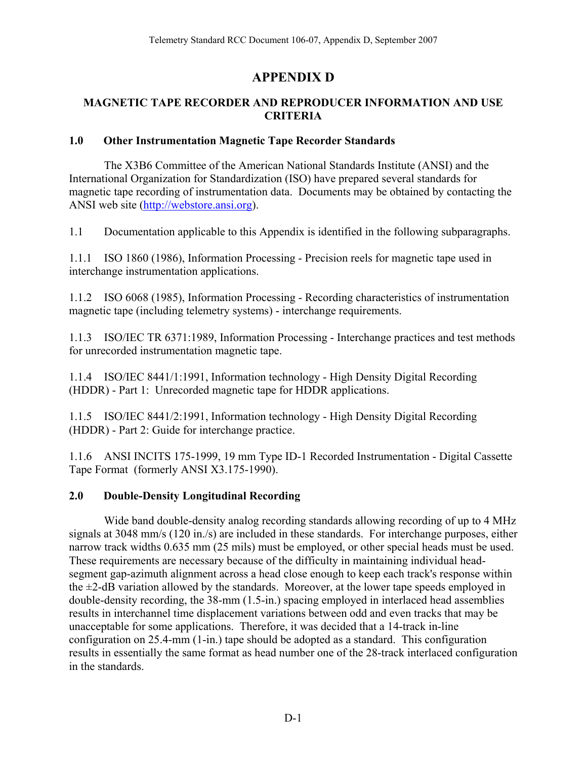# APPENDIX D

## MAGNETIC TAPE RECORDER AND REPRODUCER INFORMATION AND USE CRITERIA

### 1.0 Other Instrumentation Magnetic Tape Recorder Standards

The X3B6 Committee of the American National Standards Institute (ANSI) and the International Organization for Standardization (ISO) have prepared several standards for magnetic tape recording of instrumentation data. Documents may be obtained by contacting the ANSI web site (http://webstore.ansi.org).

1.1 Documentation applicable to this Appendix is identified in the following subparagraphs.

1.1.1 ISO 1860 (1986), Information Processing - Precision reels for magnetic tape used in interchange instrumentation applications.

1.1.2 ISO 6068 (1985), Information Processing - Recording characteristics of instrumentation magnetic tape (including telemetry systems) - interchange requirements.

1.1.3 ISO/IEC TR 6371:1989, Information Processing - Interchange practices and test methods for unrecorded instrumentation magnetic tape.

1.1.4 ISO/IEC 8441/1:1991, Information technology - High Density Digital Recording (HDDR) - Part 1: Unrecorded magnetic tape for HDDR applications.

1.1.5 ISO/IEC 8441/2:1991, Information technology - High Density Digital Recording (HDDR) - Part 2: Guide for interchange practice.

1.1.6 ANSI INCITS 175-1999, 19 mm Type ID-1 Recorded Instrumentation - Digital Cassette Tape Format (formerly ANSI X3.175-1990).

### 2.0 Double-Density Longitudinal Recording

Wide band double-density analog recording standards allowing recording of up to 4 MHz signals at 3048 mm/s (120 in./s) are included in these standards. For interchange purposes, either narrow track widths 0.635 mm (25 mils) must be employed, or other special heads must be used. These requirements are necessary because of the difficulty in maintaining individual head-segment gap-azimuth alignment across a head close enough to keep each track's response within the ±2-dB variation allowed by the standards. Moreover, at the lower tape speeds employed in double-density recording, the 38-mm (1.5-in.) spacing employed in interlaced head assemblies results in interchannel time displacement variations between odd and even tracks that may be unacceptable for some applications. Therefore, it was decided that a 14-track in-line configuration on 25.4-mm (1-in.) tape should be adopted as a standard. This configuration results in essentially the same format as head number one of the 28-track interlaced configuration in the standards.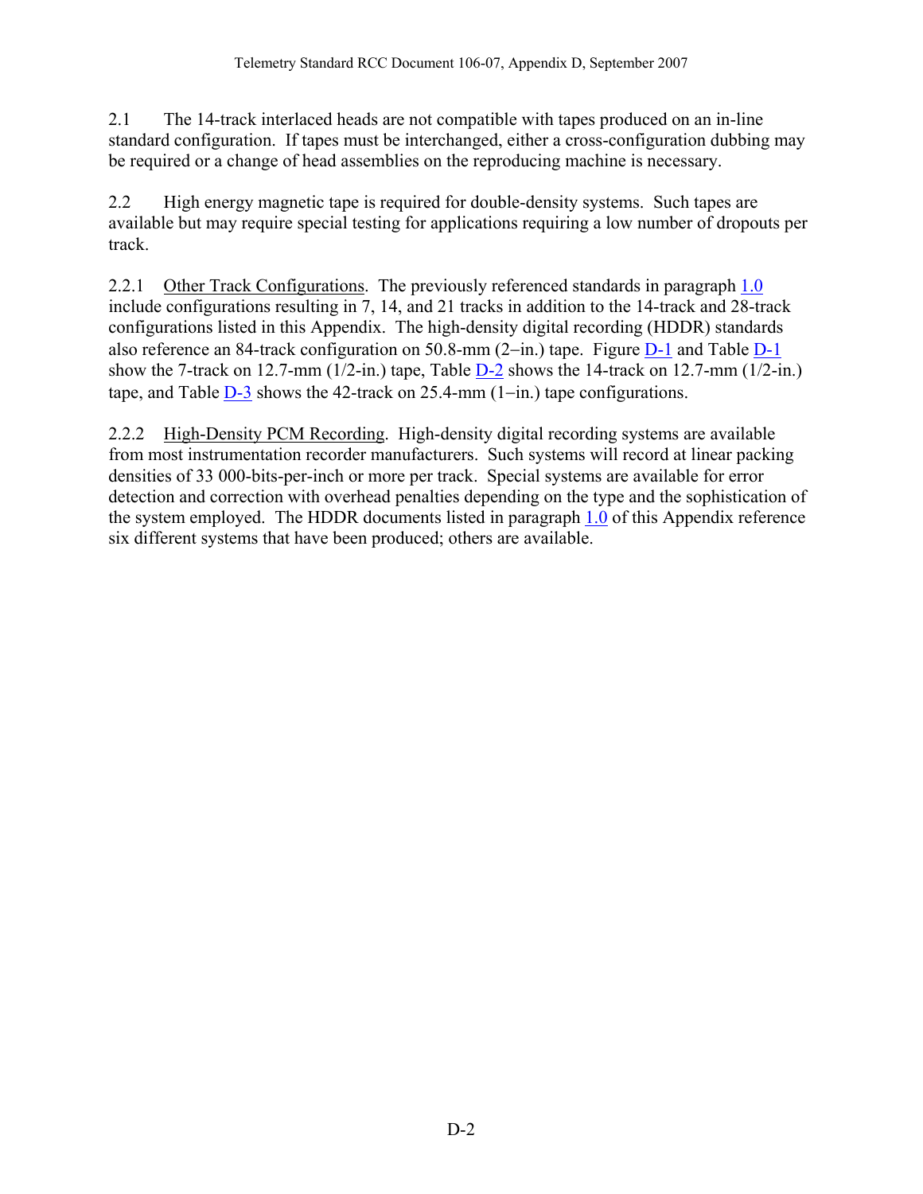2.1 The 14-track interlaced heads are not compatible with tapes produced on an in-line standard configuration. If tapes must be interchanged, either a cross-configuration dubbing may be required or a change of head assemblies on the reproducing machine is necessary.

2.2 High energy magnetic tape is required for double-density systems. Such tapes are available but may require special testing for applications requiring a low number of dropouts per track.

2.2.1 Other Track Configurations. The previously referenced standards in paragraph 1.0 include configurations resulting in 7, 14, and 21 tracks in addition to the 14-track and 28-track configurations listed in this Appendix. The high-density digital recording (HDDR) standards also reference an 84-track configuration on 50.8-mm (2–in.) tape. Figure D-1 and Table D-1 show the 7-track on 12.7-mm (1/2-in.) tape, Table D-2 shows the 14-track on 12.7-mm (1/2-in.) tape, and Table D-3 shows the 42-track on 25.4-mm (1–in.) tape configurations.

2.2.2 High-Density PCM Recording. High-density digital recording systems are available from most instrumentation recorder manufacturers. Such systems will record at linear packing densities of 33 000-bits-per-inch or more per track. Special systems are available for error detection and correction with overhead penalties depending on the type and the sophistication of the system employed. The HDDR documents listed in paragraph 1.0 of this Appendix reference six different systems that have been produced; others are available.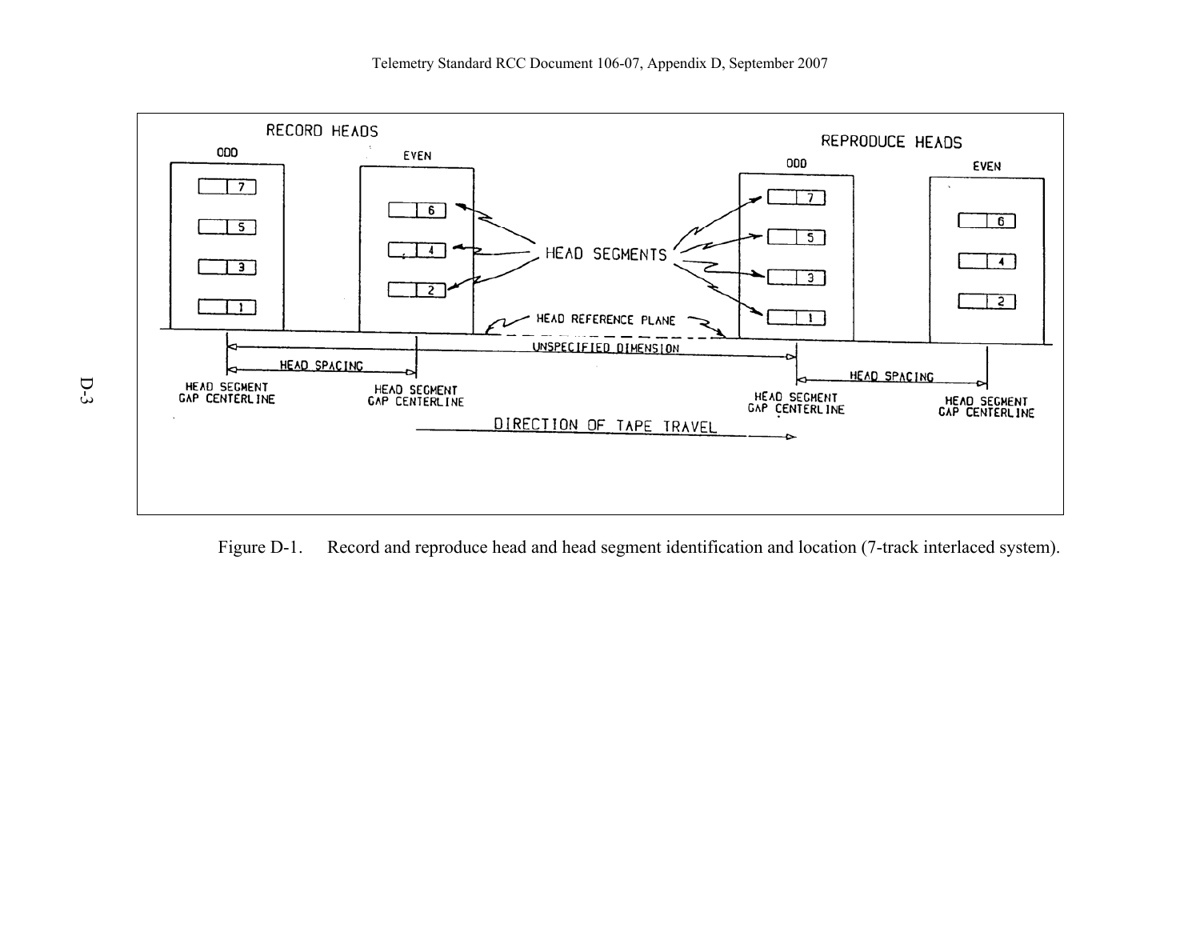RECORD HEADS

ODD

EVEN

REPRODUCE HEADS

ODD

EVEN

HEAD SEGMENTS

HEAD REFERENCE PLANE

UNSPECIFIED DIMENSION

HEAD SPACING

HEAD SEGMENT GAP CENTERLINE

HEAD SEGMENT GAP CENTERLINE

HEAD SPACING

HEAD SEGMENT GAP CENTERLINE

HEAD SEGMENT GAP CENTERLINE

DIRECTION OF TAPE TRAVEL

Figure D-1. Record and reproduce head and head segment identification and location (7-track interlaced system).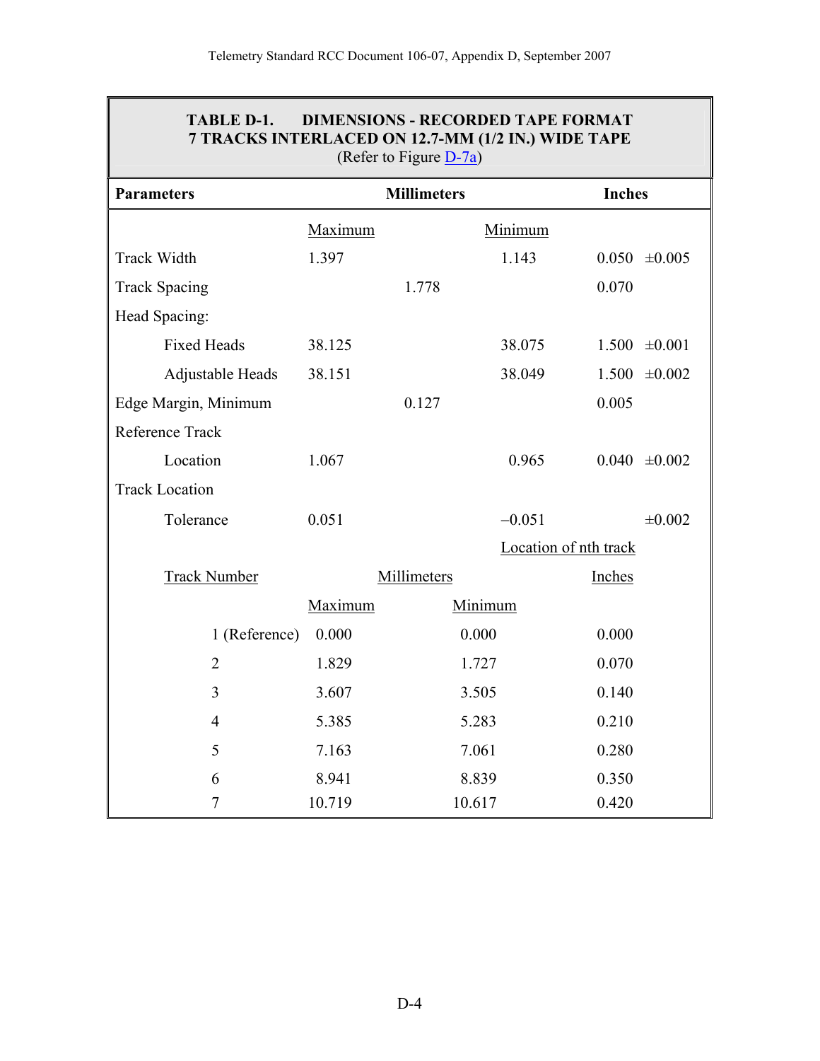**TABLE D-1. DIMENSIONS - RECORDED TAPE FORMAT 7 TRACKS INTERLACED ON 12.7-MM (1/2 IN.) WIDE TAPE**
(Refer to Figure D-7a)

| Parameters | Millimeters | | | Inches | |
|---|---|---|---|---|---|
| | Maximum | | Minimum | | |
| Track Width | 1.397 | | 1.143 | 0.050 | ±0.005 |
| Track Spacing | | 1.778 | | 0.070 | |
| Head Spacing: | | | | | |
| Fixed Heads | 38.125 | | 38.075 | 1.500 | ±0.001 |
| Adjustable Heads | 38.151 | | 38.049 | 1.500 | ±0.002 |
| Edge Margin, Minimum | | 0.127 | | 0.005 | |
| Reference Track | | | | | |
| Location | 1.067 | | 0.965 | 0.040 | ±0.002 |
| Track Location | | | | | |
| Tolerance | 0.051 | | −0.051 | | ±0.002 |

| Track Number | Location of nth track | | |
|---|---|---|---|
| | Millimeters | | Inches |
| | Maximum | Minimum | |
| 1 (Reference) | 0.000 | 0.000 | 0.000 |
| 2 | 1.829 | 1.727 | 0.070 |
| 3 | 3.607 | 3.505 | 0.140 |
| 4 | 5.385 | 5.283 | 0.210 |
| 5 | 7.163 | 7.061 | 0.280 |
| 6 | 8.941 | 8.839 | 0.350 |
| 7 | 10.719 | 10.617 | 0.420 |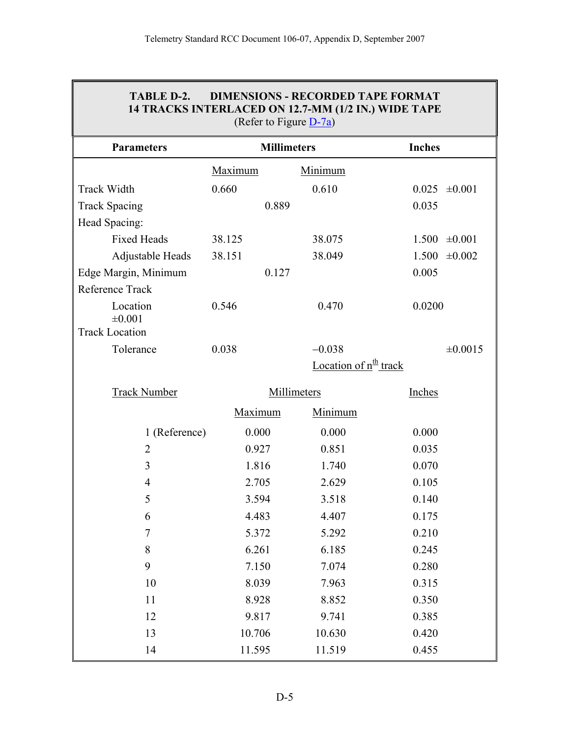**TABLE D-2. DIMENSIONS - RECORDED TAPE FORMAT**
**14 TRACKS INTERLACED ON 12.7-MM (1/2 IN.) WIDE TAPE**
(Refer to Figure D-7a)

| Parameters | Millimeters | | Inches | |
|---|---|---|---|---|
| | Maximum | Minimum | | |
| Track Width | 0.660 | 0.610 | 0.025 | ±0.001 |
| Track Spacing | 0.889 | | 0.035 | |
| Head Spacing: | | | | |
| Fixed Heads | 38.125 | 38.075 | 1.500 | ±0.001 |
| Adjustable Heads | 38.151 | 38.049 | 1.500 | ±0.002 |
| Edge Margin, Minimum | 0.127 | | 0.005 | |
| Reference Track | | | | |
| Location ±0.001 | 0.546 | 0.470 | 0.0200 | |
| Track Location | | | | |
| Tolerance | 0.038 | −0.038 | | ±0.0015 |

**Location of n^th^ track**

| Track Number | Millimeters Maximum | Millimeters Minimum | Inches |
|---|---|---|---|
| 1 (Reference) | 0.000 | 0.000 | 0.000 |
| 2 | 0.927 | 0.851 | 0.035 |
| 3 | 1.816 | 1.740 | 0.070 |
| 4 | 2.705 | 2.629 | 0.105 |
| 5 | 3.594 | 3.518 | 0.140 |
| 6 | 4.483 | 4.407 | 0.175 |
| 7 | 5.372 | 5.292 | 0.210 |
| 8 | 6.261 | 6.185 | 0.245 |
| 9 | 7.150 | 7.074 | 0.280 |
| 10 | 8.039 | 7.963 | 0.315 |
| 11 | 8.928 | 8.852 | 0.350 |
| 12 | 9.817 | 9.741 | 0.385 |
| 13 | 10.706 | 10.630 | 0.420 |
| 14 | 11.595 | 11.519 | 0.455 |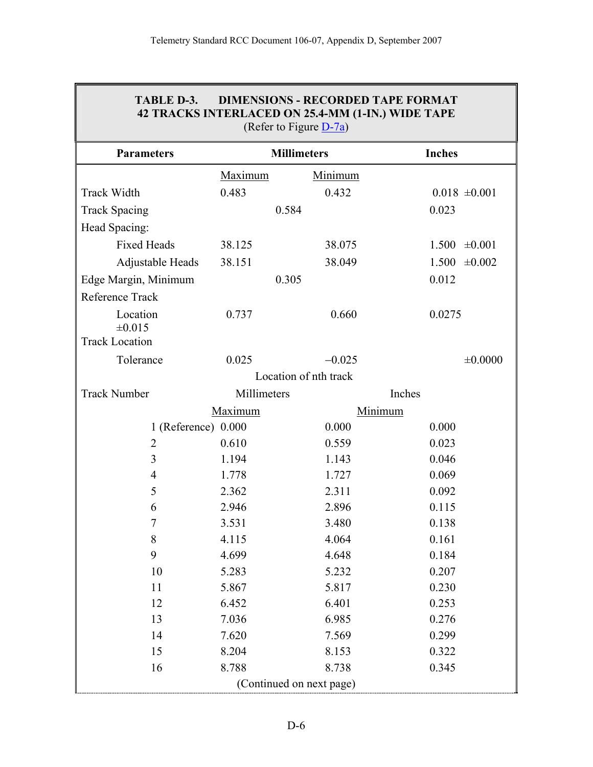**TABLE D-3. DIMENSIONS - RECORDED TAPE FORMAT 42 TRACKS INTERLACED ON 25.4-MM (1-IN.) WIDE TAPE**
(Refer to Figure D-7a)

| Parameters | Millimeters | | Inches | |
|---|---|---|---|---|
| | Maximum | Minimum | | |
| Track Width | 0.483 | 0.432 | 0.018 | ±0.001 |
| Track Spacing | 0.584 | | 0.023 | |
| Head Spacing: | | | | |
| Fixed Heads | 38.125 | 38.075 | 1.500 | ±0.001 |
| Adjustable Heads | 38.151 | 38.049 | 1.500 | ±0.002 |
| Edge Margin, Minimum | 0.305 | | 0.012 | |
| Reference Track | | | | |
| Location ±0.015 | 0.737 | 0.660 | 0.0275 | |
| Track Location | | | | |
| Tolerance | 0.025 | −0.025 | | ±0.0000 |

Location of nth track

| Track Number | Millimeters | | Inches |
|---|---|---|---|
| | Maximum | Minimum | |
| 1 (Reference) | 0.000 | 0.000 | 0.000 |
| 2 | 0.610 | 0.559 | 0.023 |
| 3 | 1.194 | 1.143 | 0.046 |
| 4 | 1.778 | 1.727 | 0.069 |
| 5 | 2.362 | 2.311 | 0.092 |
| 6 | 2.946 | 2.896 | 0.115 |
| 7 | 3.531 | 3.480 | 0.138 |
| 8 | 4.115 | 4.064 | 0.161 |
| 9 | 4.699 | 4.648 | 0.184 |
| 10 | 5.283 | 5.232 | 0.207 |
| 11 | 5.867 | 5.817 | 0.230 |
| 12 | 6.452 | 6.401 | 0.253 |
| 13 | 7.036 | 6.985 | 0.276 |
| 14 | 7.620 | 7.569 | 0.299 |
| 15 | 8.204 | 8.153 | 0.322 |
| 16 | 8.788 | 8.738 | 0.345 |

(Continued on next page)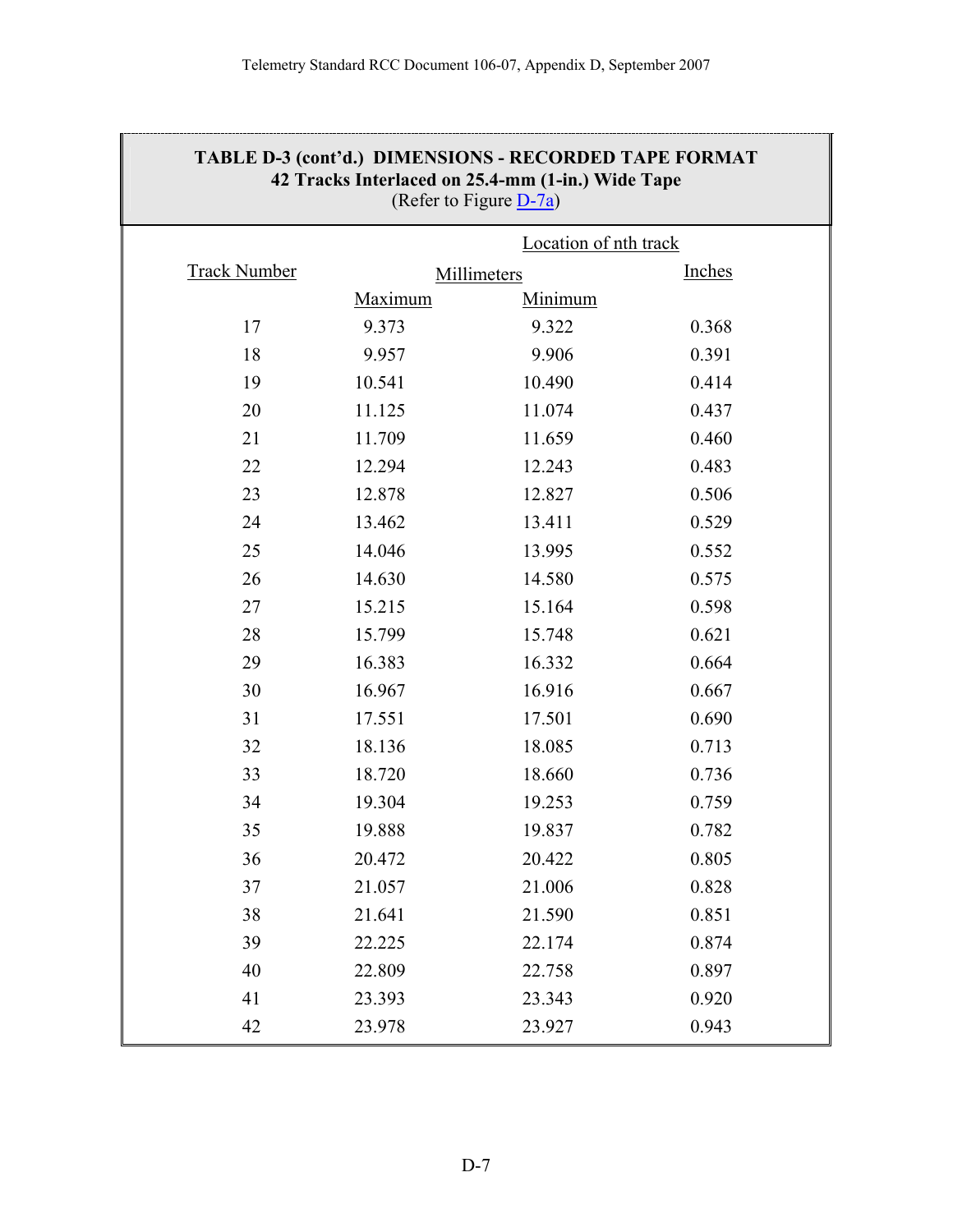**TABLE D-3 (cont'd.) DIMENSIONS - RECORDED TAPE FORMAT**
**42 Tracks Interlaced on 25.4-mm (1-in.) Wide Tape**
(Refer to Figure D-7a)

| Track Number | Location of nth track | | |
|---|---|---|---|
| | Millimeters | | Inches |
| | Maximum | Minimum | |
| 17 | 9.373 | 9.322 | 0.368 |
| 18 | 9.957 | 9.906 | 0.391 |
| 19 | 10.541 | 10.490 | 0.414 |
| 20 | 11.125 | 11.074 | 0.437 |
| 21 | 11.709 | 11.659 | 0.460 |
| 22 | 12.294 | 12.243 | 0.483 |
| 23 | 12.878 | 12.827 | 0.506 |
| 24 | 13.462 | 13.411 | 0.529 |
| 25 | 14.046 | 13.995 | 0.552 |
| 26 | 14.630 | 14.580 | 0.575 |
| 27 | 15.215 | 15.164 | 0.598 |
| 28 | 15.799 | 15.748 | 0.621 |
| 29 | 16.383 | 16.332 | 0.664 |
| 30 | 16.967 | 16.916 | 0.667 |
| 31 | 17.551 | 17.501 | 0.690 |
| 32 | 18.136 | 18.085 | 0.713 |
| 33 | 18.720 | 18.660 | 0.736 |
| 34 | 19.304 | 19.253 | 0.759 |
| 35 | 19.888 | 19.837 | 0.782 |
| 36 | 20.472 | 20.422 | 0.805 |
| 37 | 21.057 | 21.006 | 0.828 |
| 38 | 21.641 | 21.590 | 0.851 |
| 39 | 22.225 | 22.174 | 0.874 |
| 40 | 22.809 | 22.758 | 0.897 |
| 41 | 23.393 | 23.343 | 0.920 |
| 42 | 23.978 | 23.927 | 0.943 |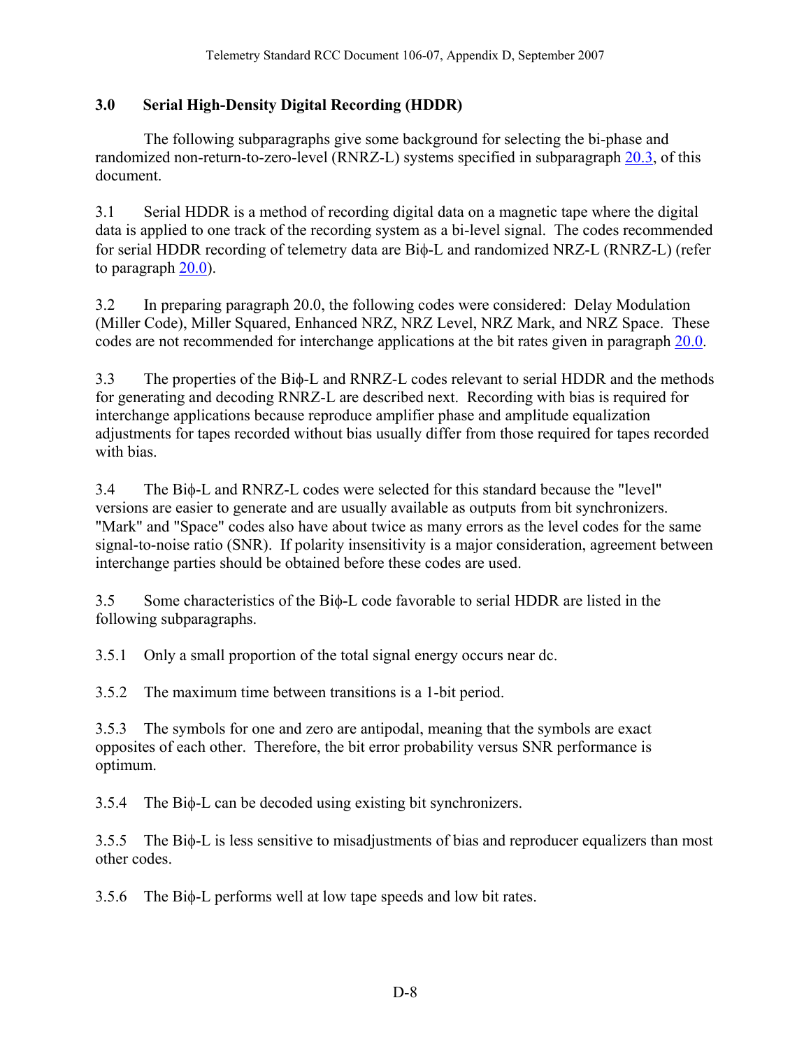## 3.0 Serial High-Density Digital Recording (HDDR)

The following subparagraphs give some background for selecting the bi-phase and randomized non-return-to-zero-level (RNRZ-L) systems specified in subparagraph 20.3, of this document.

3.1 Serial HDDR is a method of recording digital data on a magnetic tape where the digital data is applied to one track of the recording system as a bi-level signal. The codes recommended for serial HDDR recording of telemetry data are Biϕ-L and randomized NRZ-L (RNRZ-L) (refer to paragraph 20.0).

3.2 In preparing paragraph 20.0, the following codes were considered: Delay Modulation (Miller Code), Miller Squared, Enhanced NRZ, NRZ Level, NRZ Mark, and NRZ Space. These codes are not recommended for interchange applications at the bit rates given in paragraph 20.0.

3.3 The properties of the Biϕ-L and RNRZ-L codes relevant to serial HDDR and the methods for generating and decoding RNRZ-L are described next. Recording with bias is required for interchange applications because reproduce amplifier phase and amplitude equalization adjustments for tapes recorded without bias usually differ from those required for tapes recorded with bias.

3.4 The Biϕ-L and RNRZ-L codes were selected for this standard because the "level" versions are easier to generate and are usually available as outputs from bit synchronizers. "Mark" and "Space" codes also have about twice as many errors as the level codes for the same signal-to-noise ratio (SNR). If polarity insensitivity is a major consideration, agreement between interchange parties should be obtained before these codes are used.

3.5 Some characteristics of the Biϕ-L code favorable to serial HDDR are listed in the following subparagraphs.

3.5.1 Only a small proportion of the total signal energy occurs near dc.

3.5.2 The maximum time between transitions is a 1-bit period.

3.5.3 The symbols for one and zero are antipodal, meaning that the symbols are exact opposites of each other. Therefore, the bit error probability versus SNR performance is optimum.

3.5.4 The Biϕ-L can be decoded using existing bit synchronizers.

3.5.5 The Biϕ-L is less sensitive to misadjustments of bias and reproducer equalizers than most other codes.

3.5.6 The Biϕ-L performs well at low tape speeds and low bit rates.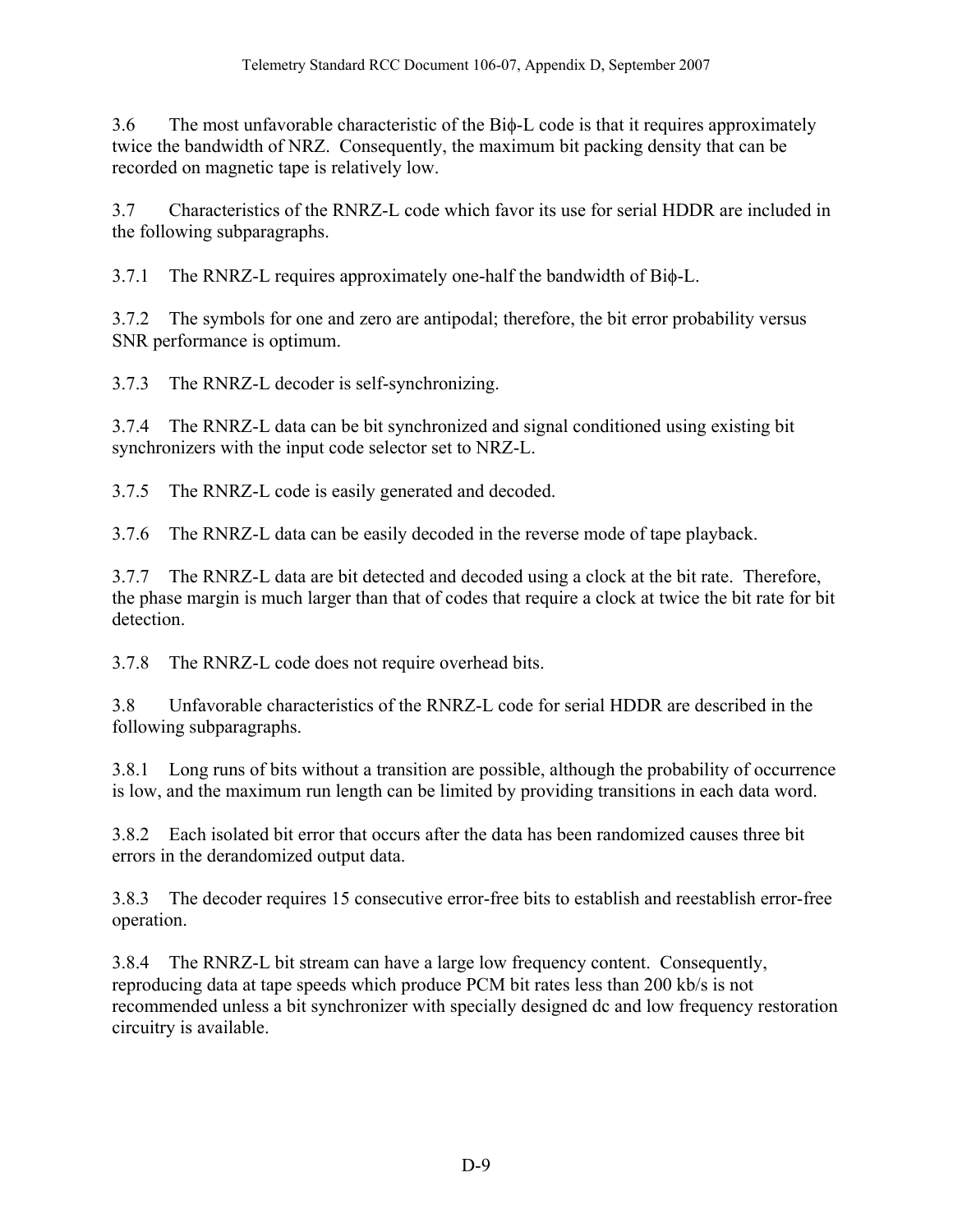3.6 The most unfavorable characteristic of the Biϕ-L code is that it requires approximately twice the bandwidth of NRZ. Consequently, the maximum bit packing density that can be recorded on magnetic tape is relatively low.

3.7 Characteristics of the RNRZ-L code which favor its use for serial HDDR are included in the following subparagraphs.

3.7.1 The RNRZ-L requires approximately one-half the bandwidth of Biϕ-L.

3.7.2 The symbols for one and zero are antipodal; therefore, the bit error probability versus SNR performance is optimum.

3.7.3 The RNRZ-L decoder is self-synchronizing.

3.7.4 The RNRZ-L data can be bit synchronized and signal conditioned using existing bit synchronizers with the input code selector set to NRZ-L.

3.7.5 The RNRZ-L code is easily generated and decoded.

3.7.6 The RNRZ-L data can be easily decoded in the reverse mode of tape playback.

3.7.7 The RNRZ-L data are bit detected and decoded using a clock at the bit rate. Therefore, the phase margin is much larger than that of codes that require a clock at twice the bit rate for bit detection.

3.7.8 The RNRZ-L code does not require overhead bits.

3.8 Unfavorable characteristics of the RNRZ-L code for serial HDDR are described in the following subparagraphs.

3.8.1 Long runs of bits without a transition are possible, although the probability of occurrence is low, and the maximum run length can be limited by providing transitions in each data word.

3.8.2 Each isolated bit error that occurs after the data has been randomized causes three bit errors in the derandomized output data.

3.8.3 The decoder requires 15 consecutive error-free bits to establish and reestablish error-free operation.

3.8.4 The RNRZ-L bit stream can have a large low frequency content. Consequently, reproducing data at tape speeds which produce PCM bit rates less than 200 kb/s is not recommended unless a bit synchronizer with specially designed dc and low frequency restoration circuitry is available.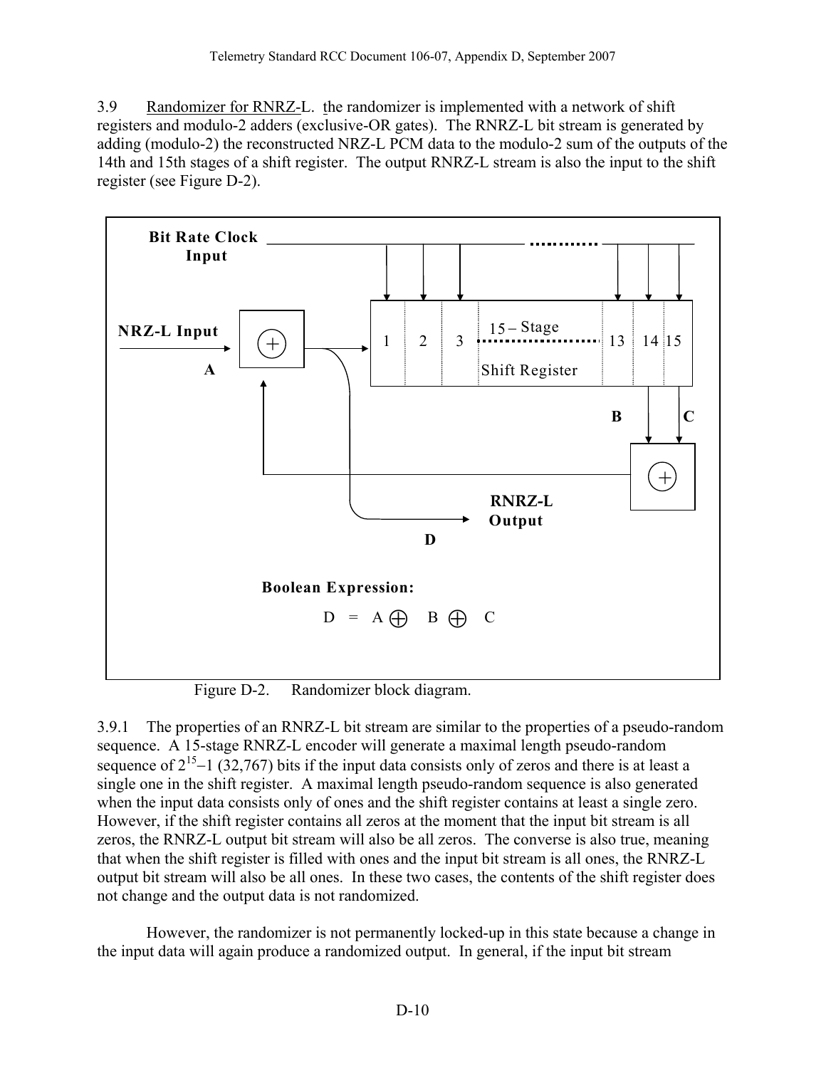3.9 Randomizer for RNRZ-L. the randomizer is implemented with a network of shift registers and modulo-2 adders (exclusive-OR gates). The RNRZ-L bit stream is generated by adding (modulo-2) the reconstructed NRZ-L PCM data to the modulo-2 sum of the outputs of the 14th and 15th stages of a shift register. The output RNRZ-L stream is also the input to the shift register (see Figure D-2).

Bit Rate Clock Input

NRZ-L Input

A

15 – Stage Shift Register

1 2 3 13 14 15

B C

RNRZ-L Output

D

Boolean Expression:

$$D = A \oplus B \oplus C$$

Figure D-2. Randomizer block diagram.

3.9.1 The properties of an RNRZ-L bit stream are similar to the properties of a pseudo-random sequence. A 15-stage RNRZ-L encoder will generate a maximal length pseudo-random sequence of $2^{15}-1$ (32,767) bits if the input data consists only of zeros and there is at least a single one in the shift register. A maximal length pseudo-random sequence is also generated when the input data consists only of ones and the shift register contains at least a single zero. However, if the shift register contains all zeros at the moment that the input bit stream is all zeros, the RNRZ-L output bit stream will also be all zeros. The converse is also true, meaning that when the shift register is filled with ones and the input bit stream is all ones, the RNRZ-L output bit stream will also be all ones. In these two cases, the contents of the shift register does not change and the output data is not randomized.

However, the randomizer is not permanently locked-up in this state because a change in the input data will again produce a randomized output. In general, if the input bit stream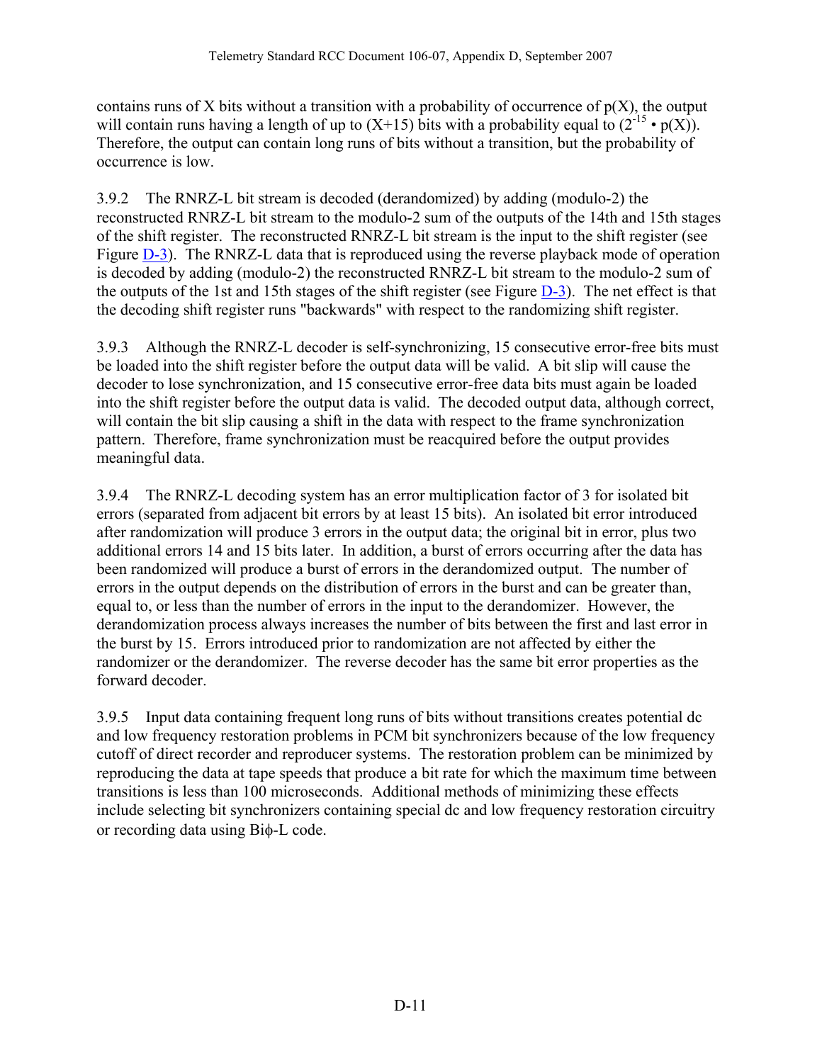contains runs of X bits without a transition with a probability of occurrence of p(X), the output will contain runs having a length of up to (X+15) bits with a probability equal to ($2^{-15} \cdot p(X)$). Therefore, the output can contain long runs of bits without a transition, but the probability of occurrence is low.

3.9.2 The RNRZ-L bit stream is decoded (derandomized) by adding (modulo-2) the reconstructed RNRZ-L bit stream to the modulo-2 sum of the outputs of the 14th and 15th stages of the shift register. The reconstructed RNRZ-L bit stream is the input to the shift register (see Figure D-3). The RNRZ-L data that is reproduced using the reverse playback mode of operation is decoded by adding (modulo-2) the reconstructed RNRZ-L bit stream to the modulo-2 sum of the outputs of the 1st and 15th stages of the shift register (see Figure D-3). The net effect is that the decoding shift register runs "backwards" with respect to the randomizing shift register.

3.9.3 Although the RNRZ-L decoder is self-synchronizing, 15 consecutive error-free bits must be loaded into the shift register before the output data will be valid. A bit slip will cause the decoder to lose synchronization, and 15 consecutive error-free data bits must again be loaded into the shift register before the output data is valid. The decoded output data, although correct, will contain the bit slip causing a shift in the data with respect to the frame synchronization pattern. Therefore, frame synchronization must be reacquired before the output provides meaningful data.

3.9.4 The RNRZ-L decoding system has an error multiplication factor of 3 for isolated bit errors (separated from adjacent bit errors by at least 15 bits). An isolated bit error introduced after randomization will produce 3 errors in the output data; the original bit in error, plus two additional errors 14 and 15 bits later. In addition, a burst of errors occurring after the data has been randomized will produce a burst of errors in the derandomized output. The number of errors in the output depends on the distribution of errors in the burst and can be greater than, equal to, or less than the number of errors in the input to the derandomizer. However, the derandomization process always increases the number of bits between the first and last error in the burst by 15. Errors introduced prior to randomization are not affected by either the randomizer or the derandomizer. The reverse decoder has the same bit error properties as the forward decoder.

3.9.5 Input data containing frequent long runs of bits without transitions creates potential dc and low frequency restoration problems in PCM bit synchronizers because of the low frequency cutoff of direct recorder and reproducer systems. The restoration problem can be minimized by reproducing the data at tape speeds that produce a bit rate for which the maximum time between transitions is less than 100 microseconds. Additional methods of minimizing these effects include selecting bit synchronizers containing special dc and low frequency restoration circuitry or recording data using Biϕ-L code.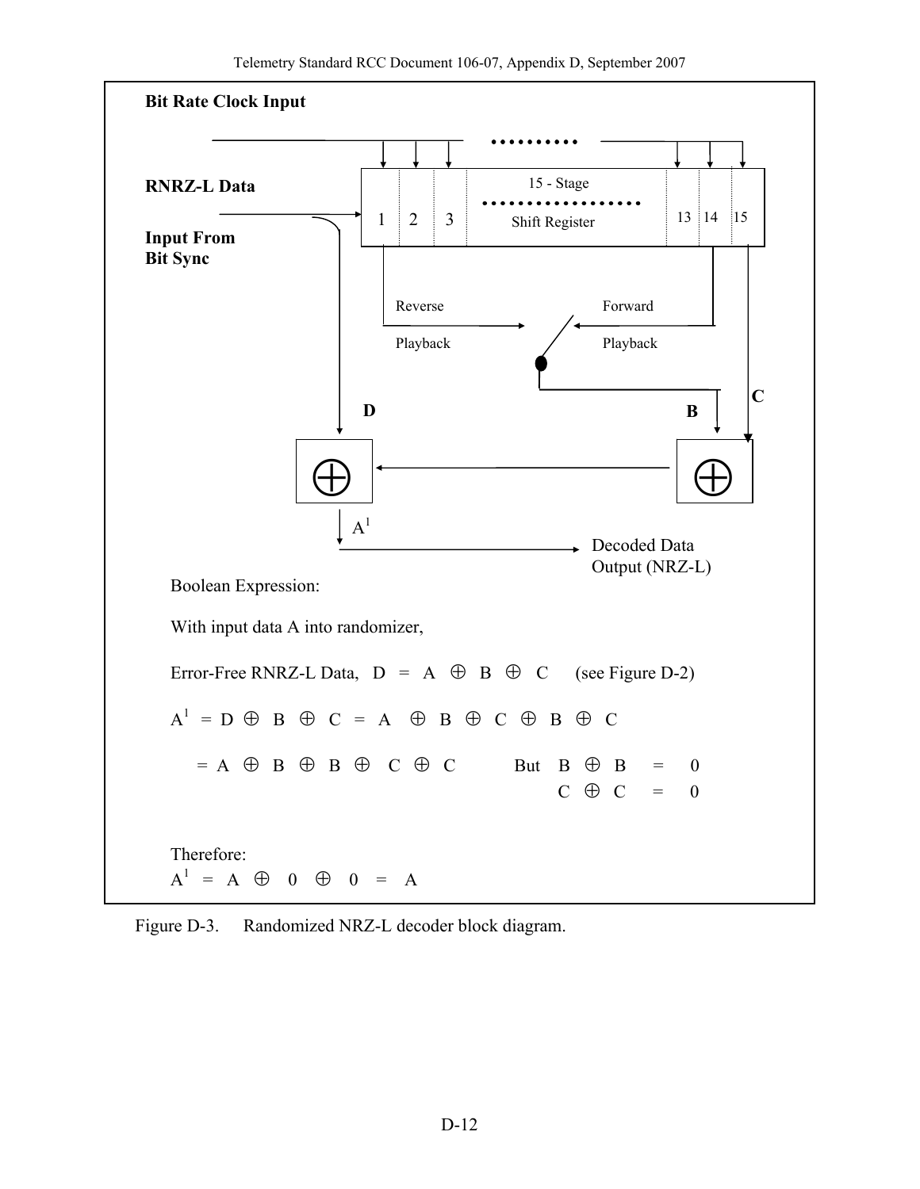Bit Rate Clock Input

RNRZ-L Data

Input From
Bit Sync

15 - Stage
Shift Register

1 2 3 ... 13 14 15

Reverse Playback

Forward Playback

D

B

C

$A^1$

Decoded Data
Output (NRZ-L)

Boolean Expression:

With input data A into randomizer,

Error-Free RNRZ-L Data, $D = A \oplus B \oplus C$ (see Figure D-2)

$A^1 = D \oplus B \oplus C = A \oplus B \oplus C \oplus B \oplus C$

$= A \oplus B \oplus B \oplus C \oplus C$ But $B \oplus B = 0$

$C \oplus C = 0$

Therefore:

$A^1 = A \oplus 0 \oplus 0 = A$

Figure D-3. Randomized NRZ-L decoder block diagram.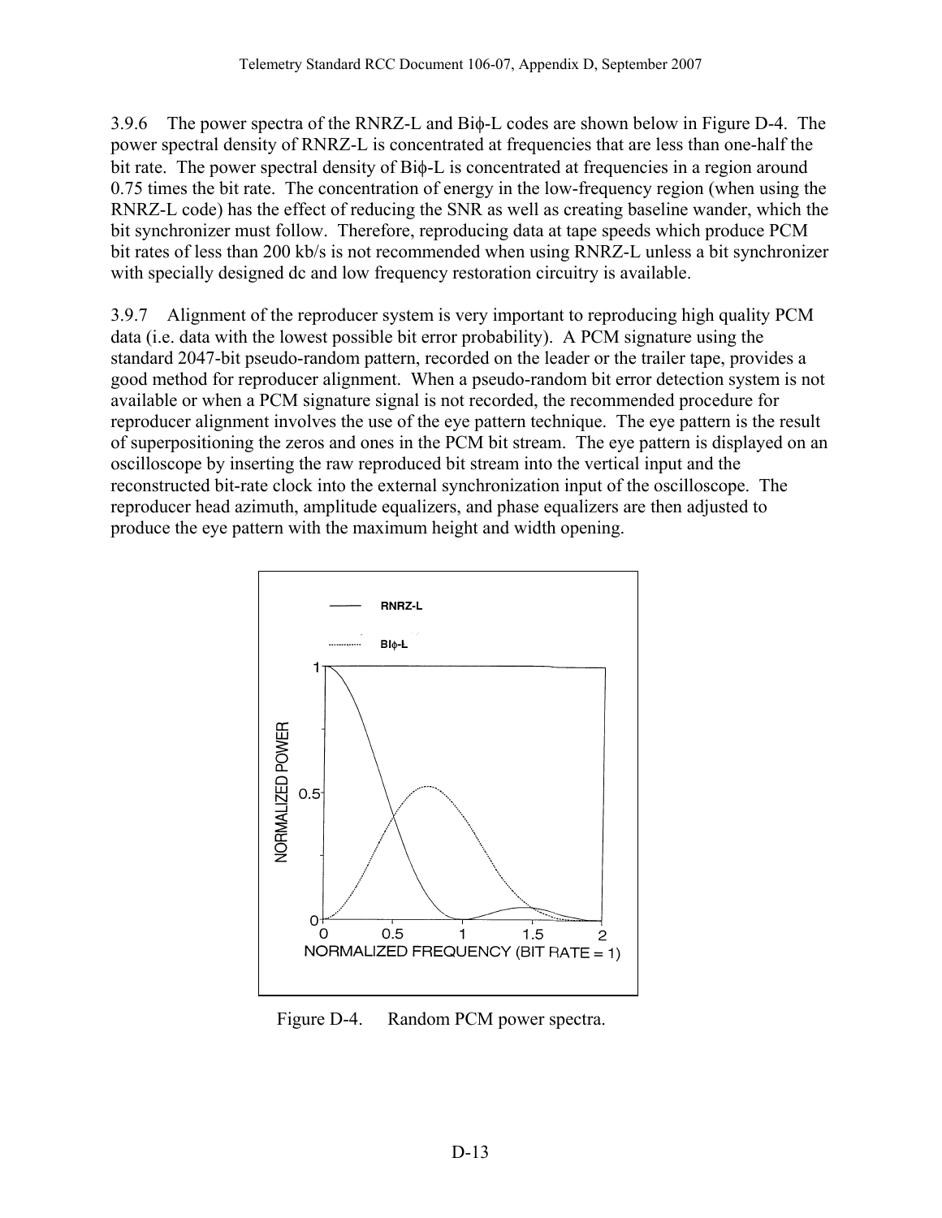3.9.6 The power spectra of the RNRZ-L and Biϕ-L codes are shown below in Figure D-4. The power spectral density of RNRZ-L is concentrated at frequencies that are less than one-half the bit rate. The power spectral density of Biϕ-L is concentrated at frequencies in a region around 0.75 times the bit rate. The concentration of energy in the low-frequency region (when using the RNRZ-L code) has the effect of reducing the SNR as well as creating baseline wander, which the bit synchronizer must follow. Therefore, reproducing data at tape speeds which produce PCM bit rates of less than 200 kb/s is not recommended when using RNRZ-L unless a bit synchronizer with specially designed dc and low frequency restoration circuitry is available.

3.9.7 Alignment of the reproducer system is very important to reproducing high quality PCM data (i.e. data with the lowest possible bit error probability). A PCM signature using the standard 2047-bit pseudo-random pattern, recorded on the leader or the trailer tape, provides a good method for reproducer alignment. When a pseudo-random bit error detection system is not available or when a PCM signature signal is not recorded, the recommended procedure for reproducer alignment involves the use of the eye pattern technique. The eye pattern is the result of superpositioning the zeros and ones in the PCM bit stream. The eye pattern is displayed on an oscilloscope by inserting the raw reproduced bit stream into the vertical input and the reconstructed bit-rate clock into the external synchronization input of the oscilloscope. The reproducer head azimuth, amplitude equalizers, and phase equalizers are then adjusted to produce the eye pattern with the maximum height and width opening.

Figure D-4. Random PCM power spectra.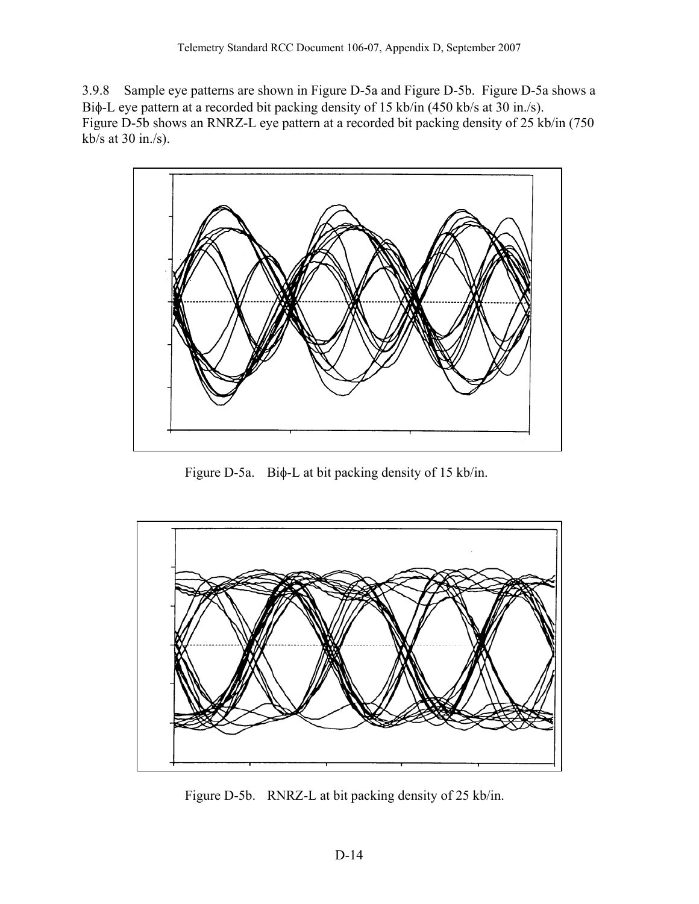3.9.8 Sample eye patterns are shown in Figure D-5a and Figure D-5b. Figure D-5a shows a Biϕ-L eye pattern at a recorded bit packing density of 15 kb/in (450 kb/s at 30 in./s). Figure D-5b shows an RNRZ-L eye pattern at a recorded bit packing density of 25 kb/in (750 kb/s at 30 in./s).

Figure D-5a. Biϕ-L at bit packing density of 15 kb/in.

Figure D-5b. RNRZ-L at bit packing density of 25 kb/in.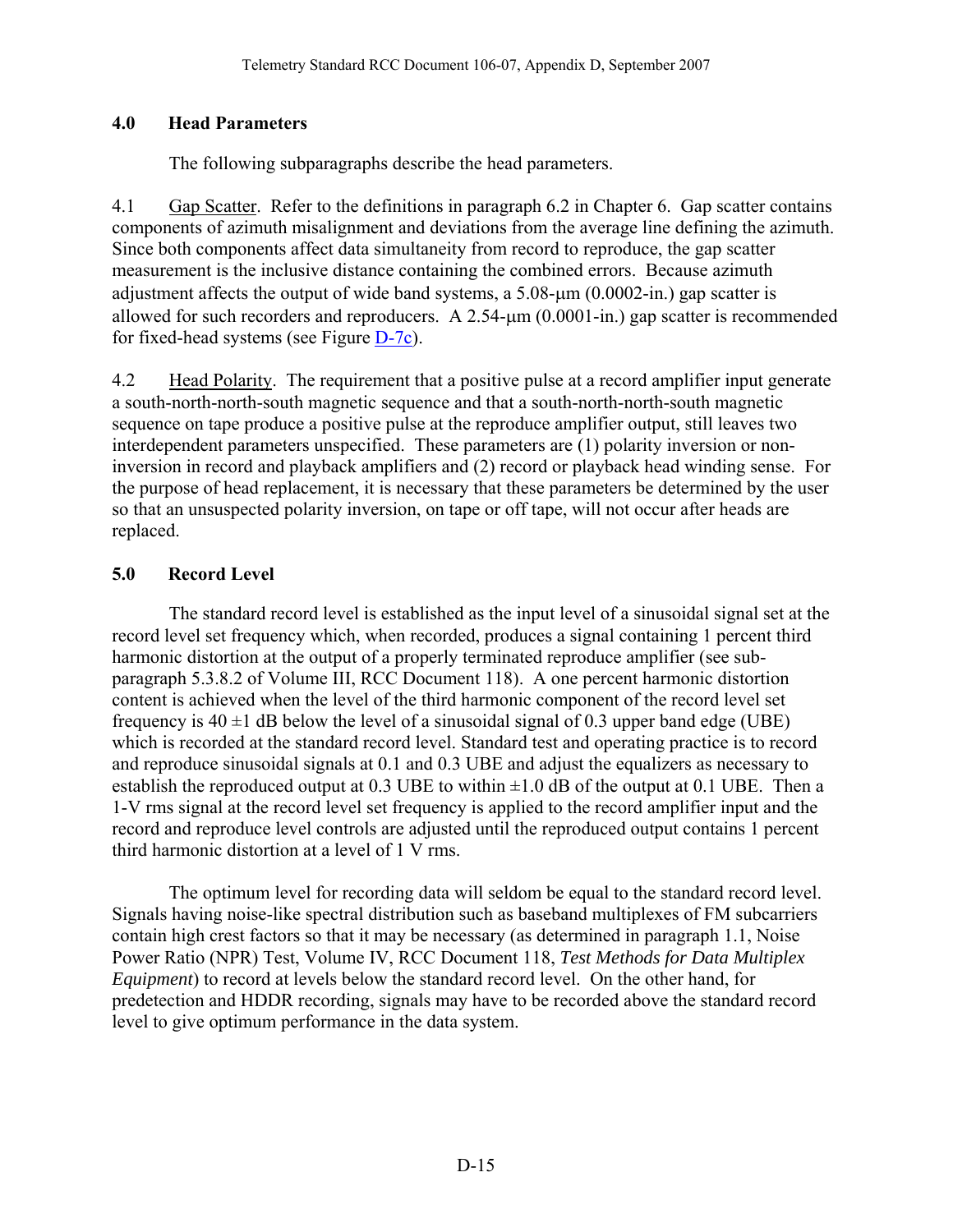## 4.0 Head Parameters

The following subparagraphs describe the head parameters.

4.1 Gap Scatter. Refer to the definitions in paragraph 6.2 in Chapter 6. Gap scatter contains components of azimuth misalignment and deviations from the average line defining the azimuth. Since both components affect data simultaneity from record to reproduce, the gap scatter measurement is the inclusive distance containing the combined errors. Because azimuth adjustment affects the output of wide band systems, a 5.08-μm (0.0002-in.) gap scatter is allowed for such recorders and reproducers. A 2.54-μm (0.0001-in.) gap scatter is recommended for fixed-head systems (see Figure D-7c).

4.2 Head Polarity. The requirement that a positive pulse at a record amplifier input generate a south-north-north-south magnetic sequence and that a south-north-north-south magnetic sequence on tape produce a positive pulse at the reproduce amplifier output, still leaves two interdependent parameters unspecified. These parameters are (1) polarity inversion or non-inversion in record and playback amplifiers and (2) record or playback head winding sense. For the purpose of head replacement, it is necessary that these parameters be determined by the user so that an unsuspected polarity inversion, on tape or off tape, will not occur after heads are replaced.

## 5.0 Record Level

The standard record level is established as the input level of a sinusoidal signal set at the record level set frequency which, when recorded, produces a signal containing 1 percent third harmonic distortion at the output of a properly terminated reproduce amplifier (see sub-paragraph 5.3.8.2 of Volume III, RCC Document 118). A one percent harmonic distortion content is achieved when the level of the third harmonic component of the record level set frequency is 40 ±1 dB below the level of a sinusoidal signal of 0.3 upper band edge (UBE) which is recorded at the standard record level. Standard test and operating practice is to record and reproduce sinusoidal signals at 0.1 and 0.3 UBE and adjust the equalizers as necessary to establish the reproduced output at 0.3 UBE to within ±1.0 dB of the output at 0.1 UBE. Then a 1-V rms signal at the record level set frequency is applied to the record amplifier input and the record and reproduce level controls are adjusted until the reproduced output contains 1 percent third harmonic distortion at a level of 1 V rms.

The optimum level for recording data will seldom be equal to the standard record level. Signals having noise-like spectral distribution such as baseband multiplexes of FM subcarriers contain high crest factors so that it may be necessary (as determined in paragraph 1.1, Noise Power Ratio (NPR) Test, Volume IV, RCC Document 118, *Test Methods for Data Multiplex Equipment*) to record at levels below the standard record level. On the other hand, for predetection and HDDR recording, signals may have to be recorded above the standard record level to give optimum performance in the data system.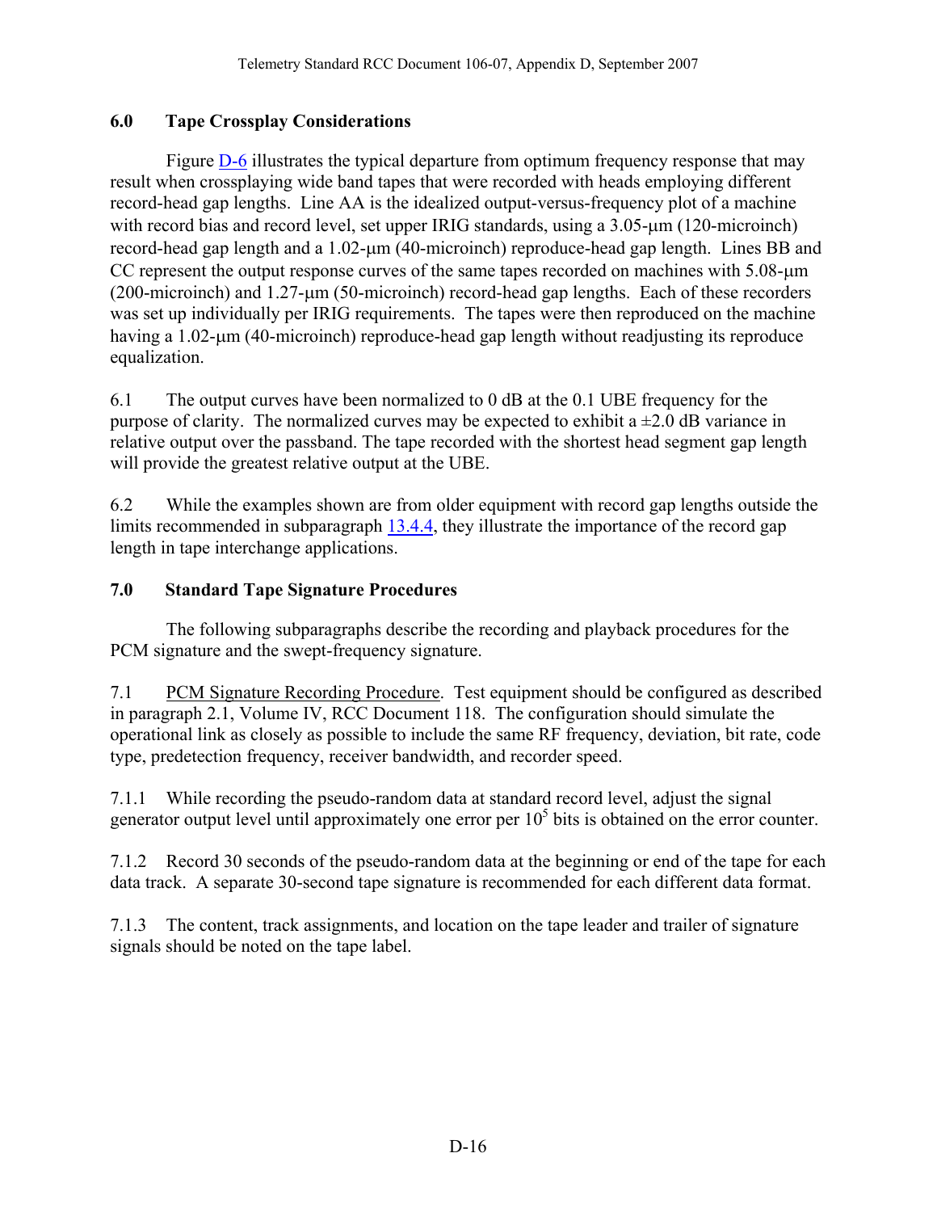## 6.0 Tape Crossplay Considerations

Figure D-6 illustrates the typical departure from optimum frequency response that may result when crossplaying wide band tapes that were recorded with heads employing different record-head gap lengths. Line AA is the idealized output-versus-frequency plot of a machine with record bias and record level, set upper IRIG standards, using a 3.05-μm (120-microinch) record-head gap length and a 1.02-μm (40-microinch) reproduce-head gap length. Lines BB and CC represent the output response curves of the same tapes recorded on machines with 5.08-μm (200-microinch) and 1.27-μm (50-microinch) record-head gap lengths. Each of these recorders was set up individually per IRIG requirements. The tapes were then reproduced on the machine having a 1.02-μm (40-microinch) reproduce-head gap length without readjusting its reproduce equalization.

6.1 The output curves have been normalized to 0 dB at the 0.1 UBE frequency for the purpose of clarity. The normalized curves may be expected to exhibit a ±2.0 dB variance in relative output over the passband. The tape recorded with the shortest head segment gap length will provide the greatest relative output at the UBE.

6.2 While the examples shown are from older equipment with record gap lengths outside the limits recommended in subparagraph 13.4.4, they illustrate the importance of the record gap length in tape interchange applications.

## 7.0 Standard Tape Signature Procedures

The following subparagraphs describe the recording and playback procedures for the PCM signature and the swept-frequency signature.

7.1 PCM Signature Recording Procedure. Test equipment should be configured as described in paragraph 2.1, Volume IV, RCC Document 118. The configuration should simulate the operational link as closely as possible to include the same RF frequency, deviation, bit rate, code type, predetection frequency, receiver bandwidth, and recorder speed.

7.1.1 While recording the pseudo-random data at standard record level, adjust the signal generator output level until approximately one error per $10^5$ bits is obtained on the error counter.

7.1.2 Record 30 seconds of the pseudo-random data at the beginning or end of the tape for each data track. A separate 30-second tape signature is recommended for each different data format.

7.1.3 The content, track assignments, and location on the tape leader and trailer of signature signals should be noted on the tape label.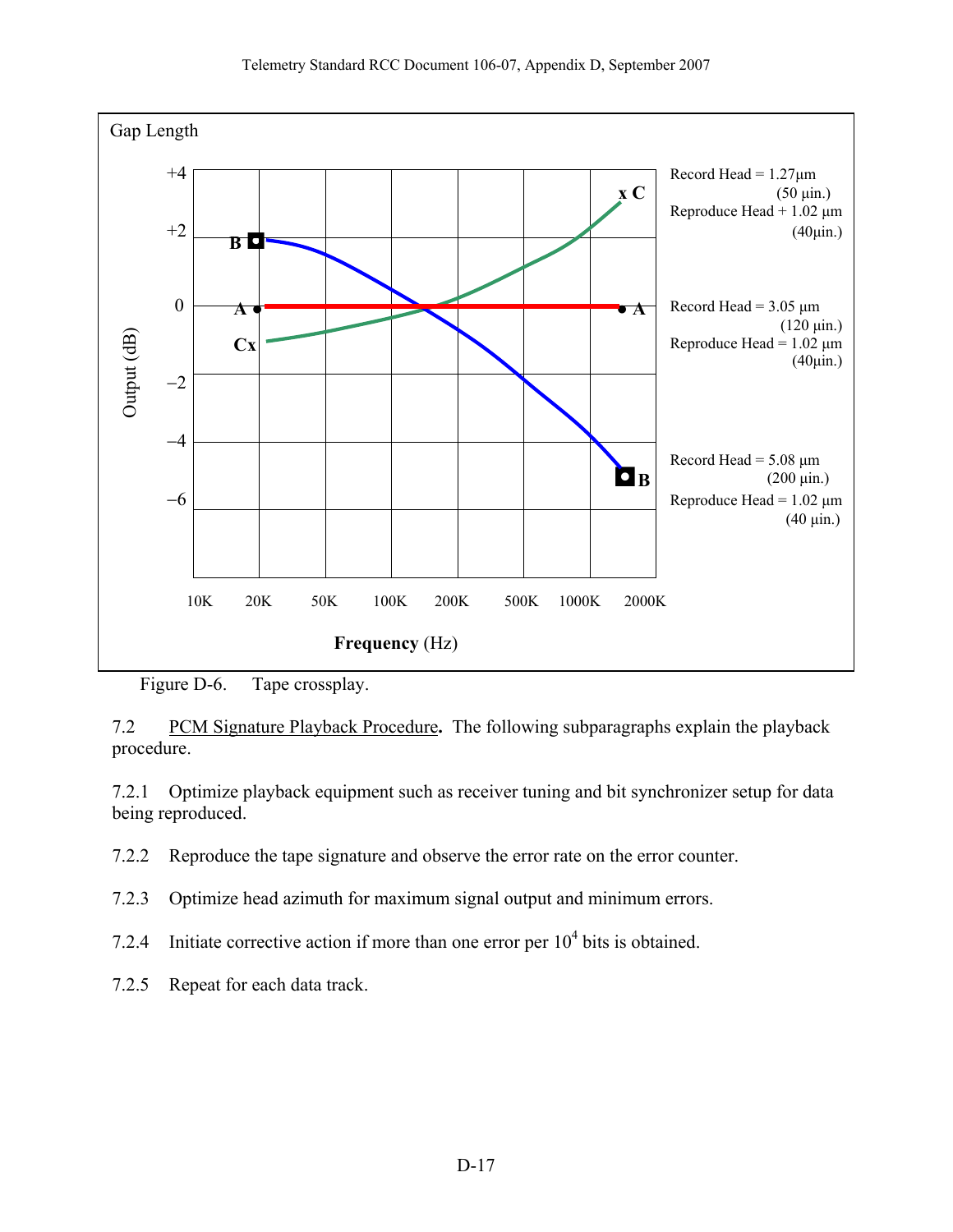Figure D-6. Tape crossplay.

7.2 PCM Signature Playback Procedure. The following subparagraphs explain the playback procedure.

7.2.1 Optimize playback equipment such as receiver tuning and bit synchronizer setup for data being reproduced.

7.2.2 Reproduce the tape signature and observe the error rate on the error counter.

7.2.3 Optimize head azimuth for maximum signal output and minimum errors.

7.2.4 Initiate corrective action if more than one error per $10^4$ bits is obtained.

7.2.5 Repeat for each data track.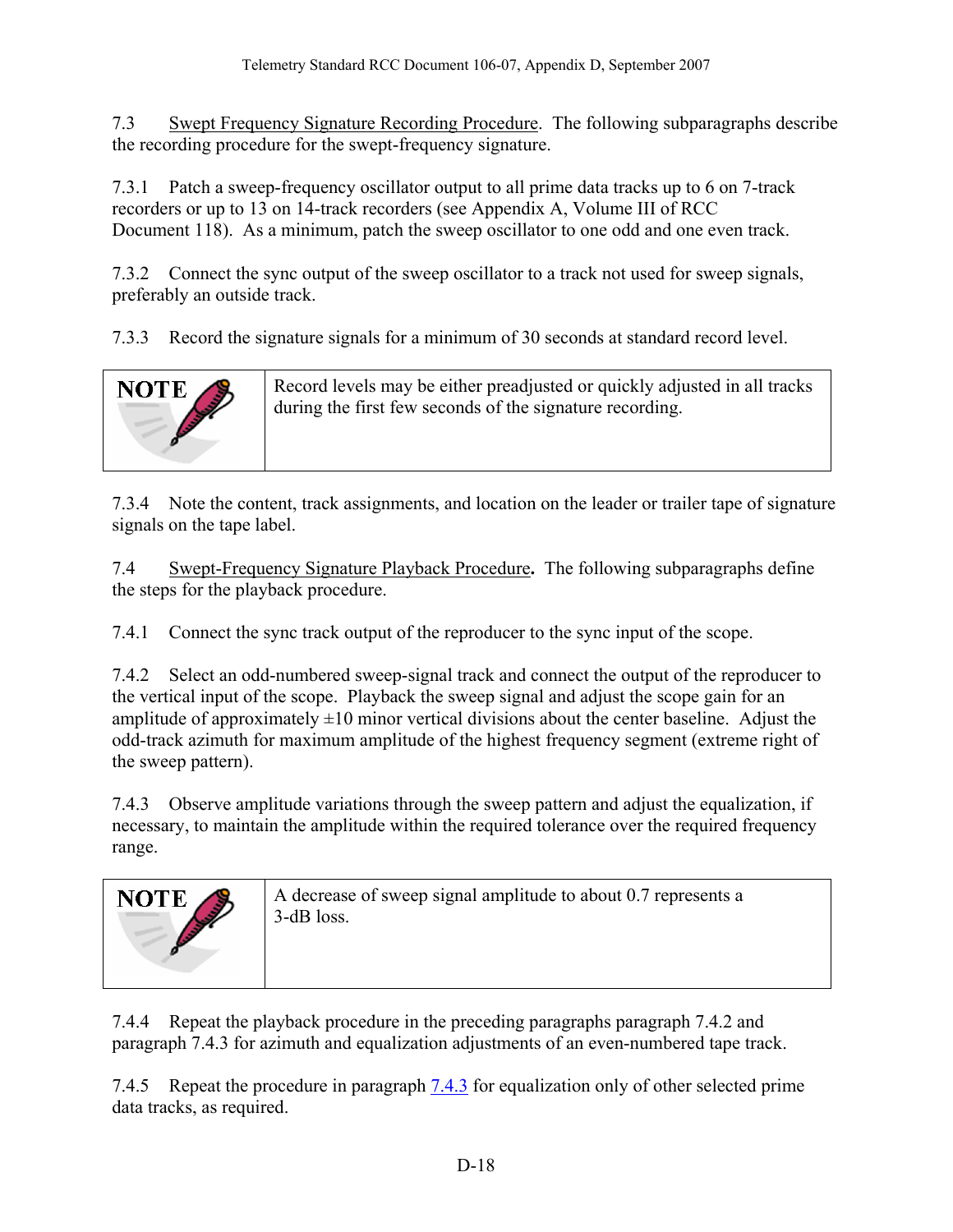7.3 Swept Frequency Signature Recording Procedure. The following subparagraphs describe the recording procedure for the swept-frequency signature.

7.3.1 Patch a sweep-frequency oscillator output to all prime data tracks up to 6 on 7-track recorders or up to 13 on 14-track recorders (see Appendix A, Volume III of RCC Document 118). As a minimum, patch the sweep oscillator to one odd and one even track.

7.3.2 Connect the sync output of the sweep oscillator to a track not used for sweep signals, preferably an outside track.

7.3.3 Record the signature signals for a minimum of 30 seconds at standard record level.

| NOTE | Record levels may be either preadjusted or quickly adjusted in all tracks during the first few seconds of the signature recording. |
| --- | --- |

7.3.4 Note the content, track assignments, and location on the leader or trailer tape of signature signals on the tape label.

7.4 Swept-Frequency Signature Playback Procedure. The following subparagraphs define the steps for the playback procedure.

7.4.1 Connect the sync track output of the reproducer to the sync input of the scope.

7.4.2 Select an odd-numbered sweep-signal track and connect the output of the reproducer to the vertical input of the scope. Playback the sweep signal and adjust the scope gain for an amplitude of approximately ±10 minor vertical divisions about the center baseline. Adjust the odd-track azimuth for maximum amplitude of the highest frequency segment (extreme right of the sweep pattern).

7.4.3 Observe amplitude variations through the sweep pattern and adjust the equalization, if necessary, to maintain the amplitude within the required tolerance over the required frequency range.

| NOTE | A decrease of sweep signal amplitude to about 0.7 represents a 3-dB loss. |
| --- | --- |

7.4.4 Repeat the playback procedure in the preceding paragraphs paragraph 7.4.2 and paragraph 7.4.3 for azimuth and equalization adjustments of an even-numbered tape track.

7.4.5 Repeat the procedure in paragraph 7.4.3 for equalization only of other selected prime data tracks, as required.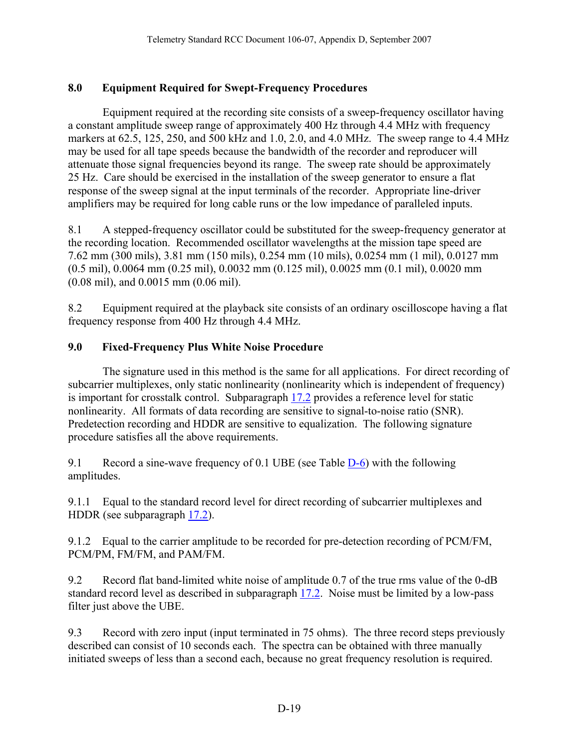## 8.0 Equipment Required for Swept-Frequency Procedures

Equipment required at the recording site consists of a sweep-frequency oscillator having a constant amplitude sweep range of approximately 400 Hz through 4.4 MHz with frequency markers at 62.5, 125, 250, and 500 kHz and 1.0, 2.0, and 4.0 MHz. The sweep range to 4.4 MHz may be used for all tape speeds because the bandwidth of the recorder and reproducer will attenuate those signal frequencies beyond its range. The sweep rate should be approximately 25 Hz. Care should be exercised in the installation of the sweep generator to ensure a flat response of the sweep signal at the input terminals of the recorder. Appropriate line-driver amplifiers may be required for long cable runs or the low impedance of paralleled inputs.

8.1 A stepped-frequency oscillator could be substituted for the sweep-frequency generator at the recording location. Recommended oscillator wavelengths at the mission tape speed are 7.62 mm (300 mils), 3.81 mm (150 mils), 0.254 mm (10 mils), 0.0254 mm (1 mil), 0.0127 mm (0.5 mil), 0.0064 mm (0.25 mil), 0.0032 mm (0.125 mil), 0.0025 mm (0.1 mil), 0.0020 mm (0.08 mil), and 0.0015 mm (0.06 mil).

8.2 Equipment required at the playback site consists of an ordinary oscilloscope having a flat frequency response from 400 Hz through 4.4 MHz.

## 9.0 Fixed-Frequency Plus White Noise Procedure

The signature used in this method is the same for all applications. For direct recording of subcarrier multiplexes, only static nonlinearity (nonlinearity which is independent of frequency) is important for crosstalk control. Subparagraph 17.2 provides a reference level for static nonlinearity. All formats of data recording are sensitive to signal-to-noise ratio (SNR). Predetection recording and HDDR are sensitive to equalization. The following signature procedure satisfies all the above requirements.

9.1 Record a sine-wave frequency of 0.1 UBE (see Table D-6) with the following amplitudes.

9.1.1 Equal to the standard record level for direct recording of subcarrier multiplexes and HDDR (see subparagraph 17.2).

9.1.2 Equal to the carrier amplitude to be recorded for pre-detection recording of PCM/FM, PCM/PM, FM/FM, and PAM/FM.

9.2 Record flat band-limited white noise of amplitude 0.7 of the true rms value of the 0-dB standard record level as described in subparagraph 17.2. Noise must be limited by a low-pass filter just above the UBE.

9.3 Record with zero input (input terminated in 75 ohms). The three record steps previously described can consist of 10 seconds each. The spectra can be obtained with three manually initiated sweeps of less than a second each, because no great frequency resolution is required.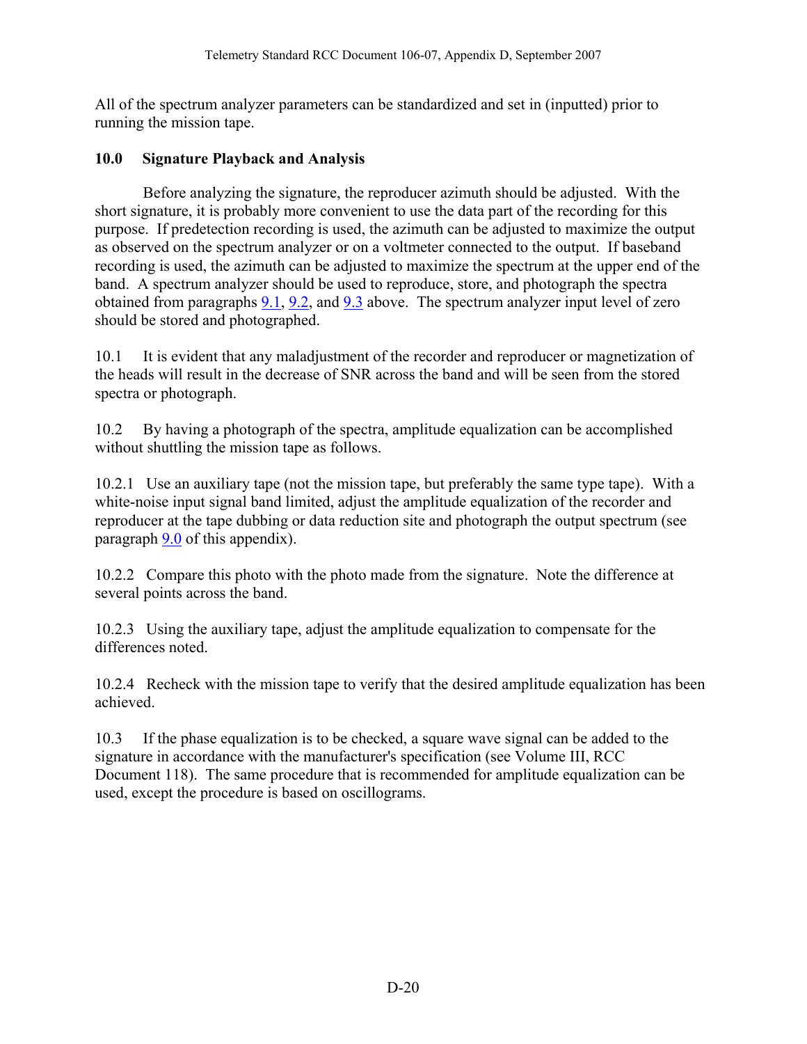All of the spectrum analyzer parameters can be standardized and set in (inputted) prior to running the mission tape.

## 10.0 Signature Playback and Analysis

Before analyzing the signature, the reproducer azimuth should be adjusted. With the short signature, it is probably more convenient to use the data part of the recording for this purpose. If predetection recording is used, the azimuth can be adjusted to maximize the output as observed on the spectrum analyzer or on a voltmeter connected to the output. If baseband recording is used, the azimuth can be adjusted to maximize the spectrum at the upper end of the band. A spectrum analyzer should be used to reproduce, store, and photograph the spectra obtained from paragraphs 9.1, 9.2, and 9.3 above. The spectrum analyzer input level of zero should be stored and photographed.

10.1 It is evident that any maladjustment of the recorder and reproducer or magnetization of the heads will result in the decrease of SNR across the band and will be seen from the stored spectra or photograph.

10.2 By having a photograph of the spectra, amplitude equalization can be accomplished without shuttling the mission tape as follows.

10.2.1 Use an auxiliary tape (not the mission tape, but preferably the same type tape). With a white-noise input signal band limited, adjust the amplitude equalization of the recorder and reproducer at the tape dubbing or data reduction site and photograph the output spectrum (see paragraph 9.0 of this appendix).

10.2.2 Compare this photo with the photo made from the signature. Note the difference at several points across the band.

10.2.3 Using the auxiliary tape, adjust the amplitude equalization to compensate for the differences noted.

10.2.4 Recheck with the mission tape to verify that the desired amplitude equalization has been achieved.

10.3 If the phase equalization is to be checked, a square wave signal can be added to the signature in accordance with the manufacturer's specification (see Volume III, RCC Document 118). The same procedure that is recommended for amplitude equalization can be used, except the procedure is based on oscillograms.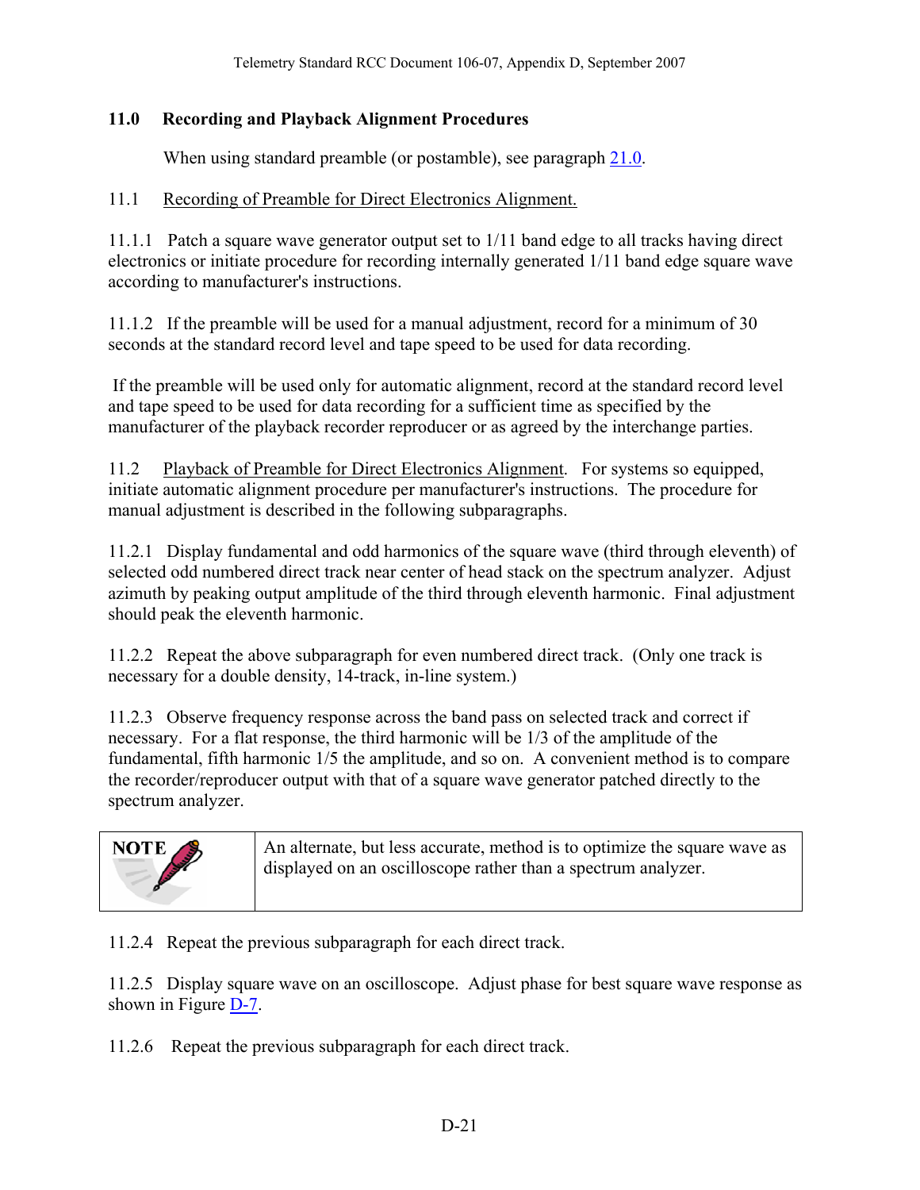## 11.0 Recording and Playback Alignment Procedures

When using standard preamble (or postamble), see paragraph 21.0.

11.1 Recording of Preamble for Direct Electronics Alignment.

11.1.1 Patch a square wave generator output set to 1/11 band edge to all tracks having direct electronics or initiate procedure for recording internally generated 1/11 band edge square wave according to manufacturer's instructions.

11.1.2 If the preamble will be used for a manual adjustment, record for a minimum of 30 seconds at the standard record level and tape speed to be used for data recording.

If the preamble will be used only for automatic alignment, record at the standard record level and tape speed to be used for data recording for a sufficient time as specified by the manufacturer of the playback recorder reproducer or as agreed by the interchange parties.

11.2 Playback of Preamble for Direct Electronics Alignment. For systems so equipped, initiate automatic alignment procedure per manufacturer's instructions. The procedure for manual adjustment is described in the following subparagraphs.

11.2.1 Display fundamental and odd harmonics of the square wave (third through eleventh) of selected odd numbered direct track near center of head stack on the spectrum analyzer. Adjust azimuth by peaking output amplitude of the third through eleventh harmonic. Final adjustment should peak the eleventh harmonic.

11.2.2 Repeat the above subparagraph for even numbered direct track. (Only one track is necessary for a double density, 14-track, in-line system.)

11.2.3 Observe frequency response across the band pass on selected track and correct if necessary. For a flat response, the third harmonic will be 1/3 of the amplitude of the fundamental, fifth harmonic 1/5 the amplitude, and so on. A convenient method is to compare the recorder/reproducer output with that of a square wave generator patched directly to the spectrum analyzer.

| NOTE | An alternate, but less accurate, method is to optimize the square wave as displayed on an oscilloscope rather than a spectrum analyzer. |
|---|---|

11.2.4 Repeat the previous subparagraph for each direct track.

11.2.5 Display square wave on an oscilloscope. Adjust phase for best square wave response as shown in Figure D-7.

11.2.6 Repeat the previous subparagraph for each direct track.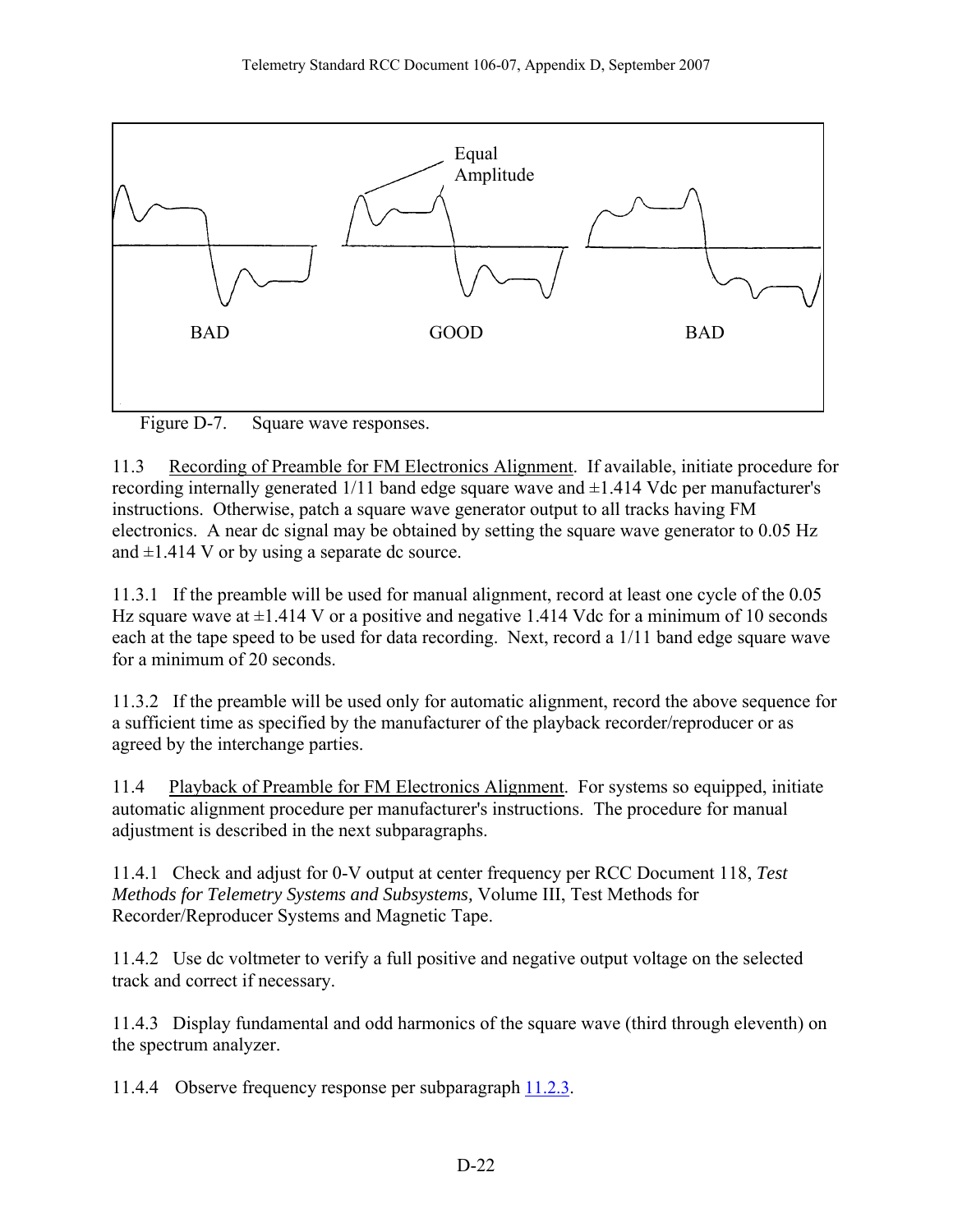Figure D-7. Square wave responses.

11.3 Recording of Preamble for FM Electronics Alignment. If available, initiate procedure for recording internally generated 1/11 band edge square wave and ±1.414 Vdc per manufacturer's instructions. Otherwise, patch a square wave generator output to all tracks having FM electronics. A near dc signal may be obtained by setting the square wave generator to 0.05 Hz and ±1.414 V or by using a separate dc source.

11.3.1 If the preamble will be used for manual alignment, record at least one cycle of the 0.05 Hz square wave at ±1.414 V or a positive and negative 1.414 Vdc for a minimum of 10 seconds each at the tape speed to be used for data recording. Next, record a 1/11 band edge square wave for a minimum of 20 seconds.

11.3.2 If the preamble will be used only for automatic alignment, record the above sequence for a sufficient time as specified by the manufacturer of the playback recorder/reproducer or as agreed by the interchange parties.

11.4 Playback of Preamble for FM Electronics Alignment. For systems so equipped, initiate automatic alignment procedure per manufacturer's instructions. The procedure for manual adjustment is described in the next subparagraphs.

11.4.1 Check and adjust for 0-V output at center frequency per RCC Document 118, *Test Methods for Telemetry Systems and Subsystems,* Volume III, Test Methods for Recorder/Reproducer Systems and Magnetic Tape.

11.4.2 Use dc voltmeter to verify a full positive and negative output voltage on the selected track and correct if necessary.

11.4.3 Display fundamental and odd harmonics of the square wave (third through eleventh) on the spectrum analyzer.

11.4.4 Observe frequency response per subparagraph 11.2.3.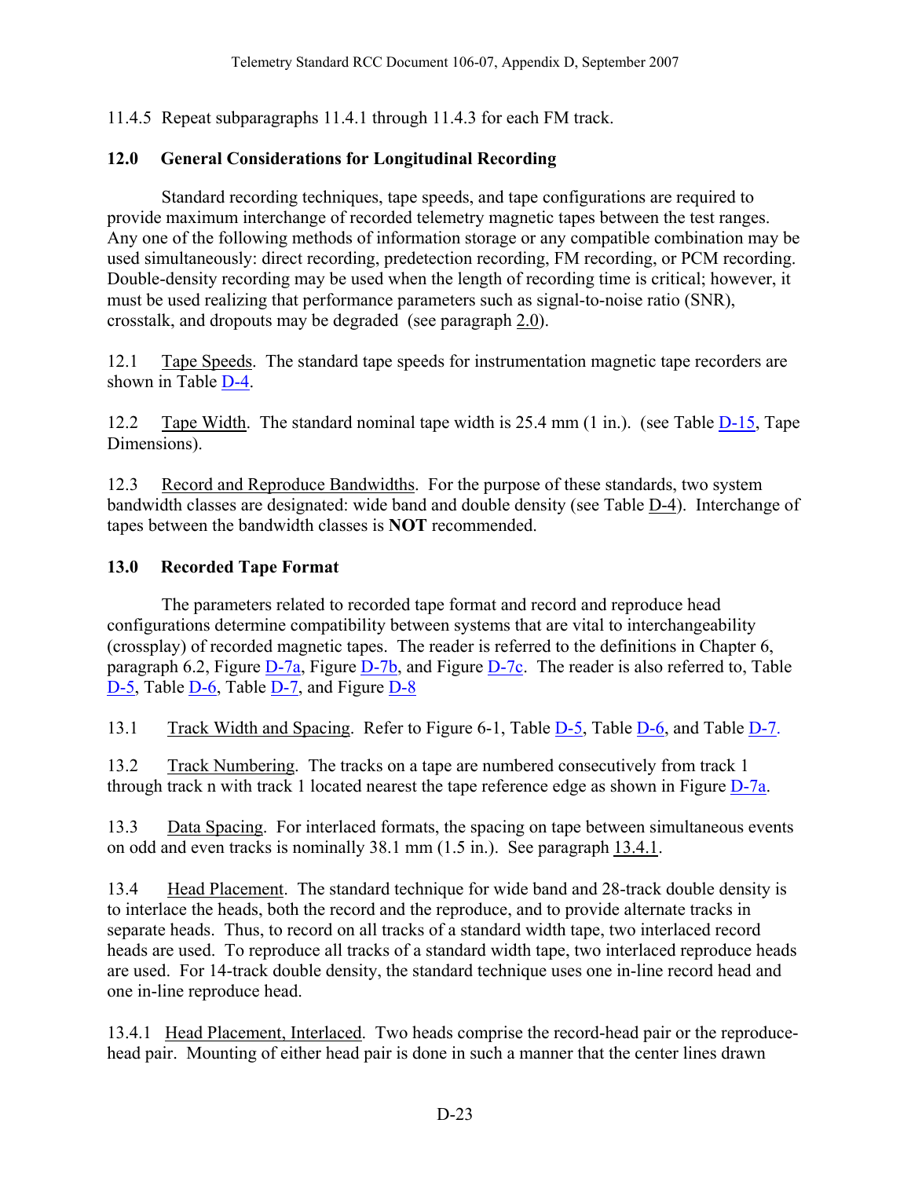11.4.5 Repeat subparagraphs 11.4.1 through 11.4.3 for each FM track.

## 12.0 General Considerations for Longitudinal Recording

Standard recording techniques, tape speeds, and tape configurations are required to provide maximum interchange of recorded telemetry magnetic tapes between the test ranges. Any one of the following methods of information storage or any compatible combination may be used simultaneously: direct recording, predetection recording, FM recording, or PCM recording. Double-density recording may be used when the length of recording time is critical; however, it must be used realizing that performance parameters such as signal-to-noise ratio (SNR), crosstalk, and dropouts may be degraded (see paragraph 2.0).

12.1 Tape Speeds. The standard tape speeds for instrumentation magnetic tape recorders are shown in Table D-4.

12.2 Tape Width. The standard nominal tape width is 25.4 mm (1 in.). (see Table D-15, Tape Dimensions).

12.3 Record and Reproduce Bandwidths. For the purpose of these standards, two system bandwidth classes are designated: wide band and double density (see Table D-4). Interchange of tapes between the bandwidth classes is **NOT** recommended.

## 13.0 Recorded Tape Format

The parameters related to recorded tape format and record and reproduce head configurations determine compatibility between systems that are vital to interchangeability (crossplay) of recorded magnetic tapes. The reader is referred to the definitions in Chapter 6, paragraph 6.2, Figure D-7a, Figure D-7b, and Figure D-7c. The reader is also referred to, Table D-5, Table D-6, Table D-7, and Figure D-8

13.1 Track Width and Spacing. Refer to Figure 6-1, Table D-5, Table D-6, and Table D-7.

13.2 Track Numbering. The tracks on a tape are numbered consecutively from track 1 through track n with track 1 located nearest the tape reference edge as shown in Figure D-7a.

13.3 Data Spacing. For interlaced formats, the spacing on tape between simultaneous events on odd and even tracks is nominally 38.1 mm (1.5 in.). See paragraph 13.4.1.

13.4 Head Placement. The standard technique for wide band and 28-track double density is to interlace the heads, both the record and the reproduce, and to provide alternate tracks in separate heads. Thus, to record on all tracks of a standard width tape, two interlaced record heads are used. To reproduce all tracks of a standard width tape, two interlaced reproduce heads are used. For 14-track double density, the standard technique uses one in-line record head and one in-line reproduce head.

13.4.1 Head Placement, Interlaced. Two heads comprise the record-head pair or the reproduce-head pair. Mounting of either head pair is done in such a manner that the center lines drawn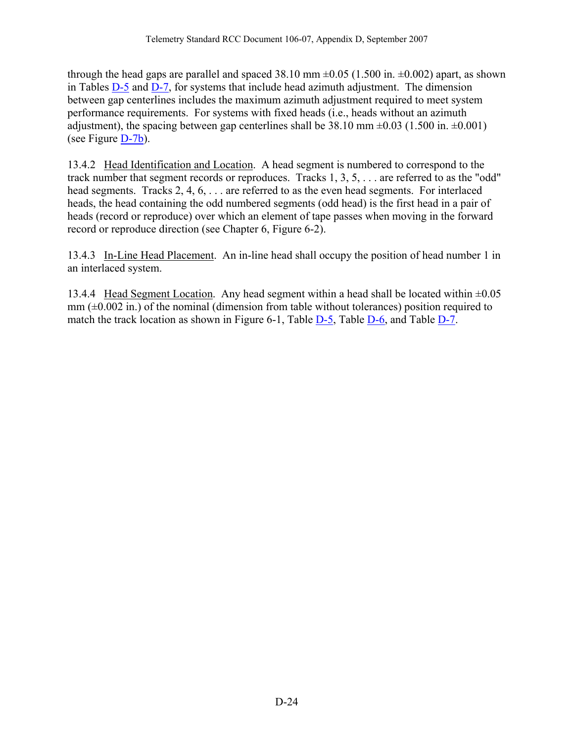through the head gaps are parallel and spaced 38.10 mm ±0.05 (1.500 in. ±0.002) apart, as shown in Tables D-5 and D-7, for systems that include head azimuth adjustment. The dimension between gap centerlines includes the maximum azimuth adjustment required to meet system performance requirements. For systems with fixed heads (i.e., heads without an azimuth adjustment), the spacing between gap centerlines shall be 38.10 mm ±0.03 (1.500 in. ±0.001) (see Figure D-7b).

13.4.2 <u>Head Identification and Location</u>. A head segment is numbered to correspond to the track number that segment records or reproduces. Tracks 1, 3, 5, . . . are referred to as the "odd" head segments. Tracks 2, 4, 6, . . . are referred to as the even head segments. For interlaced heads, the head containing the odd numbered segments (odd head) is the first head in a pair of heads (record or reproduce) over which an element of tape passes when moving in the forward record or reproduce direction (see Chapter 6, Figure 6-2).

13.4.3 <u>In-Line Head Placement</u>. An in-line head shall occupy the position of head number 1 in an interlaced system.

13.4.4 <u>Head Segment Location</u>. Any head segment within a head shall be located within ±0.05 mm (±0.002 in.) of the nominal (dimension from table without tolerances) position required to match the track location as shown in Figure 6-1, Table D-5, Table D-6, and Table D-7.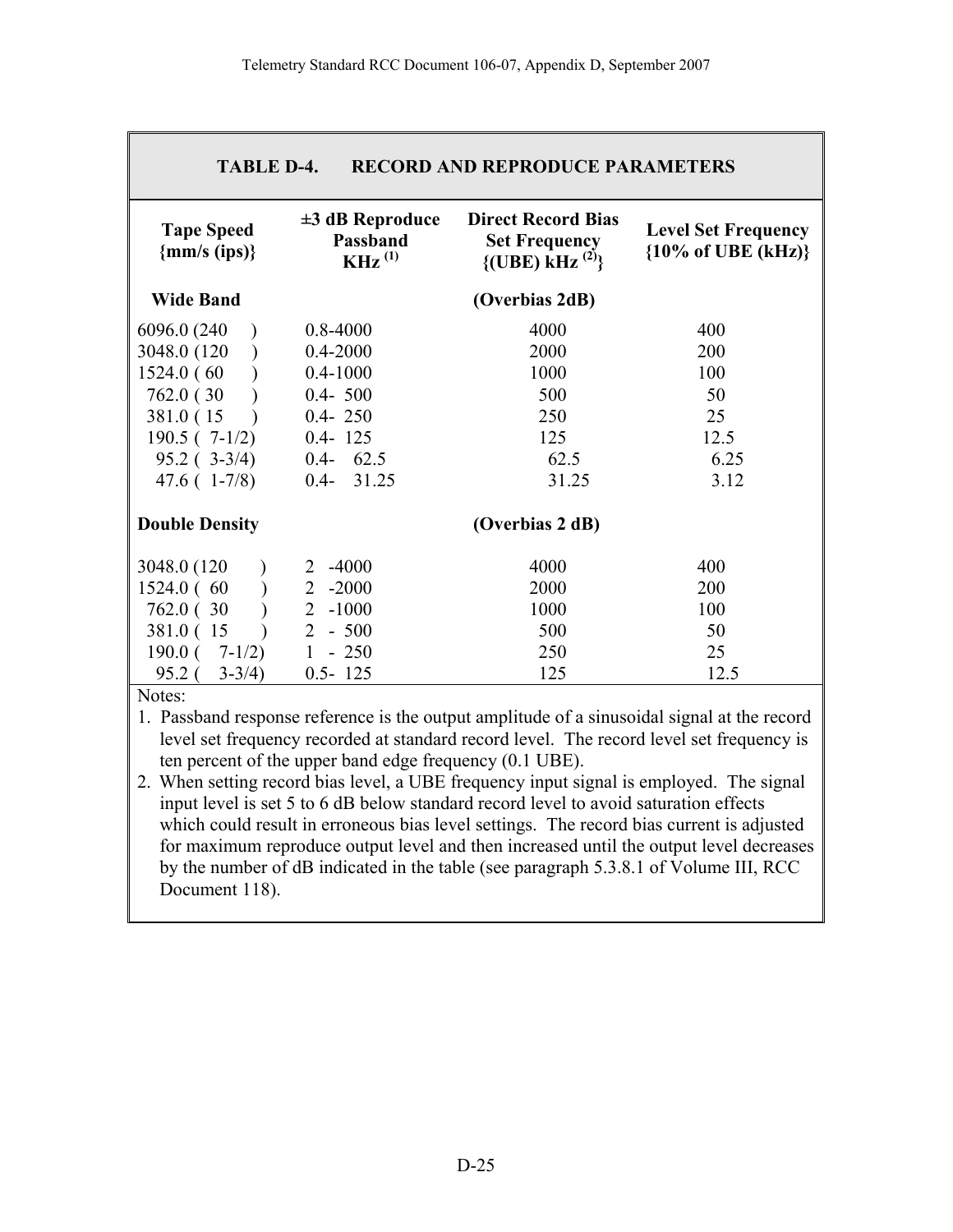**TABLE D-4. RECORD AND REPRODUCE PARAMETERS**

| Tape Speed {mm/s (ips)} | ±3 dB Reproduce Passband KHz [(1)] | Direct Record Bias Set Frequency {(UBE) kHz [(2)]} | Level Set Frequency {10% of UBE (kHz)} |
|---|---|---|---|
| **Wide Band** | | **(Overbias 2dB)** | |
| 6096.0 (240 ) | 0.8-4000 | 4000 | 400 |
| 3048.0 (120 ) | 0.4-2000 | 2000 | 200 |
| 1524.0 ( 60 ) | 0.4-1000 | 1000 | 100 |
| 762.0 ( 30 ) | 0.4- 500 | 500 | 50 |
| 381.0 ( 15 ) | 0.4- 250 | 250 | 25 |
| 190.5 ( 7-1/2) | 0.4- 125 | 125 | 12.5 |
| 95.2 ( 3-3/4) | 0.4- 62.5 | 62.5 | 6.25 |
| 47.6 ( 1-7/8) | 0.4- 31.25 | 31.25 | 3.12 |
| **Double Density** | | **(Overbias 2 dB)** | |
| 3048.0 (120 ) | 2 -4000 | 4000 | 400 |
| 1524.0 ( 60 ) | 2 -2000 | 2000 | 200 |
| 762.0 ( 30 ) | 2 -1000 | 1000 | 100 |
| 381.0 ( 15 ) | 2 - 500 | 500 | 50 |
| 190.0 ( 7-1/2) | 1 - 250 | 250 | 25 |
| 95.2 ( 3-3/4) | 0.5- 125 | 125 | 12.5 |

Notes:

1. Passband response reference is the output amplitude of a sinusoidal signal at the record level set frequency recorded at standard record level. The record level set frequency is ten percent of the upper band edge frequency (0.1 UBE).
2. When setting record bias level, a UBE frequency input signal is employed. The signal input level is set 5 to 6 dB below standard record level to avoid saturation effects which could result in erroneous bias level settings. The record bias current is adjusted for maximum reproduce output level and then increased until the output level decreases by the number of dB indicated in the table (see paragraph 5.3.8.1 of Volume III, RCC Document 118).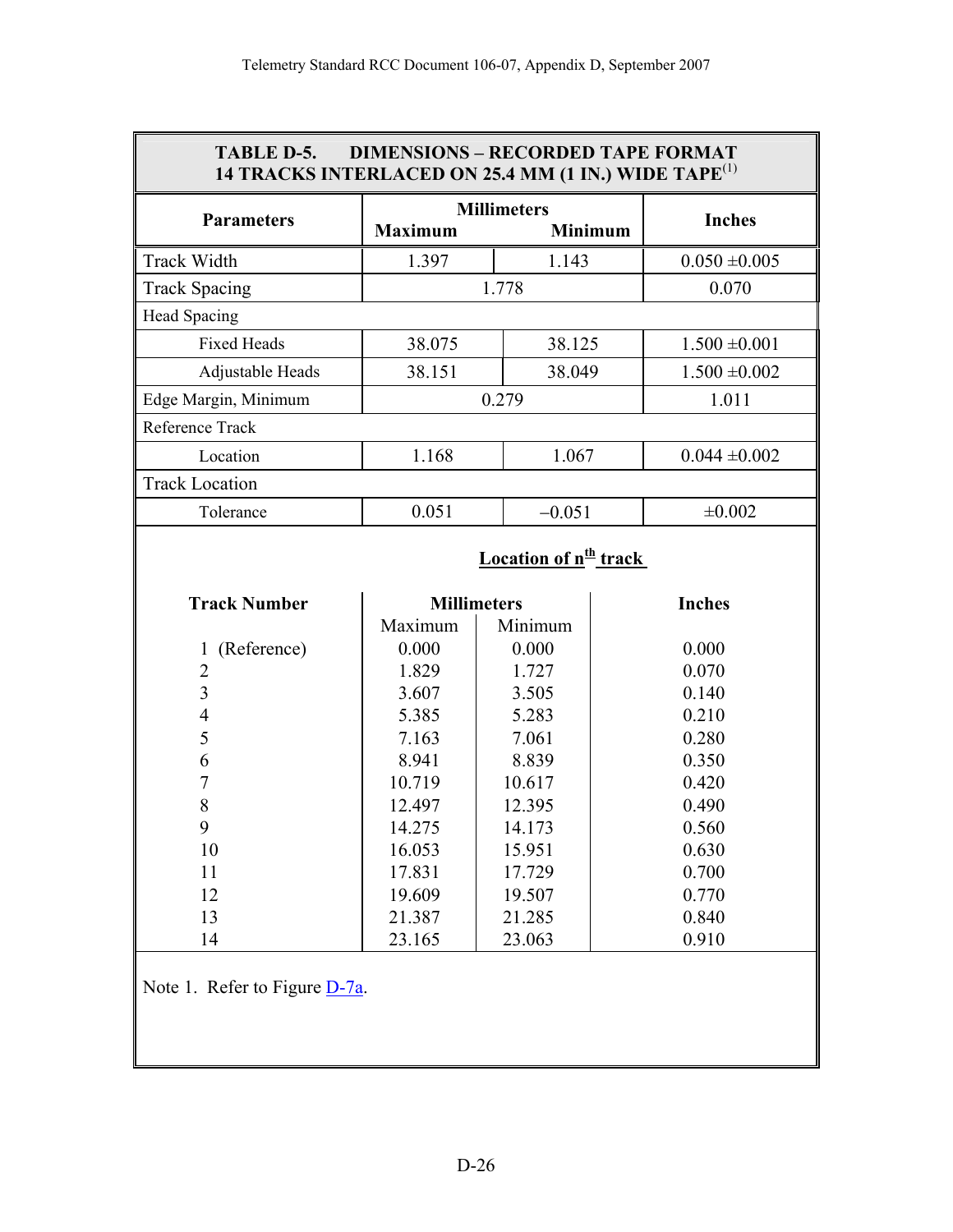| TABLE D-5. DIMENSIONS – RECORDED TAPE FORMAT 14 TRACKS INTERLACED ON 25.4 MM (1 IN.) WIDE TAPE[(1)] | | | |
|---|---|---|---|
| **Parameters** | **Millimeters Maximum** | **Millimeters Minimum** | **Inches** |
| Track Width | 1.397 | 1.143 | 0.050 ±0.005 |
| Track Spacing | 1.778 | | 0.070 |
| Head Spacing | | | |
| Fixed Heads | 38.075 | 38.125 | 1.500 ±0.001 |
| Adjustable Heads | 38.151 | 38.049 | 1.500 ±0.002 |
| Edge Margin, Minimum | 0.279 | | 1.011 |
| Reference Track | | | |
| Location | 1.168 | 1.067 | 0.044 ±0.002 |
| Track Location | | | |
| Tolerance | 0.051 | –0.051 | ±0.002 |

**Location of n[th] track**

| Track Number | Millimeters Maximum | Millimeters Minimum | Inches |
|---|---|---|---|
| 1 (Reference) | 0.000 | 0.000 | 0.000 |
| 2 | 1.829 | 1.727 | 0.070 |
| 3 | 3.607 | 3.505 | 0.140 |
| 4 | 5.385 | 5.283 | 0.210 |
| 5 | 7.163 | 7.061 | 0.280 |
| 6 | 8.941 | 8.839 | 0.350 |
| 7 | 10.719 | 10.617 | 0.420 |
| 8 | 12.497 | 12.395 | 0.490 |
| 9 | 14.275 | 14.173 | 0.560 |
| 10 | 16.053 | 15.951 | 0.630 |
| 11 | 17.831 | 17.729 | 0.700 |
| 12 | 19.609 | 19.507 | 0.770 |
| 13 | 21.387 | 21.285 | 0.840 |
| 14 | 23.165 | 23.063 | 0.910 |

Note 1. Refer to Figure D-7a.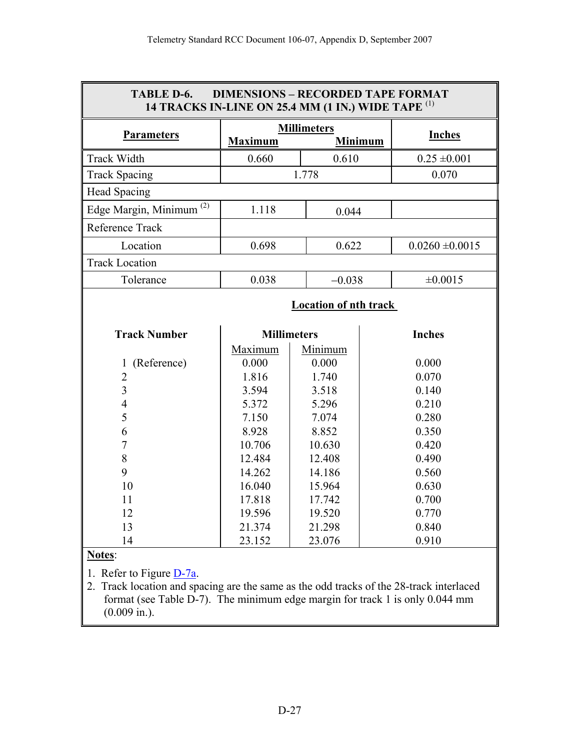**TABLE D-6. DIMENSIONS – RECORDED TAPE FORMAT 14 TRACKS IN-LINE ON 25.4 MM (1 IN.) WIDE TAPE** [(1)]

| Parameters | Millimeters Maximum | Millimeters Minimum | Inches |
|---|---|---|---|
| Track Width | 0.660 | 0.610 | 0.25 ±0.001 |
| Track Spacing | 1.778 | | 0.070 |
| Head Spacing | | | |
| Edge Margin, Minimum [(2)] | 1.118 | 0.044 | |
| Reference Track | | | |
| Location | 0.698 | 0.622 | 0.0260 ±0.0015 |
| Track Location | | | |
| Tolerance | 0.038 | –0.038 | ±0.0015 |

**Location of nth track**

| Track Number | Millimeters Maximum | Millimeters Minimum | Inches |
|---|---|---|---|
| 1 (Reference) | 0.000 | 0.000 | 0.000 |
| 2 | 1.816 | 1.740 | 0.070 |
| 3 | 3.594 | 3.518 | 0.140 |
| 4 | 5.372 | 5.296 | 0.210 |
| 5 | 7.150 | 7.074 | 0.280 |
| 6 | 8.928 | 8.852 | 0.350 |
| 7 | 10.706 | 10.630 | 0.420 |
| 8 | 12.484 | 12.408 | 0.490 |
| 9 | 14.262 | 14.186 | 0.560 |
| 10 | 16.040 | 15.964 | 0.630 |
| 11 | 17.818 | 17.742 | 0.700 |
| 12 | 19.596 | 19.520 | 0.770 |
| 13 | 21.374 | 21.298 | 0.840 |
| 14 | 23.152 | 23.076 | 0.910 |

**Notes**:

1. Refer to Figure D-7a.
2. Track location and spacing are the same as the odd tracks of the 28-track interlaced format (see Table D-7). The minimum edge margin for track 1 is only 0.044 mm (0.009 in.).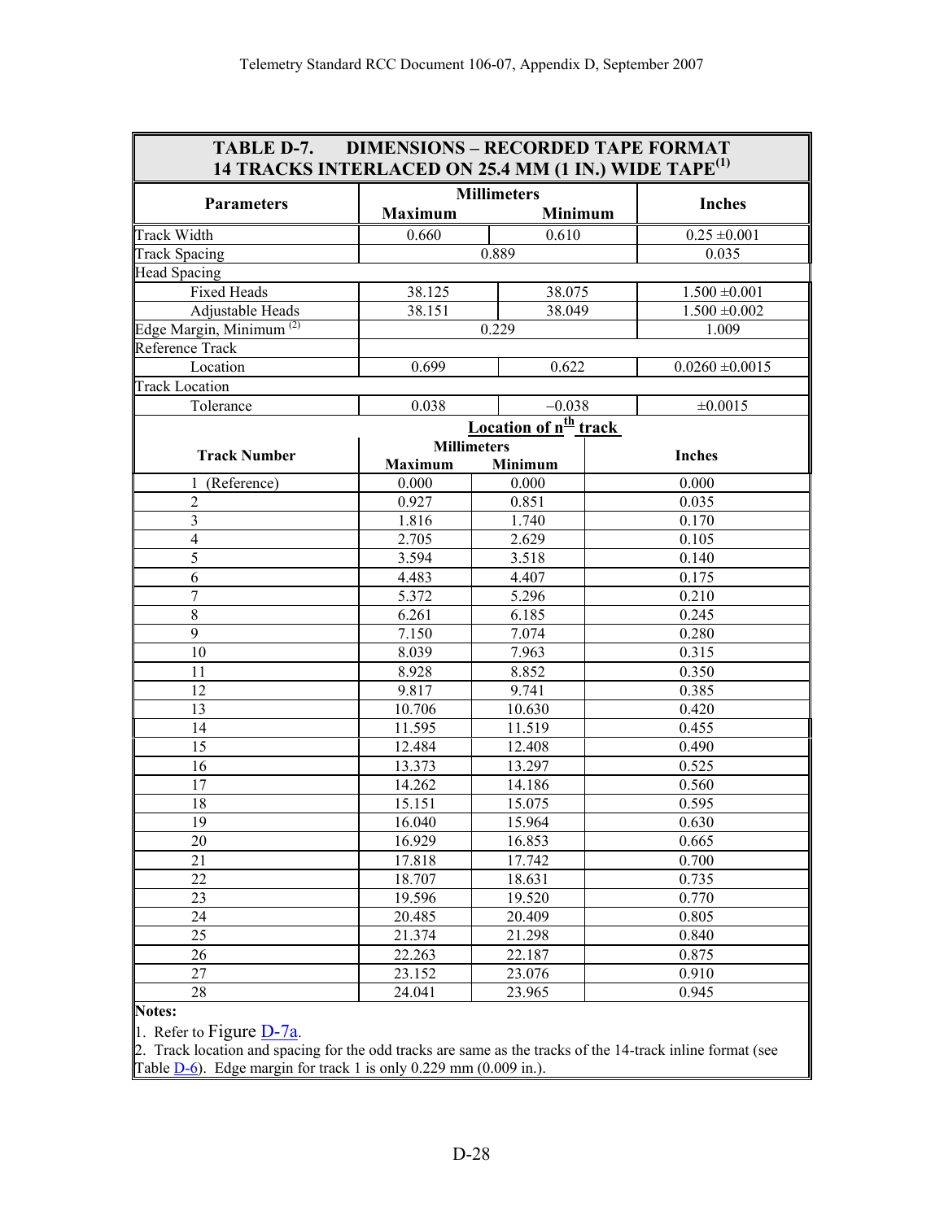| TABLE D-7. DIMENSIONS – RECORDED TAPE FORMAT 14 TRACKS INTERLACED ON 25.4 MM (1 IN.) WIDE TAPE[(1)] | | | |
|---|---|---|---|
| **Parameters** | **Millimeters** | | **Inches** |
| | **Maximum** | **Minimum** | |
| Track Width | 0.660 | 0.610 | 0.25 ±0.001 |
| Track Spacing | 0.889 | | 0.035 |
| Head Spacing | | | |
| Fixed Heads | 38.125 | 38.075 | 1.500 ±0.001 |
| Adjustable Heads | 38.151 | 38.049 | 1.500 ±0.002 |
| Edge Margin, Minimum [(2)] | 0.229 | | 1.009 |
| Reference Track | | | |
| Location | 0.699 | 0.622 | 0.0260 ±0.0015 |
| Track Location | | | |
| Tolerance | 0.038 | –0.038 | ±0.0015 |
| | **Location of n[th] track** | | |
| **Track Number** | **Millimeters** | | **Inches** |
| | **Maximum** | **Minimum** | |
| 1 (Reference) | 0.000 | 0.000 | 0.000 |
| 2 | 0.927 | 0.851 | 0.035 |
| 3 | 1.816 | 1.740 | 0.170 |
| 4 | 2.705 | 2.629 | 0.105 |
| 5 | 3.594 | 3.518 | 0.140 |
| 6 | 4.483 | 4.407 | 0.175 |
| 7 | 5.372 | 5.296 | 0.210 |
| 8 | 6.261 | 6.185 | 0.245 |
| 9 | 7.150 | 7.074 | 0.280 |
| 10 | 8.039 | 7.963 | 0.315 |
| 11 | 8.928 | 8.852 | 0.350 |
| 12 | 9.817 | 9.741 | 0.385 |
| 13 | 10.706 | 10.630 | 0.420 |
| 14 | 11.595 | 11.519 | 0.455 |
| 15 | 12.484 | 12.408 | 0.490 |
| 16 | 13.373 | 13.297 | 0.525 |
| 17 | 14.262 | 14.186 | 0.560 |
| 18 | 15.151 | 15.075 | 0.595 |
| 19 | 16.040 | 15.964 | 0.630 |
| 20 | 16.929 | 16.853 | 0.665 |
| 21 | 17.818 | 17.742 | 0.700 |
| 22 | 18.707 | 18.631 | 0.735 |
| 23 | 19.596 | 19.520 | 0.770 |
| 24 | 20.485 | 20.409 | 0.805 |
| 25 | 21.374 | 21.298 | 0.840 |
| 26 | 22.263 | 22.187 | 0.875 |
| 27 | 23.152 | 23.076 | 0.910 |
| 28 | 24.041 | 23.965 | 0.945 |

**Notes:**

1. Refer to Figure D-7a.
2. Track location and spacing for the odd tracks are same as the tracks of the 14-track inline format (see Table D-6). Edge margin for track 1 is only 0.229 mm (0.009 in.).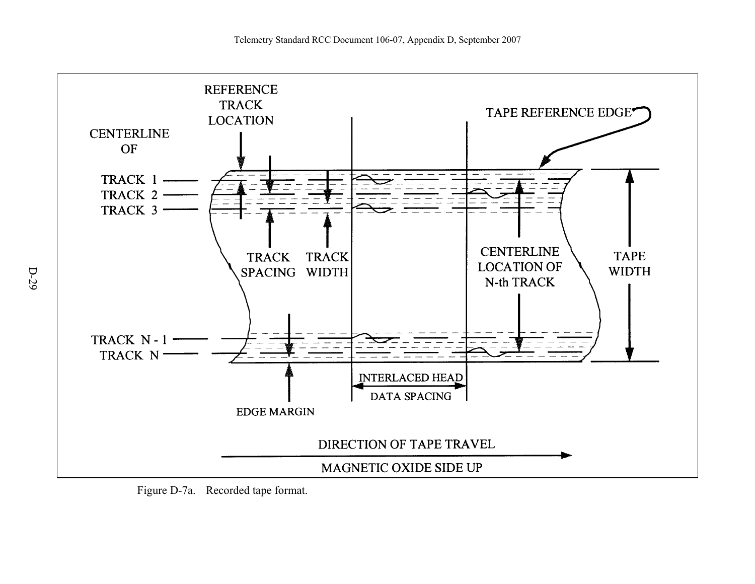REFERENCE TRACK LOCATION

CENTERLINE OF

TRACK 1

TRACK 2

TRACK 3

TAPE REFERENCE EDGE

TRACK SPACING

TRACK WIDTH

CENTERLINE LOCATION OF N-th TRACK

TAPE WIDTH

TRACK N - 1

TRACK N

EDGE MARGIN

INTERLACED HEAD DATA SPACING

DIRECTION OF TAPE TRAVEL

MAGNETIC OXIDE SIDE UP

Figure D-7a. Recorded tape format.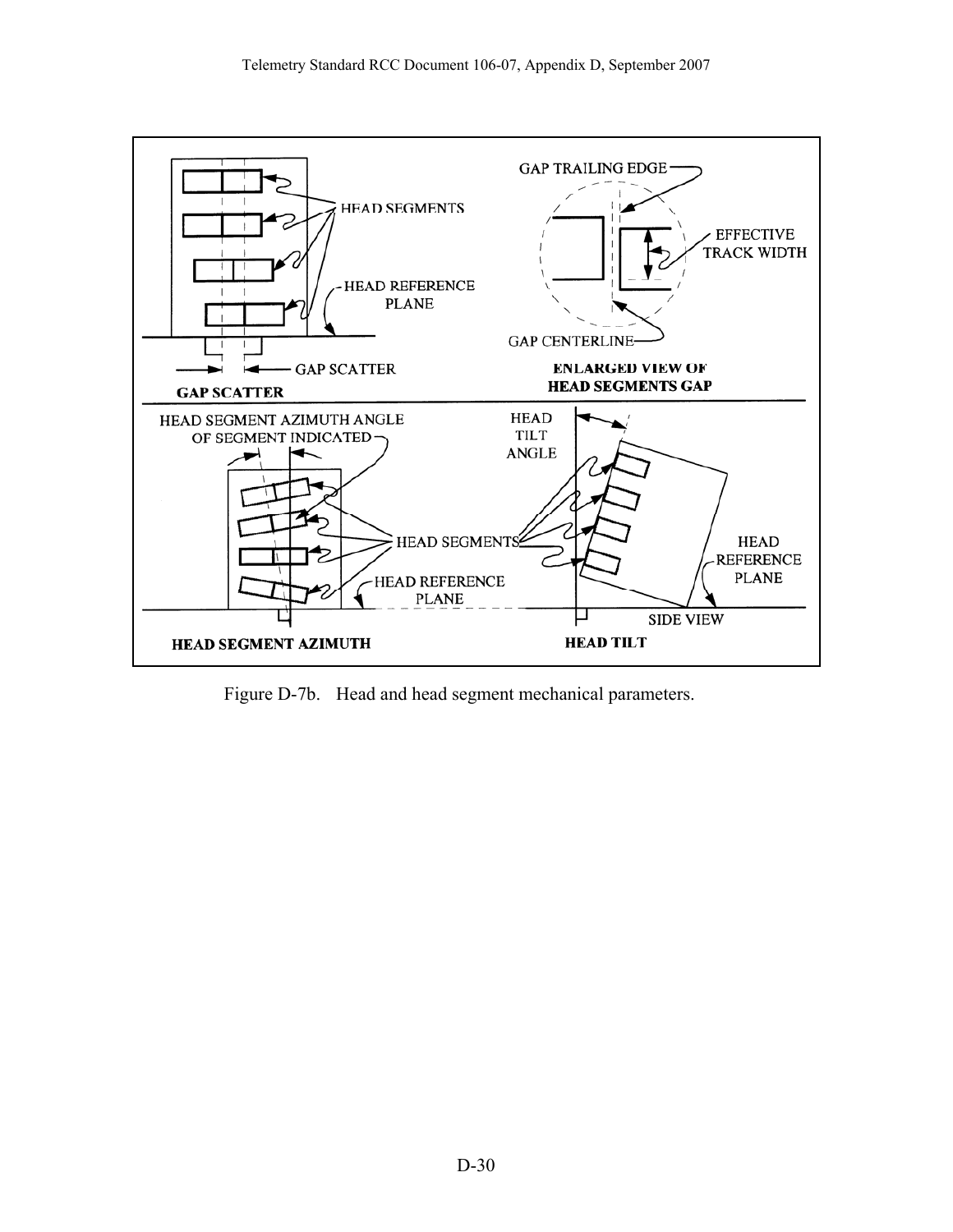Figure D-7b. Head and head segment mechanical parameters.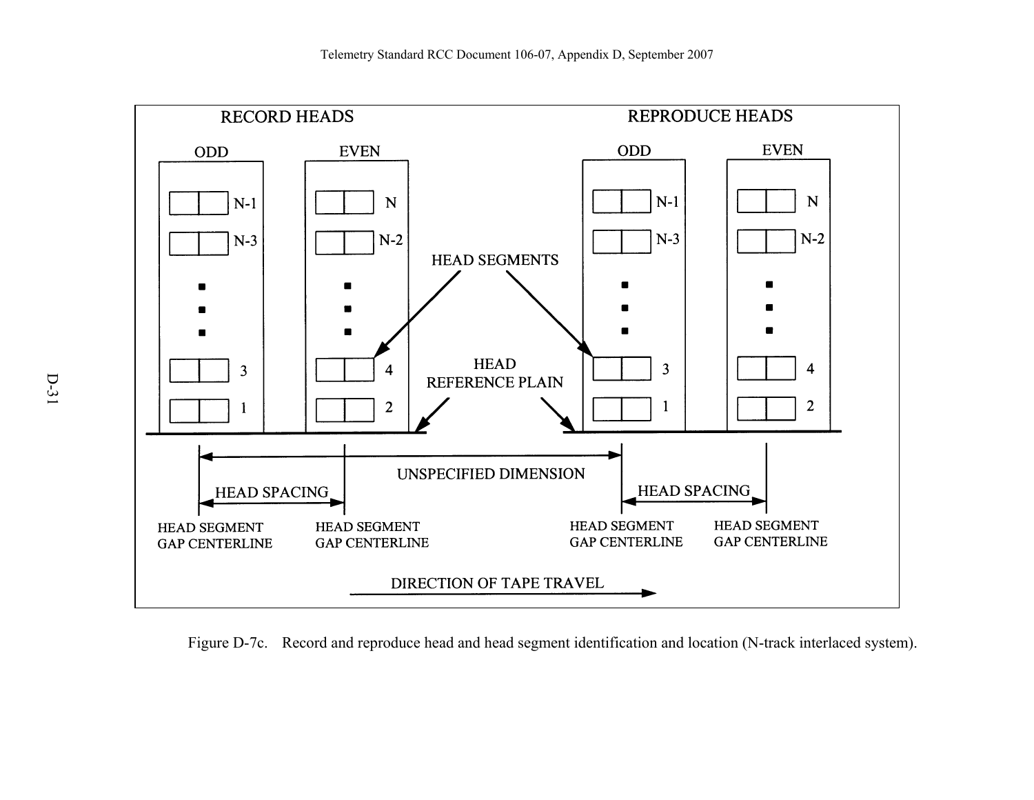Figure D-7c. Record and reproduce head and head segment identification and location (N-track interlaced system).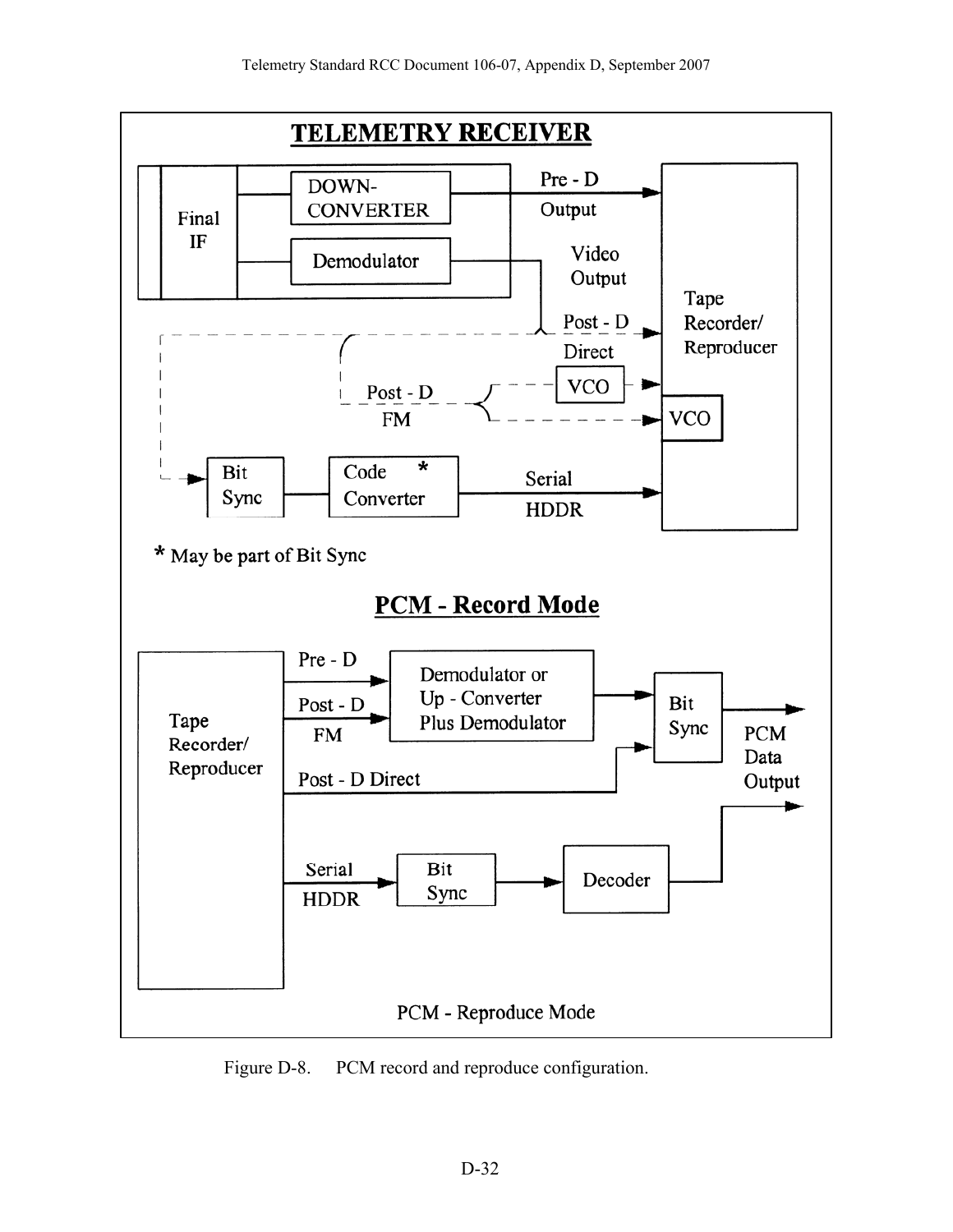**TELEMETRY RECEIVER**

Final IF

DOWN-CONVERTER

Demodulator

Pre - D Output

Video Output

Post - D Direct

Post - D FM

VCO

VCO

Tape Recorder/ Reproducer

Bit Sync

Code Converter *

Serial HDDR

\* May be part of Bit Sync

**PCM - Record Mode**

Tape Recorder/ Reproducer

Pre - D

Post - D FM

Demodulator or Up - Converter Plus Demodulator

Post - D Direct

Bit Sync

PCM Data Output

Serial HDDR

Bit Sync

Decoder

PCM - Reproduce Mode

Figure D-8. PCM record and reproduce configuration.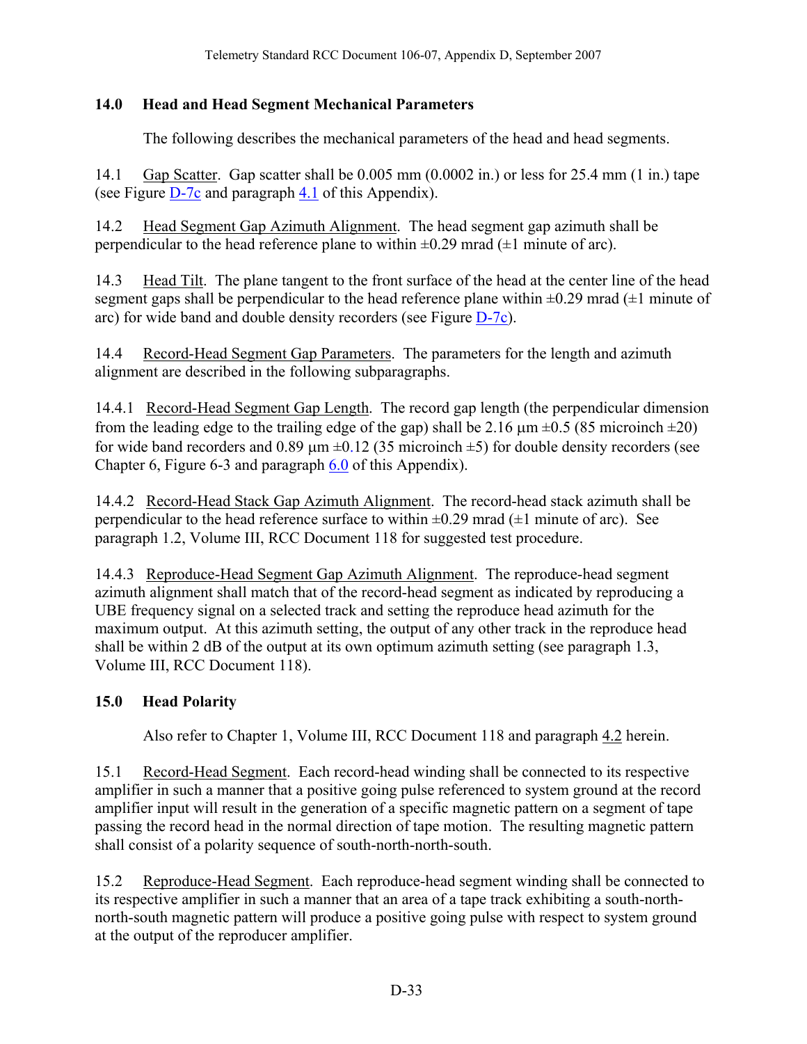## 14.0 Head and Head Segment Mechanical Parameters

The following describes the mechanical parameters of the head and head segments.

14.1 Gap Scatter. Gap scatter shall be 0.005 mm (0.0002 in.) or less for 25.4 mm (1 in.) tape (see Figure D-7c and paragraph 4.1 of this Appendix).

14.2 Head Segment Gap Azimuth Alignment. The head segment gap azimuth shall be perpendicular to the head reference plane to within ±0.29 mrad (±1 minute of arc).

14.3 Head Tilt. The plane tangent to the front surface of the head at the center line of the head segment gaps shall be perpendicular to the head reference plane within ±0.29 mrad (±1 minute of arc) for wide band and double density recorders (see Figure D-7c).

14.4 Record-Head Segment Gap Parameters. The parameters for the length and azimuth alignment are described in the following subparagraphs.

14.4.1 Record-Head Segment Gap Length. The record gap length (the perpendicular dimension from the leading edge to the trailing edge of the gap) shall be 2.16 μm ±0.5 (85 microinch ±20) for wide band recorders and 0.89 μm ±0.12 (35 microinch ±5) for double density recorders (see Chapter 6, Figure 6-3 and paragraph 6.0 of this Appendix).

14.4.2 Record-Head Stack Gap Azimuth Alignment. The record-head stack azimuth shall be perpendicular to the head reference surface to within ±0.29 mrad (±1 minute of arc). See paragraph 1.2, Volume III, RCC Document 118 for suggested test procedure.

14.4.3 Reproduce-Head Segment Gap Azimuth Alignment. The reproduce-head segment azimuth alignment shall match that of the record-head segment as indicated by reproducing a UBE frequency signal on a selected track and setting the reproduce head azimuth for the maximum output. At this azimuth setting, the output of any other track in the reproduce head shall be within 2 dB of the output at its own optimum azimuth setting (see paragraph 1.3, Volume III, RCC Document 118).

## 15.0 Head Polarity

Also refer to Chapter 1, Volume III, RCC Document 118 and paragraph 4.2 herein.

15.1 Record-Head Segment. Each record-head winding shall be connected to its respective amplifier in such a manner that a positive going pulse referenced to system ground at the record amplifier input will result in the generation of a specific magnetic pattern on a segment of tape passing the record head in the normal direction of tape motion. The resulting magnetic pattern shall consist of a polarity sequence of south-north-north-south.

15.2 Reproduce-Head Segment. Each reproduce-head segment winding shall be connected to its respective amplifier in such a manner that an area of a tape track exhibiting a south-north-north-south magnetic pattern will produce a positive going pulse with respect to system ground at the output of the reproducer amplifier.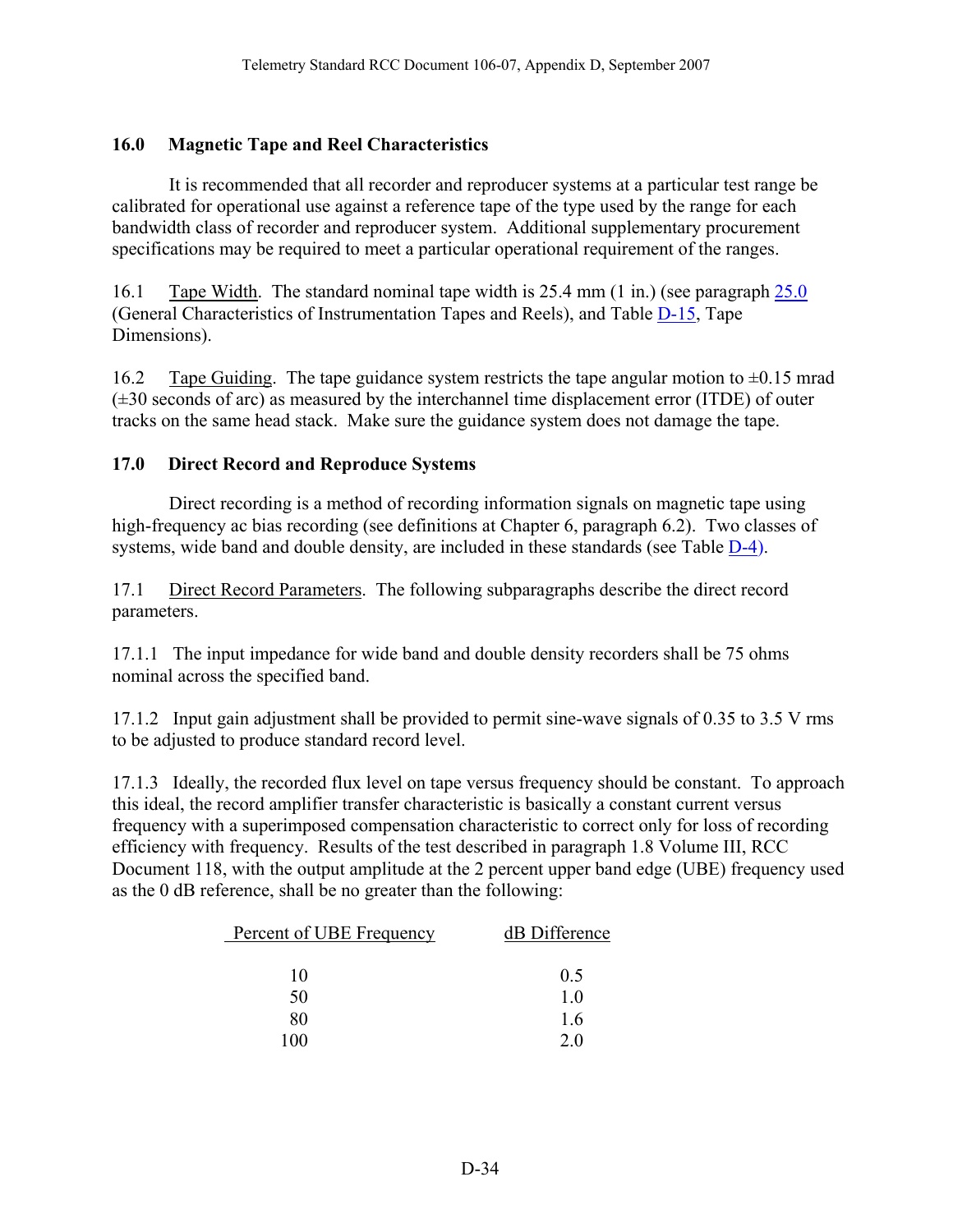## 16.0 Magnetic Tape and Reel Characteristics

It is recommended that all recorder and reproducer systems at a particular test range be calibrated for operational use against a reference tape of the type used by the range for each bandwidth class of recorder and reproducer system. Additional supplementary procurement specifications may be required to meet a particular operational requirement of the ranges.

16.1 Tape Width. The standard nominal tape width is 25.4 mm (1 in.) (see paragraph 25.0 (General Characteristics of Instrumentation Tapes and Reels), and Table D-15, Tape Dimensions).

16.2 Tape Guiding. The tape guidance system restricts the tape angular motion to ±0.15 mrad (±30 seconds of arc) as measured by the interchannel time displacement error (ITDE) of outer tracks on the same head stack. Make sure the guidance system does not damage the tape.

## 17.0 Direct Record and Reproduce Systems

Direct recording is a method of recording information signals on magnetic tape using high-frequency ac bias recording (see definitions at Chapter 6, paragraph 6.2). Two classes of systems, wide band and double density, are included in these standards (see Table D-4).

17.1 Direct Record Parameters. The following subparagraphs describe the direct record parameters.

17.1.1 The input impedance for wide band and double density recorders shall be 75 ohms nominal across the specified band.

17.1.2 Input gain adjustment shall be provided to permit sine-wave signals of 0.35 to 3.5 V rms to be adjusted to produce standard record level.

17.1.3 Ideally, the recorded flux level on tape versus frequency should be constant. To approach this ideal, the record amplifier transfer characteristic is basically a constant current versus frequency with a superimposed compensation characteristic to correct only for loss of recording efficiency with frequency. Results of the test described in paragraph 1.8 Volume III, RCC Document 118, with the output amplitude at the 2 percent upper band edge (UBE) frequency used as the 0 dB reference, shall be no greater than the following:

| Percent of UBE Frequency | dB Difference |
|---|---|
| 10 | 0.5 |
| 50 | 1.0 |
| 80 | 1.6 |
| 100 | 2.0 |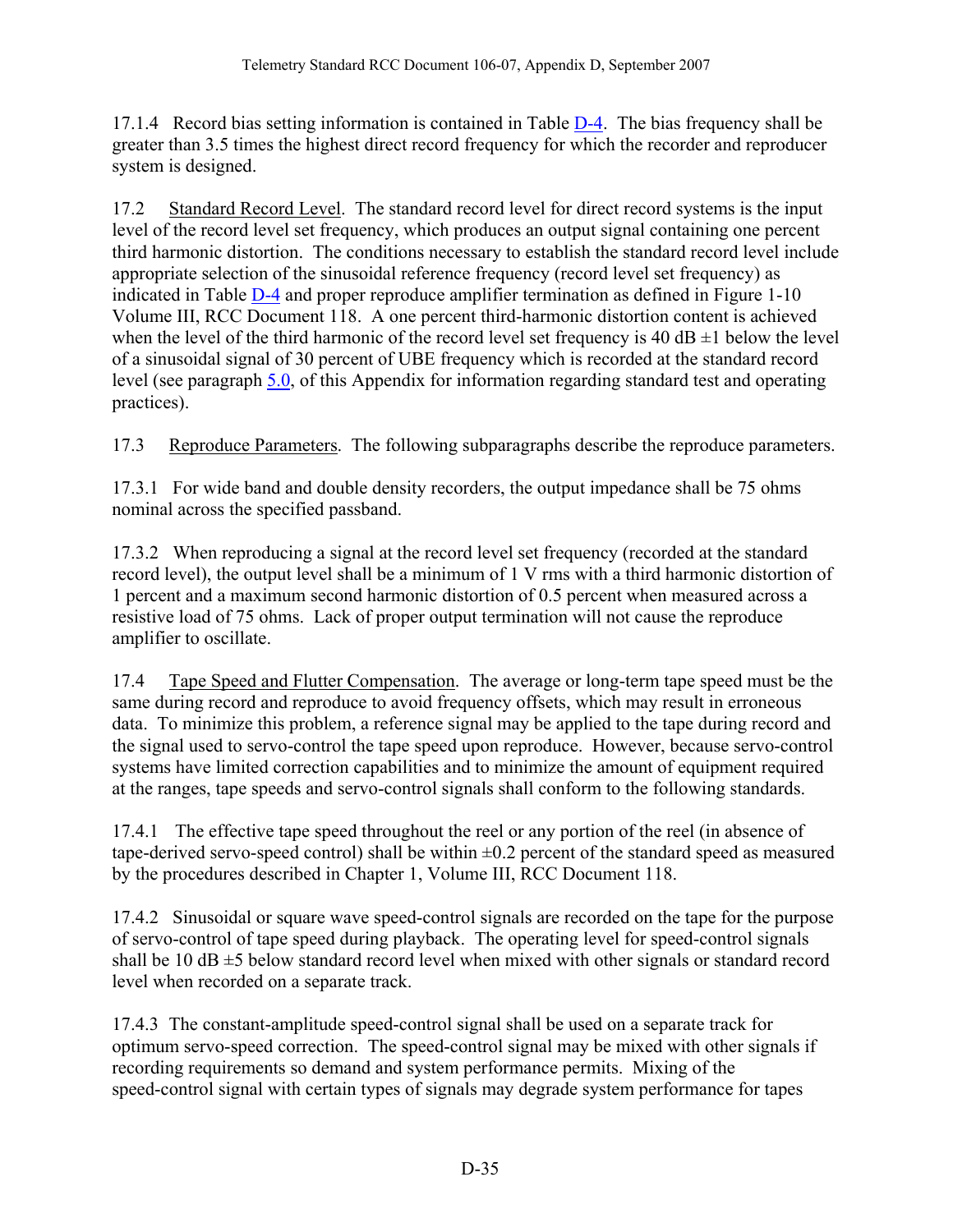17.1.4 Record bias setting information is contained in Table D-4. The bias frequency shall be greater than 3.5 times the highest direct record frequency for which the recorder and reproducer system is designed.

17.2 Standard Record Level. The standard record level for direct record systems is the input level of the record level set frequency, which produces an output signal containing one percent third harmonic distortion. The conditions necessary to establish the standard record level include appropriate selection of the sinusoidal reference frequency (record level set frequency) as indicated in Table D-4 and proper reproduce amplifier termination as defined in Figure 1-10 Volume III, RCC Document 118. A one percent third-harmonic distortion content is achieved when the level of the third harmonic of the record level set frequency is 40 dB ±1 below the level of a sinusoidal signal of 30 percent of UBE frequency which is recorded at the standard record level (see paragraph 5.0, of this Appendix for information regarding standard test and operating practices).

17.3 Reproduce Parameters. The following subparagraphs describe the reproduce parameters.

17.3.1 For wide band and double density recorders, the output impedance shall be 75 ohms nominal across the specified passband.

17.3.2 When reproducing a signal at the record level set frequency (recorded at the standard record level), the output level shall be a minimum of 1 V rms with a third harmonic distortion of 1 percent and a maximum second harmonic distortion of 0.5 percent when measured across a resistive load of 75 ohms. Lack of proper output termination will not cause the reproduce amplifier to oscillate.

17.4 Tape Speed and Flutter Compensation. The average or long-term tape speed must be the same during record and reproduce to avoid frequency offsets, which may result in erroneous data. To minimize this problem, a reference signal may be applied to the tape during record and the signal used to servo-control the tape speed upon reproduce. However, because servo-control systems have limited correction capabilities and to minimize the amount of equipment required at the ranges, tape speeds and servo-control signals shall conform to the following standards.

17.4.1 The effective tape speed throughout the reel or any portion of the reel (in absence of tape-derived servo-speed control) shall be within ±0.2 percent of the standard speed as measured by the procedures described in Chapter 1, Volume III, RCC Document 118.

17.4.2 Sinusoidal or square wave speed-control signals are recorded on the tape for the purpose of servo-control of tape speed during playback. The operating level for speed-control signals shall be 10 dB ±5 below standard record level when mixed with other signals or standard record level when recorded on a separate track.

17.4.3 The constant-amplitude speed-control signal shall be used on a separate track for optimum servo-speed correction. The speed-control signal may be mixed with other signals if recording requirements so demand and system performance permits. Mixing of the speed-control signal with certain types of signals may degrade system performance for tapes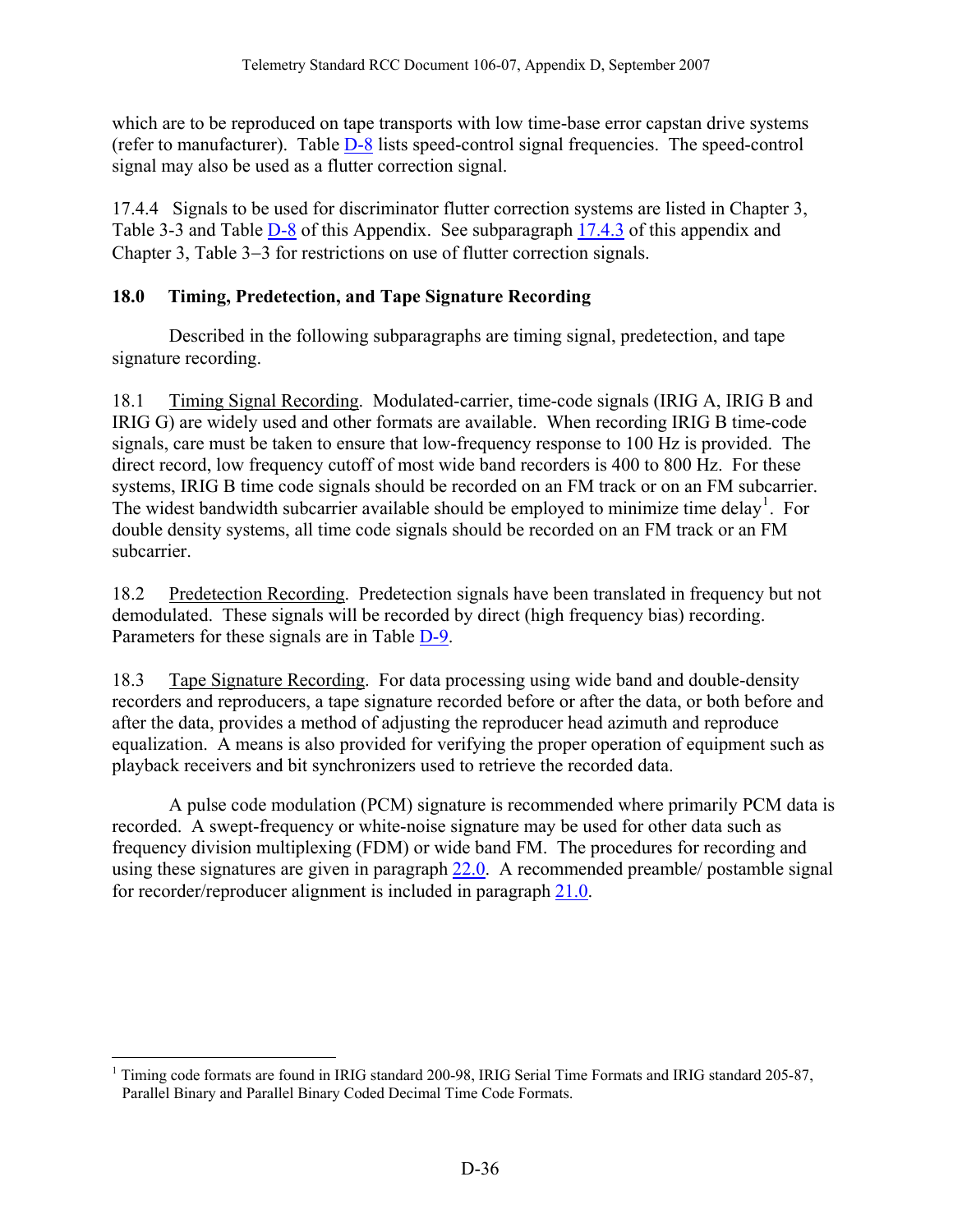which are to be reproduced on tape transports with low time-base error capstan drive systems (refer to manufacturer). Table D-8 lists speed-control signal frequencies. The speed-control signal may also be used as a flutter correction signal.

17.4.4 Signals to be used for discriminator flutter correction systems are listed in Chapter 3, Table 3-3 and Table D-8 of this Appendix. See subparagraph 17.4.3 of this appendix and Chapter 3, Table 3−3 for restrictions on use of flutter correction signals.

## 18.0 Timing, Predetection, and Tape Signature Recording

Described in the following subparagraphs are timing signal, predetection, and tape signature recording.

18.1 Timing Signal Recording. Modulated-carrier, time-code signals (IRIG A, IRIG B and IRIG G) are widely used and other formats are available. When recording IRIG B time-code signals, care must be taken to ensure that low-frequency response to 100 Hz is provided. The direct record, low frequency cutoff of most wide band recorders is 400 to 800 Hz. For these systems, IRIG B time code signals should be recorded on an FM track or on an FM subcarrier. The widest bandwidth subcarrier available should be employed to minimize time delay[1]. For double density systems, all time code signals should be recorded on an FM track or an FM subcarrier.

18.2 Predetection Recording. Predetection signals have been translated in frequency but not demodulated. These signals will be recorded by direct (high frequency bias) recording. Parameters for these signals are in Table D-9.

18.3 Tape Signature Recording. For data processing using wide band and double-density recorders and reproducers, a tape signature recorded before or after the data, or both before and after the data, provides a method of adjusting the reproducer head azimuth and reproduce equalization. A means is also provided for verifying the proper operation of equipment such as playback receivers and bit synchronizers used to retrieve the recorded data.

A pulse code modulation (PCM) signature is recommended where primarily PCM data is recorded. A swept-frequency or white-noise signature may be used for other data such as frequency division multiplexing (FDM) or wide band FM. The procedures for recording and using these signatures are given in paragraph 22.0. A recommended preamble/ postamble signal for recorder/reproducer alignment is included in paragraph 21.0.

---

[1] Timing code formats are found in IRIG standard 200-98, IRIG Serial Time Formats and IRIG standard 205-87, Parallel Binary and Parallel Binary Coded Decimal Time Code Formats.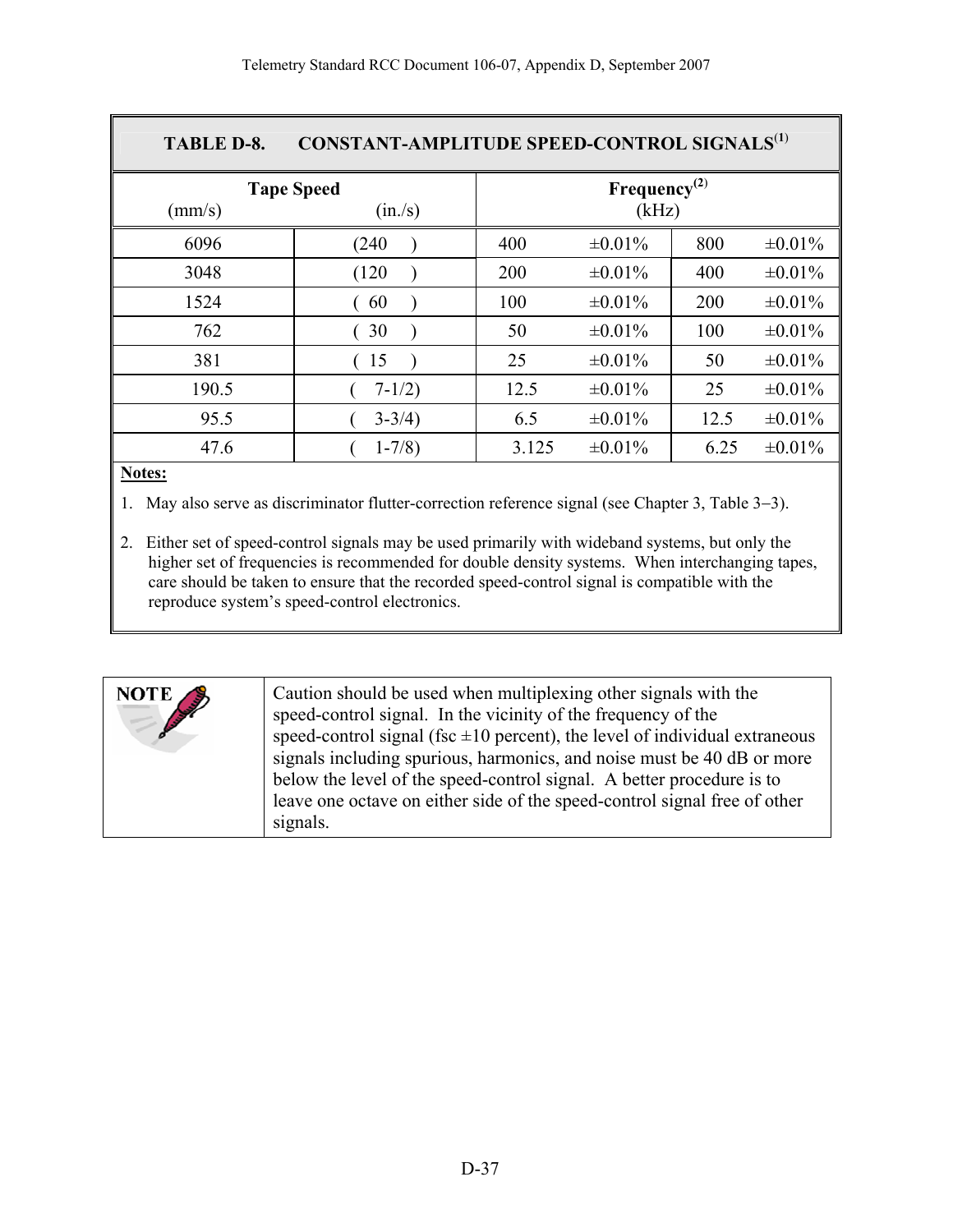**TABLE D-8. CONSTANT-AMPLITUDE SPEED-CONTROL SIGNALS[(1)]**

| Tape Speed (mm/s) | (in./s) | Frequency[(2)] (kHz) | | | |
|---|---|---|---|---|---|
| 6096 | (240 ) | 400 | ±0.01% | 800 | ±0.01% |
| 3048 | (120 ) | 200 | ±0.01% | 400 | ±0.01% |
| 1524 | ( 60 ) | 100 | ±0.01% | 200 | ±0.01% |
| 762 | ( 30 ) | 50 | ±0.01% | 100 | ±0.01% |
| 381 | ( 15 ) | 25 | ±0.01% | 50 | ±0.01% |
| 190.5 | ( 7-1/2) | 12.5 | ±0.01% | 25 | ±0.01% |
| 95.5 | ( 3-3/4) | 6.5 | ±0.01% | 12.5 | ±0.01% |
| 47.6 | ( 1-7/8) | 3.125 | ±0.01% | 6.25 | ±0.01% |

**Notes:**

1. May also serve as discriminator flutter-correction reference signal (see Chapter 3, Table 3-3).
2. Either set of speed-control signals may be used primarily with wideband systems, but only the higher set of frequencies is recommended for double density systems. When interchanging tapes, care should be taken to ensure that the recorded speed-control signal is compatible with the reproduce system's speed-control electronics.

**NOTE**

Caution should be used when multiplexing other signals with the speed-control signal. In the vicinity of the frequency of the speed-control signal (fsc ±10 percent), the level of individual extraneous signals including spurious, harmonics, and noise must be 40 dB or more below the level of the speed-control signal. A better procedure is to leave one octave on either side of the speed-control signal free of other signals.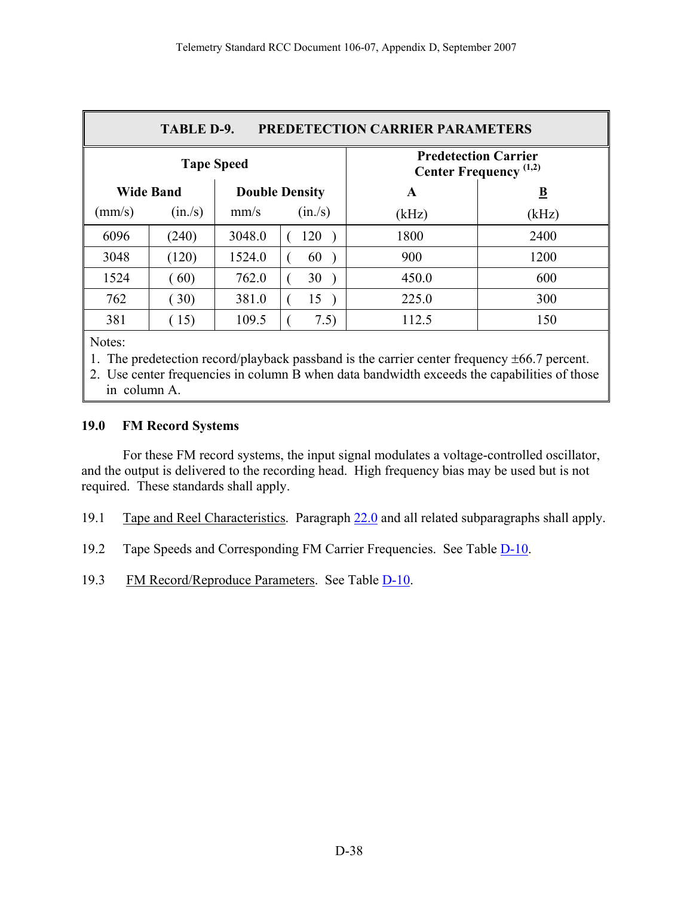| TABLE D-9. PREDETECTION CARRIER PARAMETERS | | | | | |
|---|---|---|---|---|---|
| **Tape Speed** | | | | **Predetection Carrier Center Frequency** [1,2] | |
| **Wide Band** | | **Double Density** | | **A** | **B** |
| (mm/s) | (in./s) | mm/s | (in./s) | (kHz) | (kHz) |
| 6096 | (240) | 3048.0 | ( 120 ) | 1800 | 2400 |
| 3048 | (120) | 1524.0 | ( 60 ) | 900 | 1200 |
| 1524 | ( 60) | 762.0 | ( 30 ) | 450.0 | 600 |
| 762 | ( 30) | 381.0 | ( 15 ) | 225.0 | 300 |
| 381 | ( 15) | 109.5 | ( 7.5) | 112.5 | 150 |

Notes:
1. The predetection record/playback passband is the carrier center frequency ±66.7 percent.
2. Use center frequencies in column B when data bandwidth exceeds the capabilities of those in column A.

## 19.0 FM Record Systems

For these FM record systems, the input signal modulates a voltage-controlled oscillator, and the output is delivered to the recording head. High frequency bias may be used but is not required. These standards shall apply.

19.1 Tape and Reel Characteristics. Paragraph 22.0 and all related subparagraphs shall apply.

19.2 Tape Speeds and Corresponding FM Carrier Frequencies. See Table D-10.

19.3 FM Record/Reproduce Parameters. See Table D-10.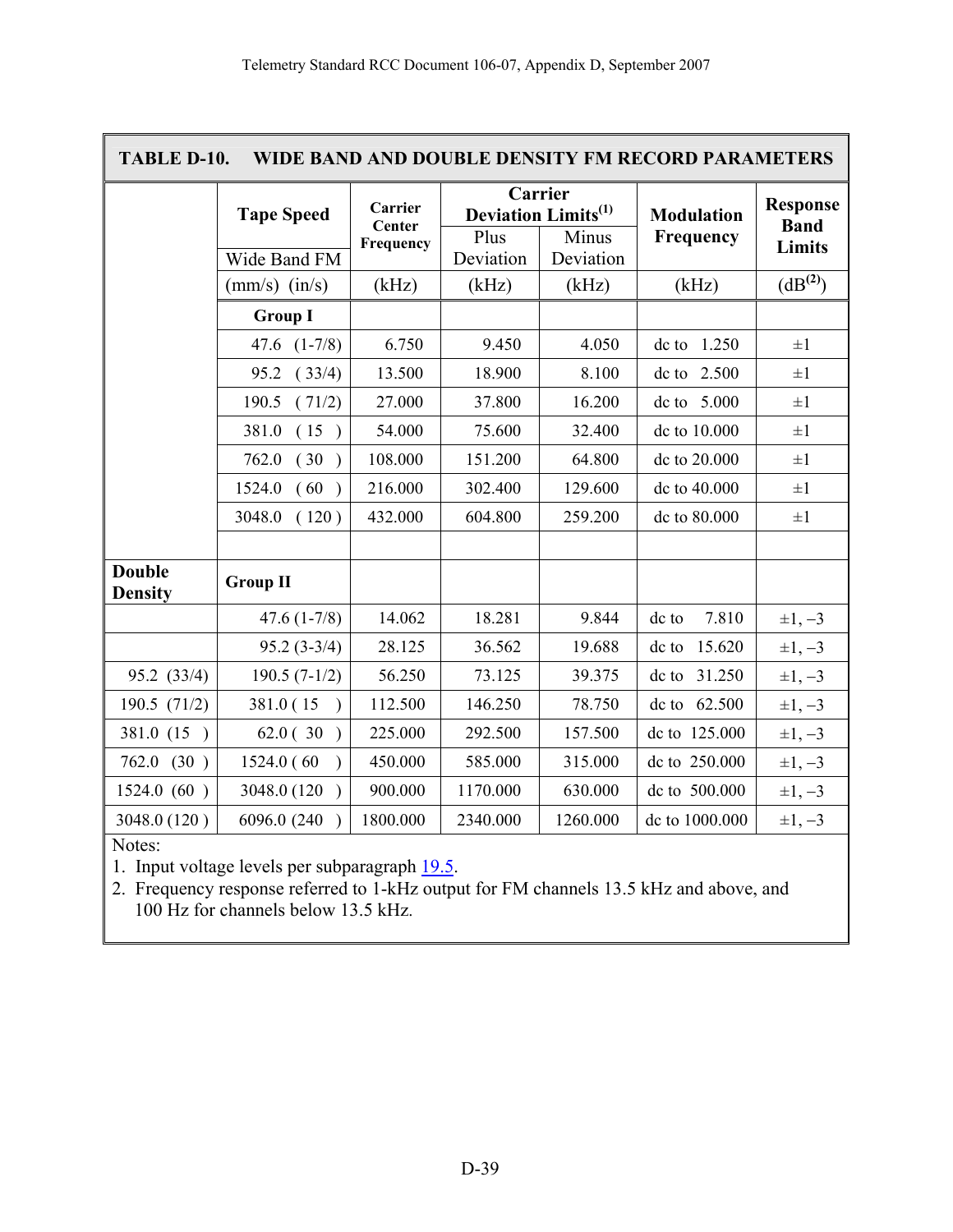**TABLE D-10. WIDE BAND AND DOUBLE DENSITY FM RECORD PARAMETERS**

| | Tape Speed | Carrier Center Frequency | Carrier Deviation Limits[(1)] | | Modulation Frequency | Response Band Limits |
|---|---|---|---|---|---|---|
| | Wide Band FM | | Plus Deviation | Minus Deviation | | |
| | (mm/s) (in/s) | (kHz) | (kHz) | (kHz) | (kHz) | (dB[(2)]) |
| | **Group I** | | | | | |
| | 47.6 (1-7/8) | 6.750 | 9.450 | 4.050 | dc to 1.250 | ±1 |
| | 95.2 ( 33/4) | 13.500 | 18.900 | 8.100 | dc to 2.500 | ±1 |
| | 190.5 ( 71/2) | 27.000 | 37.800 | 16.200 | dc to 5.000 | ±1 |
| | 381.0 ( 15 ) | 54.000 | 75.600 | 32.400 | dc to 10.000 | ±1 |
| | 762.0 ( 30 ) | 108.000 | 151.200 | 64.800 | dc to 20.000 | ±1 |
| | 1524.0 ( 60 ) | 216.000 | 302.400 | 129.600 | dc to 40.000 | ±1 |
| | 3048.0 ( 120 ) | 432.000 | 604.800 | 259.200 | dc to 80.000 | ±1 |
| | | | | | | |
| **Double Density** | **Group II** | | | | | |
| | 47.6 (1-7/8) | 14.062 | 18.281 | 9.844 | dc to 7.810 | ±1, –3 |
| | 95.2 (3-3/4) | 28.125 | 36.562 | 19.688 | dc to 15.620 | ±1, –3 |
| 95.2 (33/4) | 190.5 (7-1/2) | 56.250 | 73.125 | 39.375 | dc to 31.250 | ±1, –3 |
| 190.5 (71/2) | 381.0 ( 15 ) | 112.500 | 146.250 | 78.750 | dc to 62.500 | ±1, –3 |
| 381.0 (15 ) | 62.0 ( 30 ) | 225.000 | 292.500 | 157.500 | dc to 125.000 | ±1, –3 |
| 762.0 (30 ) | 1524.0 ( 60 ) | 450.000 | 585.000 | 315.000 | dc to 250.000 | ±1, –3 |
| 1524.0 (60 ) | 3048.0 (120 ) | 900.000 | 1170.000 | 630.000 | dc to 500.000 | ±1, –3 |
| 3048.0 (120 ) | 6096.0 (240 ) | 1800.000 | 2340.000 | 1260.000 | dc to 1000.000 | ±1, –3 |

Notes:

1. Input voltage levels per subparagraph 19.5.
2. Frequency response referred to 1-kHz output for FM channels 13.5 kHz and above, and 100 Hz for channels below 13.5 kHz.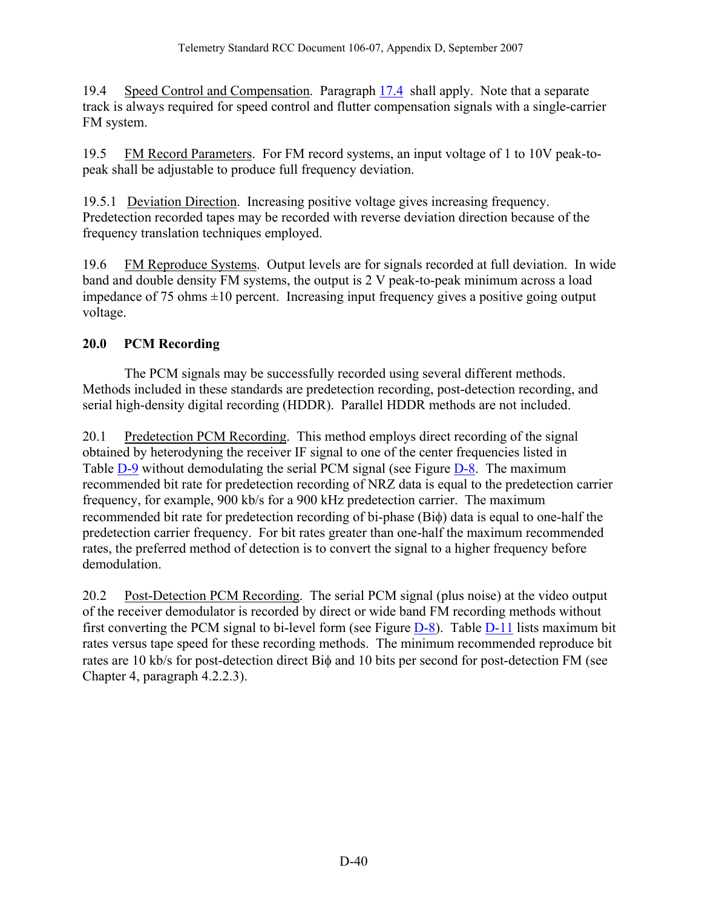19.4 Speed Control and Compensation. Paragraph 17.4 shall apply. Note that a separate track is always required for speed control and flutter compensation signals with a single-carrier FM system.

19.5 FM Record Parameters. For FM record systems, an input voltage of 1 to 10V peak-to-peak shall be adjustable to produce full frequency deviation.

19.5.1 Deviation Direction. Increasing positive voltage gives increasing frequency. Predetection recorded tapes may be recorded with reverse deviation direction because of the frequency translation techniques employed.

19.6 FM Reproduce Systems. Output levels are for signals recorded at full deviation. In wide band and double density FM systems, the output is 2 V peak-to-peak minimum across a load impedance of 75 ohms ±10 percent. Increasing input frequency gives a positive going output voltage.

## 20.0 PCM Recording

The PCM signals may be successfully recorded using several different methods. Methods included in these standards are predetection recording, post-detection recording, and serial high-density digital recording (HDDR). Parallel HDDR methods are not included.

20.1 Predetection PCM Recording. This method employs direct recording of the signal obtained by heterodyning the receiver IF signal to one of the center frequencies listed in Table D-9 without demodulating the serial PCM signal (see Figure D-8. The maximum recommended bit rate for predetection recording of NRZ data is equal to the predetection carrier frequency, for example, 900 kb/s for a 900 kHz predetection carrier. The maximum recommended bit rate for predetection recording of bi-phase (Biϕ) data is equal to one-half the predetection carrier frequency. For bit rates greater than one-half the maximum recommended rates, the preferred method of detection is to convert the signal to a higher frequency before demodulation.

20.2 Post-Detection PCM Recording. The serial PCM signal (plus noise) at the video output of the receiver demodulator is recorded by direct or wide band FM recording methods without first converting the PCM signal to bi-level form (see Figure D-8). Table D-11 lists maximum bit rates versus tape speed for these recording methods. The minimum recommended reproduce bit rates are 10 kb/s for post-detection direct Biϕ and 10 bits per second for post-detection FM (see Chapter 4, paragraph 4.2.2.3).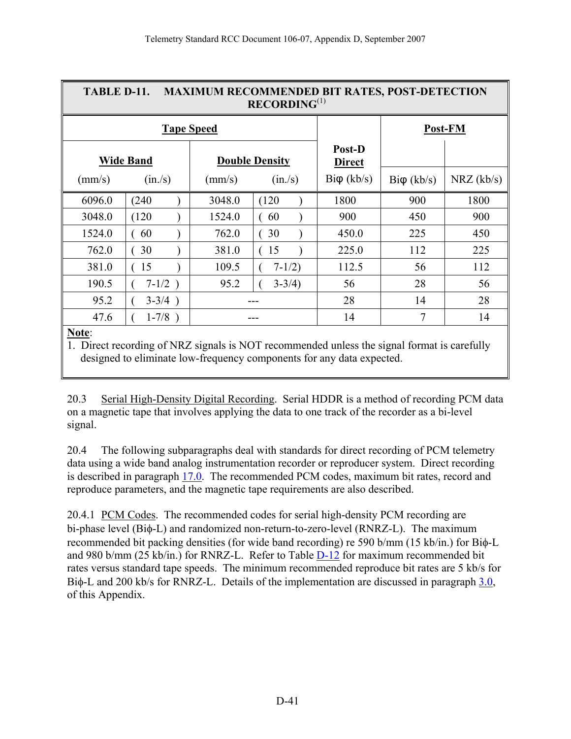**TABLE D-11. MAXIMUM RECOMMENDED BIT RATES, POST-DETECTION RECORDING[(1)]**

| Tape Speed | | | | Post-D Direct | Post-FM | |
|---|---|---|---|---|---|---|
| Wide Band | | Double Density | | | | |
| (mm/s) | (in./s) | (mm/s) | (in./s) | Biφ (kb/s) | Biφ (kb/s) | NRZ (kb/s) |
| 6096.0 | (240) | 3048.0 | (120) | 1800 | 900 | 1800 |
| 3048.0 | (120) | 1524.0 | (60) | 900 | 450 | 900 |
| 1524.0 | (60) | 762.0 | (30) | 450.0 | 225 | 450 |
| 762.0 | (30) | 381.0 | (15) | 225.0 | 112 | 225 |
| 381.0 | (15) | 109.5 | (7-1/2) | 112.5 | 56 | 112 |
| 190.5 | (7-1/2) | 95.2 | (3-3/4) | 56 | 28 | 56 |
| 95.2 | (3-3/4) | --- | | 28 | 14 | 28 |
| 47.6 | (1-7/8) | --- | | 14 | 7 | 14 |

**Note**:
1. Direct recording of NRZ signals is NOT recommended unless the signal format is carefully designed to eliminate low-frequency components for any data expected.

20.3 Serial High-Density Digital Recording. Serial HDDR is a method of recording PCM data on a magnetic tape that involves applying the data to one track of the recorder as a bi-level signal.

20.4 The following subparagraphs deal with standards for direct recording of PCM telemetry data using a wide band analog instrumentation recorder or reproducer system. Direct recording is described in paragraph 17.0. The recommended PCM codes, maximum bit rates, record and reproduce parameters, and the magnetic tape requirements are also described.

20.4.1 PCM Codes. The recommended codes for serial high-density PCM recording are bi-phase level (Biϕ-L) and randomized non-return-to-zero-level (RNRZ-L). The maximum recommended bit packing densities (for wide band recording) re 590 b/mm (15 kb/in.) for Biϕ-L and 980 b/mm (25 kb/in.) for RNRZ-L. Refer to Table D-12 for maximum recommended bit rates versus standard tape speeds. The minimum recommended reproduce bit rates are 5 kb/s for Biϕ-L and 200 kb/s for RNRZ-L. Details of the implementation are discussed in paragraph 3.0, of this Appendix.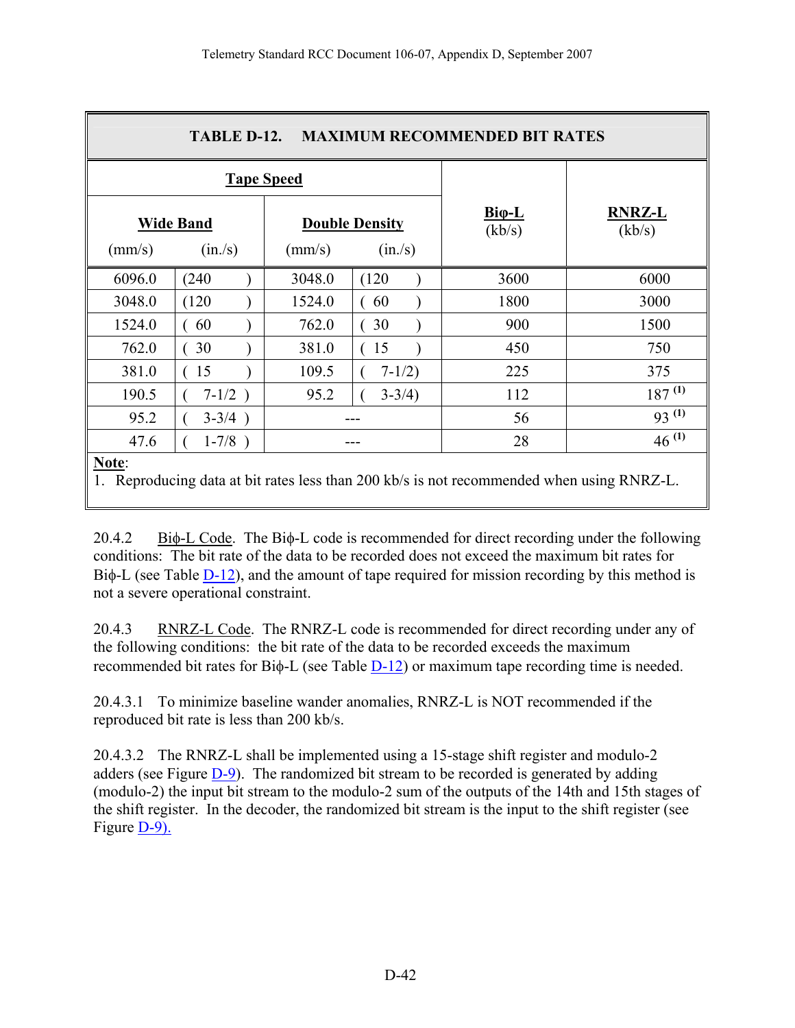**TABLE D-12. MAXIMUM RECOMMENDED BIT RATES**

| Tape Speed | | | | Biφ-L (kb/s) | RNRZ-L (kb/s) |
|---|---|---|---|---|---|
| Wide Band | | Double Density | | | |
| (mm/s) | (in./s) | (mm/s) | (in./s) | | |
| 6096.0 | (240) | 3048.0 | (120) | 3600 | 6000 |
| 3048.0 | (120) | 1524.0 | (60) | 1800 | 3000 |
| 1524.0 | (60) | 762.0 | (30) | 900 | 1500 |
| 762.0 | (30) | 381.0 | (15) | 450 | 750 |
| 381.0 | (15) | 109.5 | (7-1/2) | 225 | 375 |
| 190.5 | (7-1/2) | 95.2 | (3-3/4) | 112 | 187 [(1)] |
| 95.2 | (3-3/4) | --- | | 56 | 93 [(1)] |
| 47.6 | (1-7/8) | --- | | 28 | 46 [(1)] |

**Note**:
1. Reproducing data at bit rates less than 200 kb/s is not recommended when using RNRZ-L.

20.4.2 Biφ-L Code. The Biφ-L code is recommended for direct recording under the following conditions: The bit rate of the data to be recorded does not exceed the maximum bit rates for Biφ-L (see Table D-12), and the amount of tape required for mission recording by this method is not a severe operational constraint.

20.4.3 RNRZ-L Code. The RNRZ-L code is recommended for direct recording under any of the following conditions: the bit rate of the data to be recorded exceeds the maximum recommended bit rates for Biφ-L (see Table D-12) or maximum tape recording time is needed.

20.4.3.1 To minimize baseline wander anomalies, RNRZ-L is NOT recommended if the reproduced bit rate is less than 200 kb/s.

20.4.3.2 The RNRZ-L shall be implemented using a 15-stage shift register and modulo-2 adders (see Figure D-9). The randomized bit stream to be recorded is generated by adding (modulo-2) the input bit stream to the modulo-2 sum of the outputs of the 14th and 15th stages of the shift register. In the decoder, the randomized bit stream is the input to the shift register (see Figure D-9).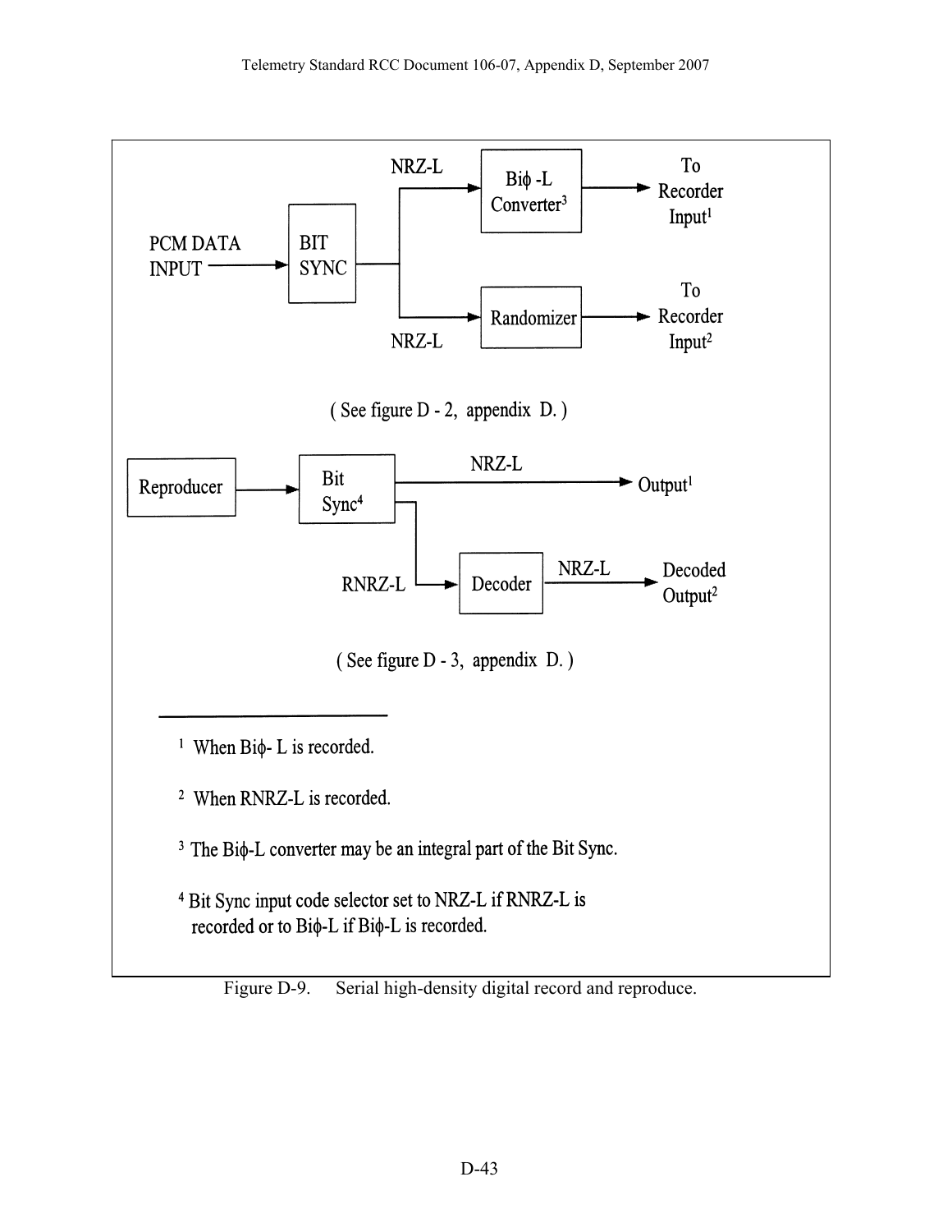PCM DATA INPUT → BIT SYNC → NRZ-L → Biϕ-L Converter[3] → To Recorder Input[1]

BIT SYNC → NRZ-L → Randomizer → To Recorder Input[2]

( See figure D - 2, appendix D. )

Reproducer → Bit Sync[4] → NRZ-L → Output[1]

Bit Sync[4] → RNRZ-L → Decoder → NRZ-L → Decoded Output[2]

( See figure D - 3, appendix D. )

---

[1] When Biϕ- L is recorded.

[2] When RNRZ-L is recorded.

[3] The Biϕ-L converter may be an integral part of the Bit Sync.

[4] Bit Sync input code selector set to NRZ-L if RNRZ-L is recorded or to Biϕ-L if Biϕ-L is recorded.

Figure D-9. Serial high-density digital record and reproduce.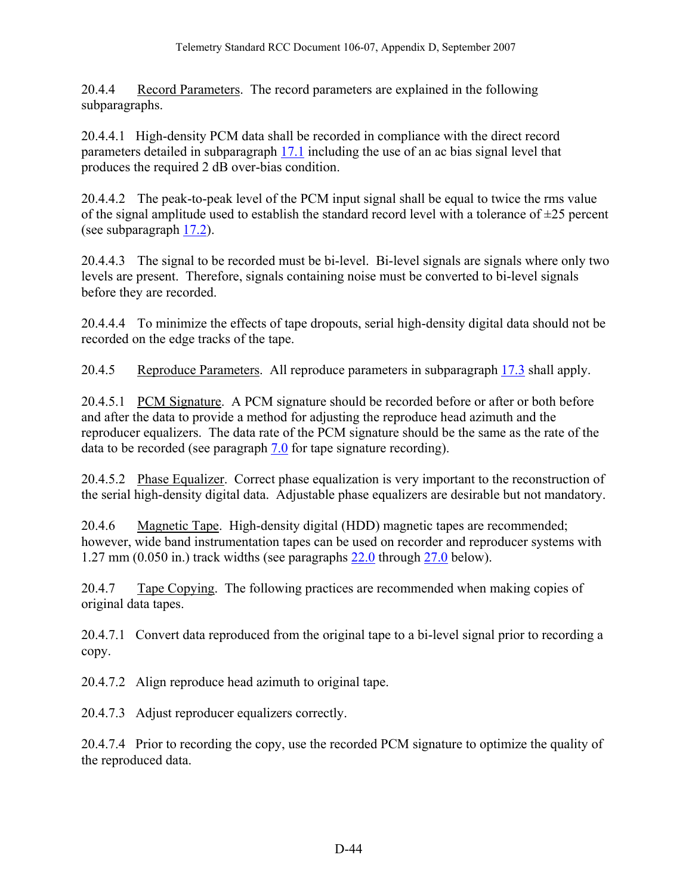20.4.4 Record Parameters. The record parameters are explained in the following subparagraphs.

20.4.4.1 High-density PCM data shall be recorded in compliance with the direct record parameters detailed in subparagraph 17.1 including the use of an ac bias signal level that produces the required 2 dB over-bias condition.

20.4.4.2 The peak-to-peak level of the PCM input signal shall be equal to twice the rms value of the signal amplitude used to establish the standard record level with a tolerance of ±25 percent (see subparagraph 17.2).

20.4.4.3 The signal to be recorded must be bi-level. Bi-level signals are signals where only two levels are present. Therefore, signals containing noise must be converted to bi-level signals before they are recorded.

20.4.4.4 To minimize the effects of tape dropouts, serial high-density digital data should not be recorded on the edge tracks of the tape.

20.4.5 Reproduce Parameters. All reproduce parameters in subparagraph 17.3 shall apply.

20.4.5.1 PCM Signature. A PCM signature should be recorded before or after or both before and after the data to provide a method for adjusting the reproduce head azimuth and the reproducer equalizers. The data rate of the PCM signature should be the same as the rate of the data to be recorded (see paragraph 7.0 for tape signature recording).

20.4.5.2 Phase Equalizer. Correct phase equalization is very important to the reconstruction of the serial high-density digital data. Adjustable phase equalizers are desirable but not mandatory.

20.4.6 Magnetic Tape. High-density digital (HDD) magnetic tapes are recommended; however, wide band instrumentation tapes can be used on recorder and reproducer systems with 1.27 mm (0.050 in.) track widths (see paragraphs 22.0 through 27.0 below).

20.4.7 Tape Copying. The following practices are recommended when making copies of original data tapes.

20.4.7.1 Convert data reproduced from the original tape to a bi-level signal prior to recording a copy.

20.4.7.2 Align reproduce head azimuth to original tape.

20.4.7.3 Adjust reproducer equalizers correctly.

20.4.7.4 Prior to recording the copy, use the recorded PCM signature to optimize the quality of the reproduced data.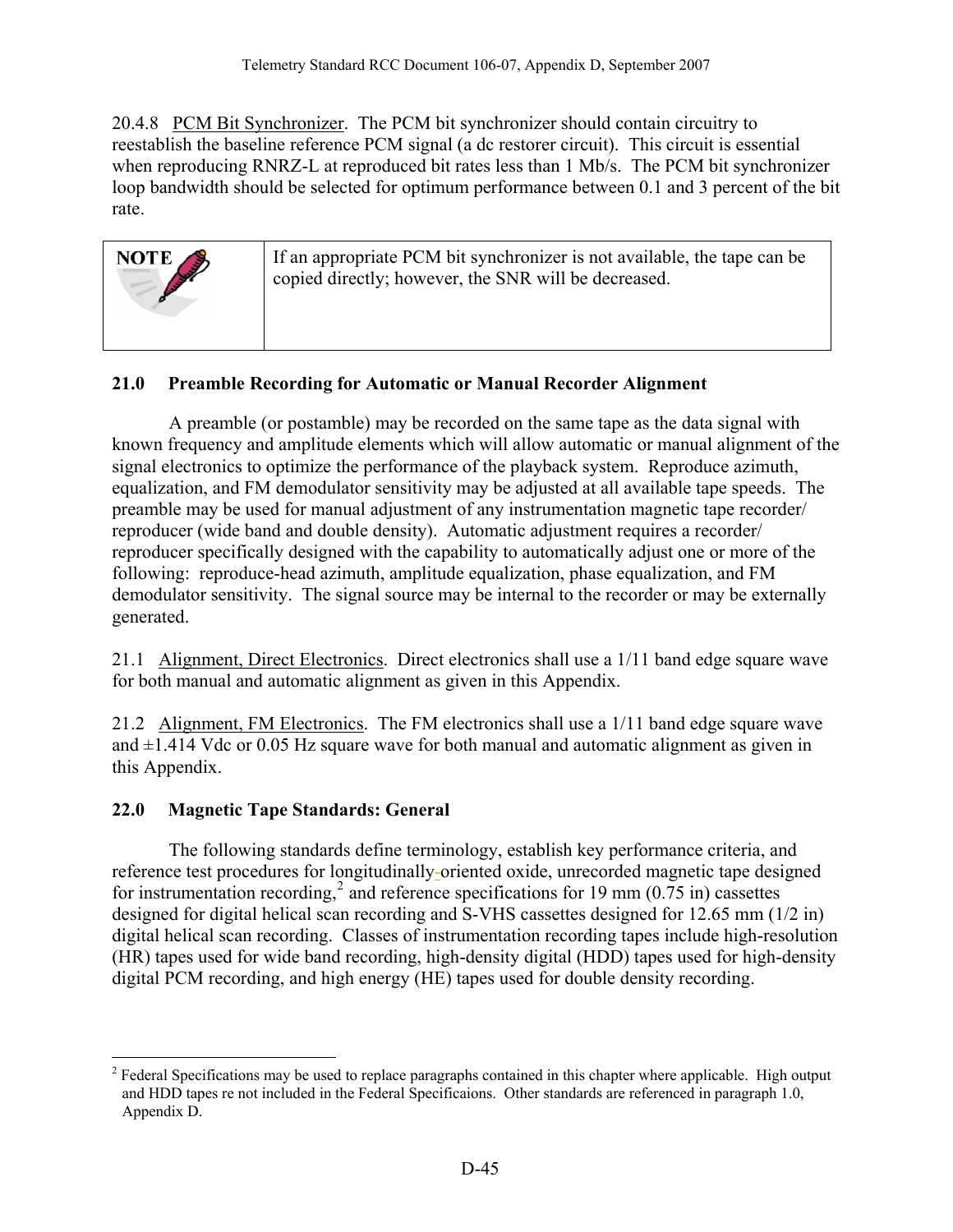20.4.8 PCM Bit Synchronizer. The PCM bit synchronizer should contain circuitry to reestablish the baseline reference PCM signal (a dc restorer circuit). This circuit is essential when reproducing RNRZ-L at reproduced bit rates less than 1 Mb/s. The PCM bit synchronizer loop bandwidth should be selected for optimum performance between 0.1 and 3 percent of the bit rate.

| NOTE | If an appropriate PCM bit synchronizer is not available, the tape can be copied directly; however, the SNR will be decreased. |
|---|---|

## 21.0 Preamble Recording for Automatic or Manual Recorder Alignment

A preamble (or postamble) may be recorded on the same tape as the data signal with known frequency and amplitude elements which will allow automatic or manual alignment of the signal electronics to optimize the performance of the playback system. Reproduce azimuth, equalization, and FM demodulator sensitivity may be adjusted at all available tape speeds. The preamble may be used for manual adjustment of any instrumentation magnetic tape recorder/reproducer (wide band and double density). Automatic adjustment requires a recorder/reproducer specifically designed with the capability to automatically adjust one or more of the following: reproduce-head azimuth, amplitude equalization, phase equalization, and FM demodulator sensitivity. The signal source may be internal to the recorder or may be externally generated.

21.1 Alignment, Direct Electronics. Direct electronics shall use a 1/11 band edge square wave for both manual and automatic alignment as given in this Appendix.

21.2 Alignment, FM Electronics. The FM electronics shall use a 1/11 band edge square wave and ±1.414 Vdc or 0.05 Hz square wave for both manual and automatic alignment as given in this Appendix.

## 22.0 Magnetic Tape Standards: General

The following standards define terminology, establish key performance criteria, and reference test procedures for longitudinally-oriented oxide, unrecorded magnetic tape designed for instrumentation recording,[2] and reference specifications for 19 mm (0.75 in) cassettes designed for digital helical scan recording and S-VHS cassettes designed for 12.65 mm (1/2 in) digital helical scan recording. Classes of instrumentation recording tapes include high-resolution (HR) tapes used for wide band recording, high-density digital (HDD) tapes used for high-density digital PCM recording, and high energy (HE) tapes used for double density recording.

---

[2] Federal Specifications may be used to replace paragraphs contained in this chapter where applicable. High output and HDD tapes re not included in the Federal Specificaions. Other standards are referenced in paragraph 1.0, Appendix D.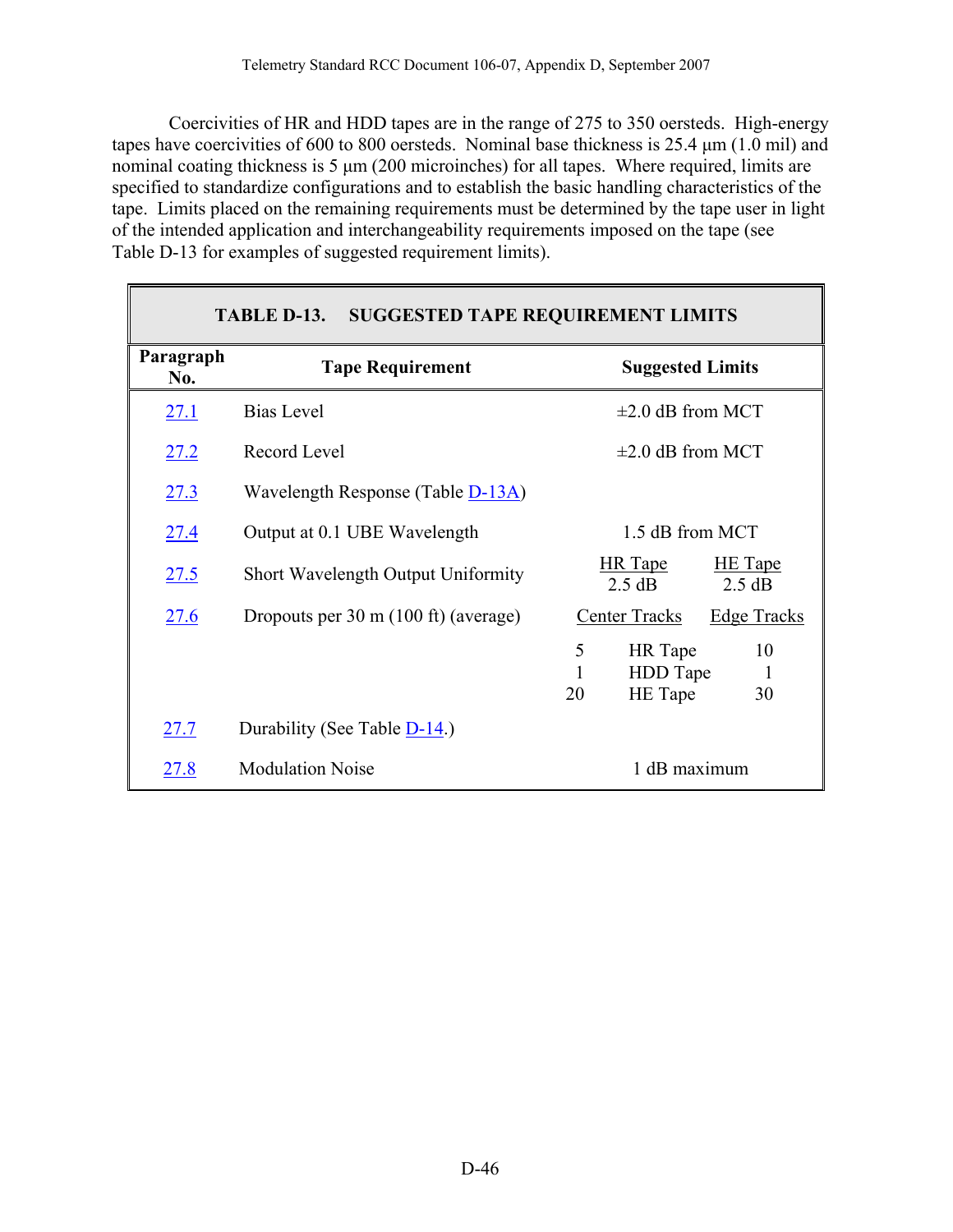Coercivities of HR and HDD tapes are in the range of 275 to 350 oersteds. High-energy tapes have coercivities of 600 to 800 oersteds. Nominal base thickness is 25.4 µm (1.0 mil) and nominal coating thickness is 5 µm (200 microinches) for all tapes. Where required, limits are specified to standardize configurations and to establish the basic handling characteristics of the tape. Limits placed on the remaining requirements must be determined by the tape user in light of the intended application and interchangeability requirements imposed on the tape (see Table D-13 for examples of suggested requirement limits).

**TABLE D-13. SUGGESTED TAPE REQUIREMENT LIMITS**

| Paragraph No. | Tape Requirement | Suggested Limits | | |
|---|---|---|---|---|
| 27.1 | Bias Level | ±2.0 dB from MCT | | |
| 27.2 | Record Level | ±2.0 dB from MCT | | |
| 27.3 | Wavelength Response (Table D-13A) | | | |
| 27.4 | Output at 0.1 UBE Wavelength | 1.5 dB from MCT | | |
| 27.5 | Short Wavelength Output Uniformity | HR Tape 2.5 dB | | HE Tape 2.5 dB |
| 27.6 | Dropouts per 30 m (100 ft) (average) | Center Tracks | | Edge Tracks |
| | | 5 | HR Tape | 10 |
| | | 1 | HDD Tape | 1 |
| | | 20 | HE Tape | 30 |
| 27.7 | Durability (See Table D-14.) | | | |
| 27.8 | Modulation Noise | 1 dB maximum | | |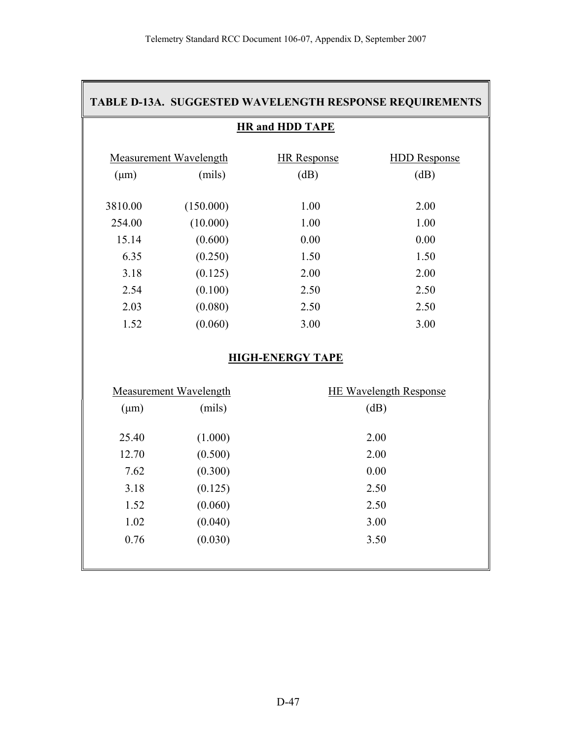## TABLE D-13A. SUGGESTED WAVELENGTH RESPONSE REQUIREMENTS

### HR and HDD TAPE

| Measurement Wavelength (μm) | (mils) | HR Response (dB) | HDD Response (dB) |
|---|---|---|---|
| 3810.00 | (150.000) | 1.00 | 2.00 |
| 254.00 | (10.000) | 1.00 | 1.00 |
| 15.14 | (0.600) | 0.00 | 0.00 |
| 6.35 | (0.250) | 1.50 | 1.50 |
| 3.18 | (0.125) | 2.00 | 2.00 |
| 2.54 | (0.100) | 2.50 | 2.50 |
| 2.03 | (0.080) | 2.50 | 2.50 |
| 1.52 | (0.060) | 3.00 | 3.00 |

### HIGH-ENERGY TAPE

| Measurement Wavelength (μm) | (mils) | HE Wavelength Response (dB) |
|---|---|---|
| 25.40 | (1.000) | 2.00 |
| 12.70 | (0.500) | 2.00 |
| 7.62 | (0.300) | 0.00 |
| 3.18 | (0.125) | 2.50 |
| 1.52 | (0.060) | 2.50 |
| 1.02 | (0.040) | 3.00 |
| 0.76 | (0.030) | 3.50 |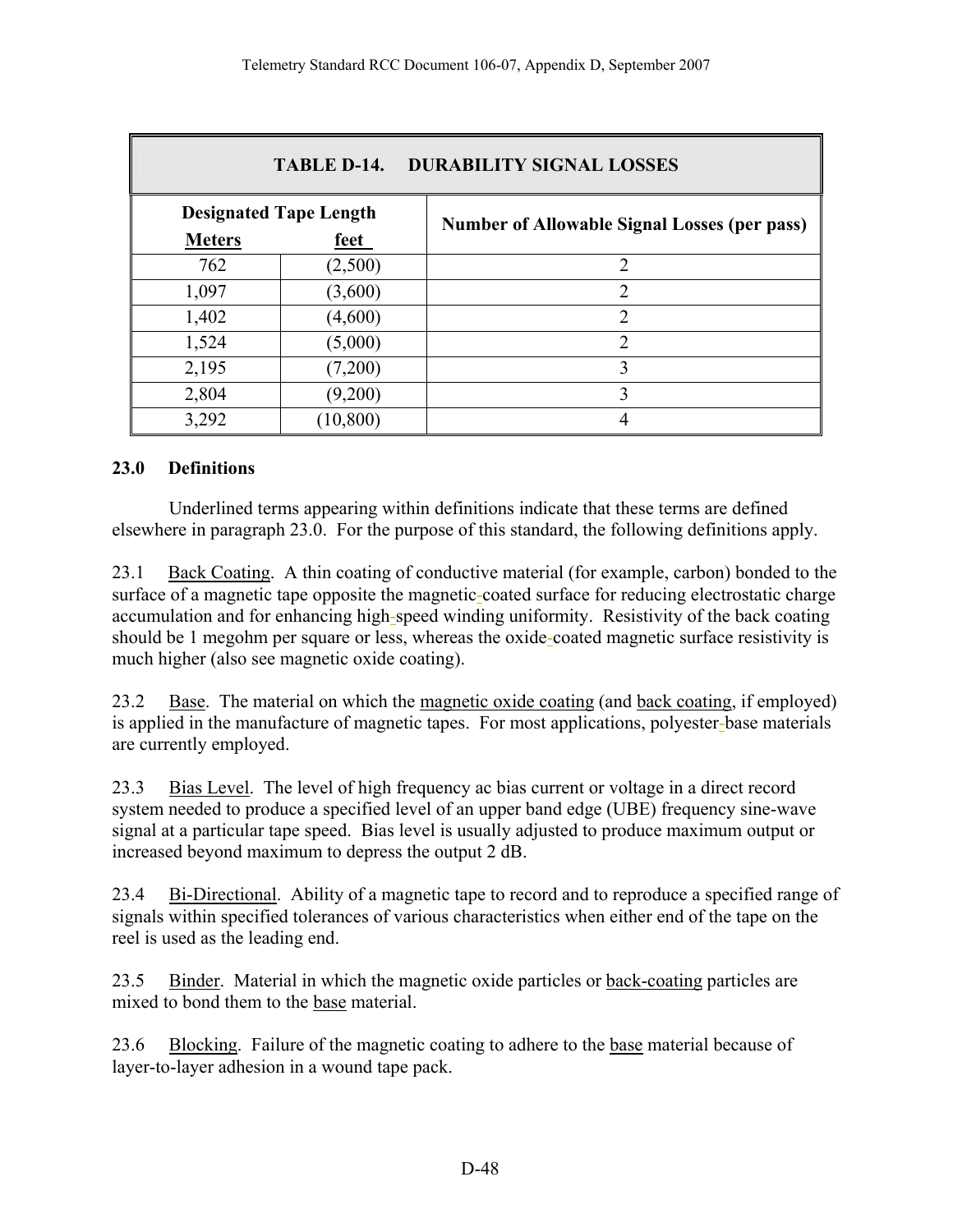**TABLE D-14. DURABILITY SIGNAL LOSSES**

| Designated Tape Length | | Number of Allowable Signal Losses (per pass) |
|---|---|---|
| Meters | feet | |
| 762 | (2,500) | 2 |
| 1,097 | (3,600) | 2 |
| 1,402 | (4,600) | 2 |
| 1,524 | (5,000) | 2 |
| 2,195 | (7,200) | 3 |
| 2,804 | (9,200) | 3 |
| 3,292 | (10,800) | 4 |

## 23.0 Definitions

Underlined terms appearing within definitions indicate that these terms are defined elsewhere in paragraph 23.0. For the purpose of this standard, the following definitions apply.

23.1 Back Coating. A thin coating of conductive material (for example, carbon) bonded to the surface of a magnetic tape opposite the magnetic-coated surface for reducing electrostatic charge accumulation and for enhancing high-speed winding uniformity. Resistivity of the back coating should be 1 megohm per square or less, whereas the oxide-coated magnetic surface resistivity is much higher (also see magnetic oxide coating).

23.2 Base. The material on which the magnetic oxide coating (and back coating, if employed) is applied in the manufacture of magnetic tapes. For most applications, polyester-base materials are currently employed.

23.3 Bias Level. The level of high frequency ac bias current or voltage in a direct record system needed to produce a specified level of an upper band edge (UBE) frequency sine-wave signal at a particular tape speed. Bias level is usually adjusted to produce maximum output or increased beyond maximum to depress the output 2 dB.

23.4 Bi-Directional. Ability of a magnetic tape to record and to reproduce a specified range of signals within specified tolerances of various characteristics when either end of the tape on the reel is used as the leading end.

23.5 Binder. Material in which the magnetic oxide particles or back-coating particles are mixed to bond them to the base material.

23.6 Blocking. Failure of the magnetic coating to adhere to the base material because of layer-to-layer adhesion in a wound tape pack.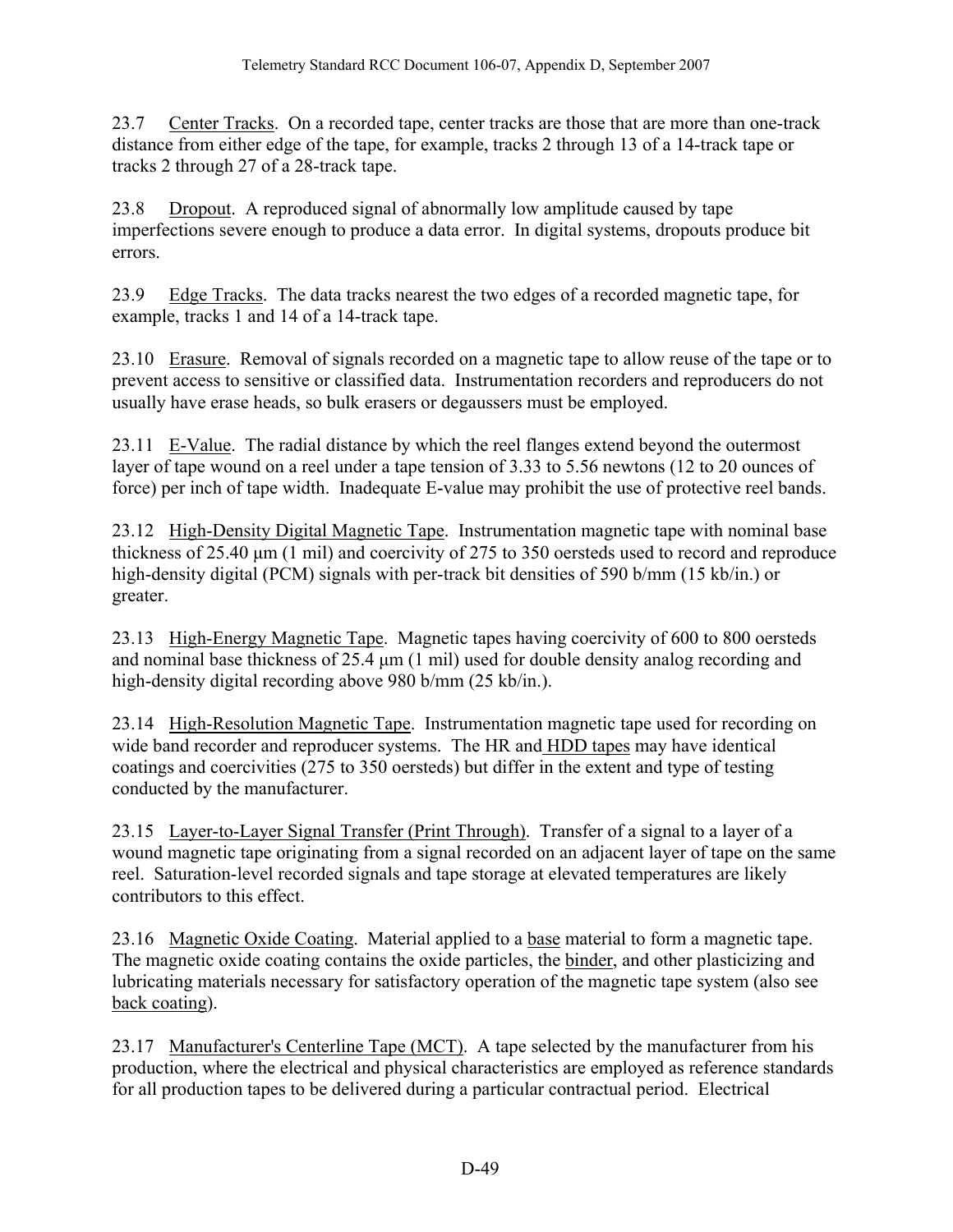23.7 Center Tracks. On a recorded tape, center tracks are those that are more than one-track distance from either edge of the tape, for example, tracks 2 through 13 of a 14-track tape or tracks 2 through 27 of a 28-track tape.

23.8 Dropout. A reproduced signal of abnormally low amplitude caused by tape imperfections severe enough to produce a data error. In digital systems, dropouts produce bit errors.

23.9 Edge Tracks. The data tracks nearest the two edges of a recorded magnetic tape, for example, tracks 1 and 14 of a 14-track tape.

23.10 Erasure. Removal of signals recorded on a magnetic tape to allow reuse of the tape or to prevent access to sensitive or classified data. Instrumentation recorders and reproducers do not usually have erase heads, so bulk erasers or degaussers must be employed.

23.11 E-Value. The radial distance by which the reel flanges extend beyond the outermost layer of tape wound on a reel under a tape tension of 3.33 to 5.56 newtons (12 to 20 ounces of force) per inch of tape width. Inadequate E-value may prohibit the use of protective reel bands.

23.12 High-Density Digital Magnetic Tape. Instrumentation magnetic tape with nominal base thickness of 25.40 μm (1 mil) and coercivity of 275 to 350 oersteds used to record and reproduce high-density digital (PCM) signals with per-track bit densities of 590 b/mm (15 kb/in.) or greater.

23.13 High-Energy Magnetic Tape. Magnetic tapes having coercivity of 600 to 800 oersteds and nominal base thickness of 25.4 μm (1 mil) used for double density analog recording and high-density digital recording above 980 b/mm (25 kb/in.).

23.14 High-Resolution Magnetic Tape. Instrumentation magnetic tape used for recording on wide band recorder and reproducer systems. The HR and HDD tapes may have identical coatings and coercivities (275 to 350 oersteds) but differ in the extent and type of testing conducted by the manufacturer.

23.15 Layer-to-Layer Signal Transfer (Print Through). Transfer of a signal to a layer of a wound magnetic tape originating from a signal recorded on an adjacent layer of tape on the same reel. Saturation-level recorded signals and tape storage at elevated temperatures are likely contributors to this effect.

23.16 Magnetic Oxide Coating. Material applied to a base material to form a magnetic tape. The magnetic oxide coating contains the oxide particles, the binder, and other plasticizing and lubricating materials necessary for satisfactory operation of the magnetic tape system (also see back coating).

23.17 Manufacturer's Centerline Tape (MCT). A tape selected by the manufacturer from his production, where the electrical and physical characteristics are employed as reference standards for all production tapes to be delivered during a particular contractual period. Electrical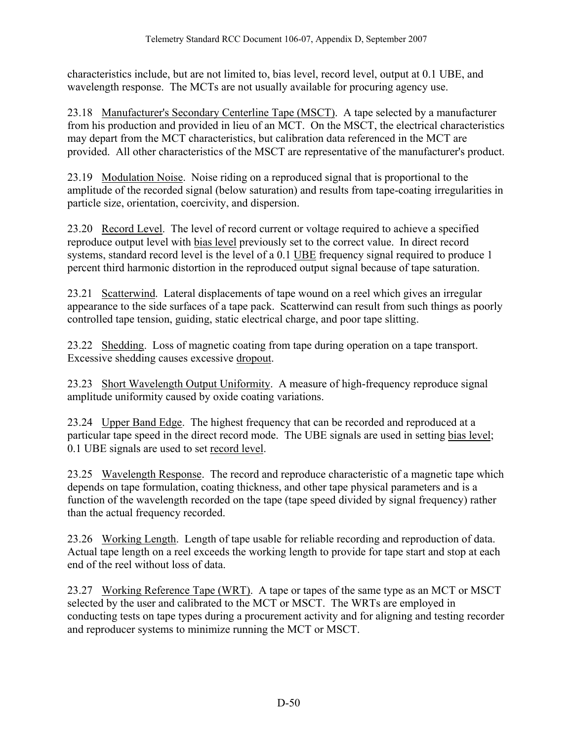characteristics include, but are not limited to, bias level, record level, output at 0.1 UBE, and wavelength response. The MCTs are not usually available for procuring agency use.

23.18 Manufacturer's Secondary Centerline Tape (MSCT). A tape selected by a manufacturer from his production and provided in lieu of an MCT. On the MSCT, the electrical characteristics may depart from the MCT characteristics, but calibration data referenced in the MCT are provided. All other characteristics of the MSCT are representative of the manufacturer's product.

23.19 Modulation Noise. Noise riding on a reproduced signal that is proportional to the amplitude of the recorded signal (below saturation) and results from tape-coating irregularities in particle size, orientation, coercivity, and dispersion.

23.20 Record Level. The level of record current or voltage required to achieve a specified reproduce output level with bias level previously set to the correct value. In direct record systems, standard record level is the level of a 0.1 UBE frequency signal required to produce 1 percent third harmonic distortion in the reproduced output signal because of tape saturation.

23.21 Scatterwind. Lateral displacements of tape wound on a reel which gives an irregular appearance to the side surfaces of a tape pack. Scatterwind can result from such things as poorly controlled tape tension, guiding, static electrical charge, and poor tape slitting.

23.22 Shedding. Loss of magnetic coating from tape during operation on a tape transport. Excessive shedding causes excessive dropout.

23.23 Short Wavelength Output Uniformity. A measure of high-frequency reproduce signal amplitude uniformity caused by oxide coating variations.

23.24 Upper Band Edge. The highest frequency that can be recorded and reproduced at a particular tape speed in the direct record mode. The UBE signals are used in setting bias level; 0.1 UBE signals are used to set record level.

23.25 Wavelength Response. The record and reproduce characteristic of a magnetic tape which depends on tape formulation, coating thickness, and other tape physical parameters and is a function of the wavelength recorded on the tape (tape speed divided by signal frequency) rather than the actual frequency recorded.

23.26 Working Length. Length of tape usable for reliable recording and reproduction of data. Actual tape length on a reel exceeds the working length to provide for tape start and stop at each end of the reel without loss of data.

23.27 Working Reference Tape (WRT). A tape or tapes of the same type as an MCT or MSCT selected by the user and calibrated to the MCT or MSCT. The WRTs are employed in conducting tests on tape types during a procurement activity and for aligning and testing recorder and reproducer systems to minimize running the MCT or MSCT.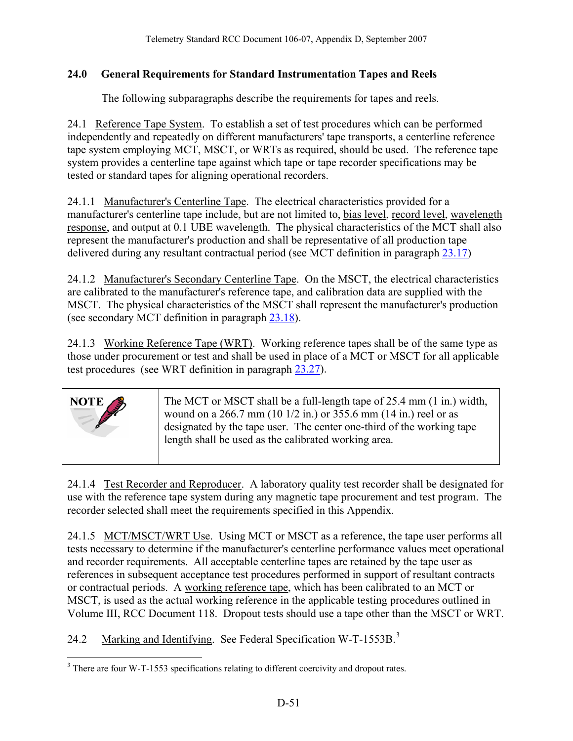## 24.0 General Requirements for Standard Instrumentation Tapes and Reels

The following subparagraphs describe the requirements for tapes and reels.

24.1 Reference Tape System. To establish a set of test procedures which can be performed independently and repeatedly on different manufacturers' tape transports, a centerline reference tape system employing MCT, MSCT, or WRTs as required, should be used. The reference tape system provides a centerline tape against which tape or tape recorder specifications may be tested or standard tapes for aligning operational recorders.

24.1.1 Manufacturer's Centerline Tape. The electrical characteristics provided for a manufacturer's centerline tape include, but are not limited to, bias level, record level, wavelength response, and output at 0.1 UBE wavelength. The physical characteristics of the MCT shall also represent the manufacturer's production and shall be representative of all production tape delivered during any resultant contractual period (see MCT definition in paragraph 23.17)

24.1.2 Manufacturer's Secondary Centerline Tape. On the MSCT, the electrical characteristics are calibrated to the manufacturer's reference tape, and calibration data are supplied with the MSCT. The physical characteristics of the MSCT shall represent the manufacturer's production (see secondary MCT definition in paragraph 23.18).

24.1.3 Working Reference Tape (WRT). Working reference tapes shall be of the same type as those under procurement or test and shall be used in place of a MCT or MSCT for all applicable test procedures (see WRT definition in paragraph 23.27).

| NOTE | The MCT or MSCT shall be a full-length tape of 25.4 mm (1 in.) width, wound on a 266.7 mm (10 1/2 in.) or 355.6 mm (14 in.) reel or as designated by the tape user. The center one-third of the working tape length shall be used as the calibrated working area. |
|---|---|

24.1.4 Test Recorder and Reproducer. A laboratory quality test recorder shall be designated for use with the reference tape system during any magnetic tape procurement and test program. The recorder selected shall meet the requirements specified in this Appendix.

24.1.5 MCT/MSCT/WRT Use. Using MCT or MSCT as a reference, the tape user performs all tests necessary to determine if the manufacturer's centerline performance values meet operational and recorder requirements. All acceptable centerline tapes are retained by the tape user as references in subsequent acceptance test procedures performed in support of resultant contracts or contractual periods. A working reference tape, which has been calibrated to an MCT or MSCT, is used as the actual working reference in the applicable testing procedures outlined in Volume III, RCC Document 118. Dropout tests should use a tape other than the MSCT or WRT.

24.2 Marking and Identifying. See Federal Specification W-T-1553B.[3]

[3] There are four W-T-1553 specifications relating to different coercivity and dropout rates.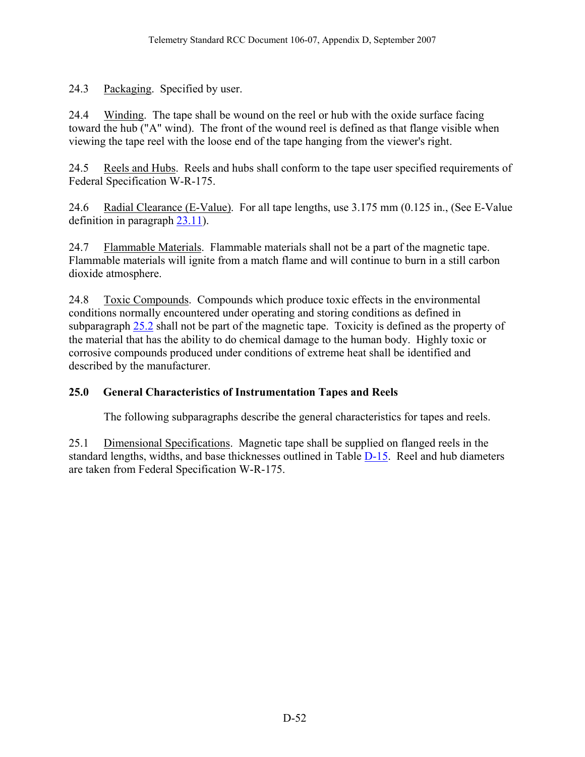24.3 Packaging. Specified by user.

24.4 Winding. The tape shall be wound on the reel or hub with the oxide surface facing toward the hub ("A" wind). The front of the wound reel is defined as that flange visible when viewing the tape reel with the loose end of the tape hanging from the viewer's right.

24.5 Reels and Hubs. Reels and hubs shall conform to the tape user specified requirements of Federal Specification W-R-175.

24.6 Radial Clearance (E-Value). For all tape lengths, use 3.175 mm (0.125 in., (See E-Value definition in paragraph 23.11).

24.7 Flammable Materials. Flammable materials shall not be a part of the magnetic tape. Flammable materials will ignite from a match flame and will continue to burn in a still carbon dioxide atmosphere.

24.8 Toxic Compounds. Compounds which produce toxic effects in the environmental conditions normally encountered under operating and storing conditions as defined in subparagraph 25.2 shall not be part of the magnetic tape. Toxicity is defined as the property of the material that has the ability to do chemical damage to the human body. Highly toxic or corrosive compounds produced under conditions of extreme heat shall be identified and described by the manufacturer.

## 25.0 General Characteristics of Instrumentation Tapes and Reels

The following subparagraphs describe the general characteristics for tapes and reels.

25.1 Dimensional Specifications. Magnetic tape shall be supplied on flanged reels in the standard lengths, widths, and base thicknesses outlined in Table D-15. Reel and hub diameters are taken from Federal Specification W-R-175.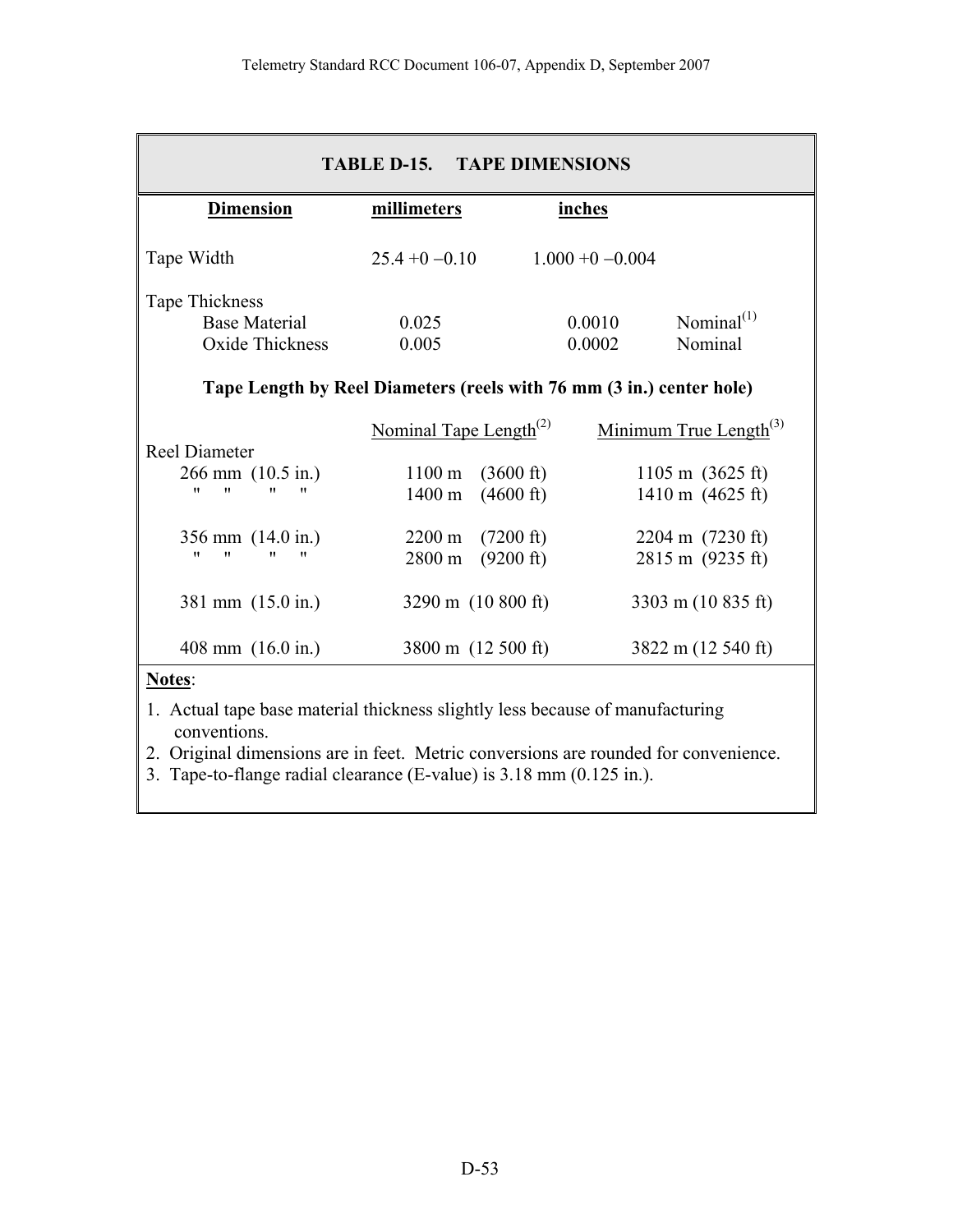**TABLE D-15. TAPE DIMENSIONS**

| Dimension | millimeters | inches | |
|---|---|---|---|
| Tape Width | 25.4 +0 −0.10 | 1.000 +0 −0.004 | |
| Tape Thickness | | | |
| Base Material | 0.025 | 0.0010 | Nominal[1] |
| Oxide Thickness | 0.005 | 0.0002 | Nominal |

**Tape Length by Reel Diameters (reels with 76 mm (3 in.) center hole)**

| Reel Diameter | Nominal Tape Length[2] | Minimum True Length[3] |
|---|---|---|
| 266 mm (10.5 in.) | 1100 m (3600 ft) | 1105 m (3625 ft) |
| " " " " | 1400 m (4600 ft) | 1410 m (4625 ft) |
| 356 mm (14.0 in.) | 2200 m (7200 ft) | 2204 m (7230 ft) |
| " " " " | 2800 m (9200 ft) | 2815 m (9235 ft) |
| 381 mm (15.0 in.) | 3290 m (10 800 ft) | 3303 m (10 835 ft) |
| 408 mm (16.0 in.) | 3800 m (12 500 ft) | 3822 m (12 540 ft) |

**Notes**:

1. Actual tape base material thickness slightly less because of manufacturing conventions.
2. Original dimensions are in feet. Metric conversions are rounded for convenience.
3. Tape-to-flange radial clearance (E-value) is 3.18 mm (0.125 in.).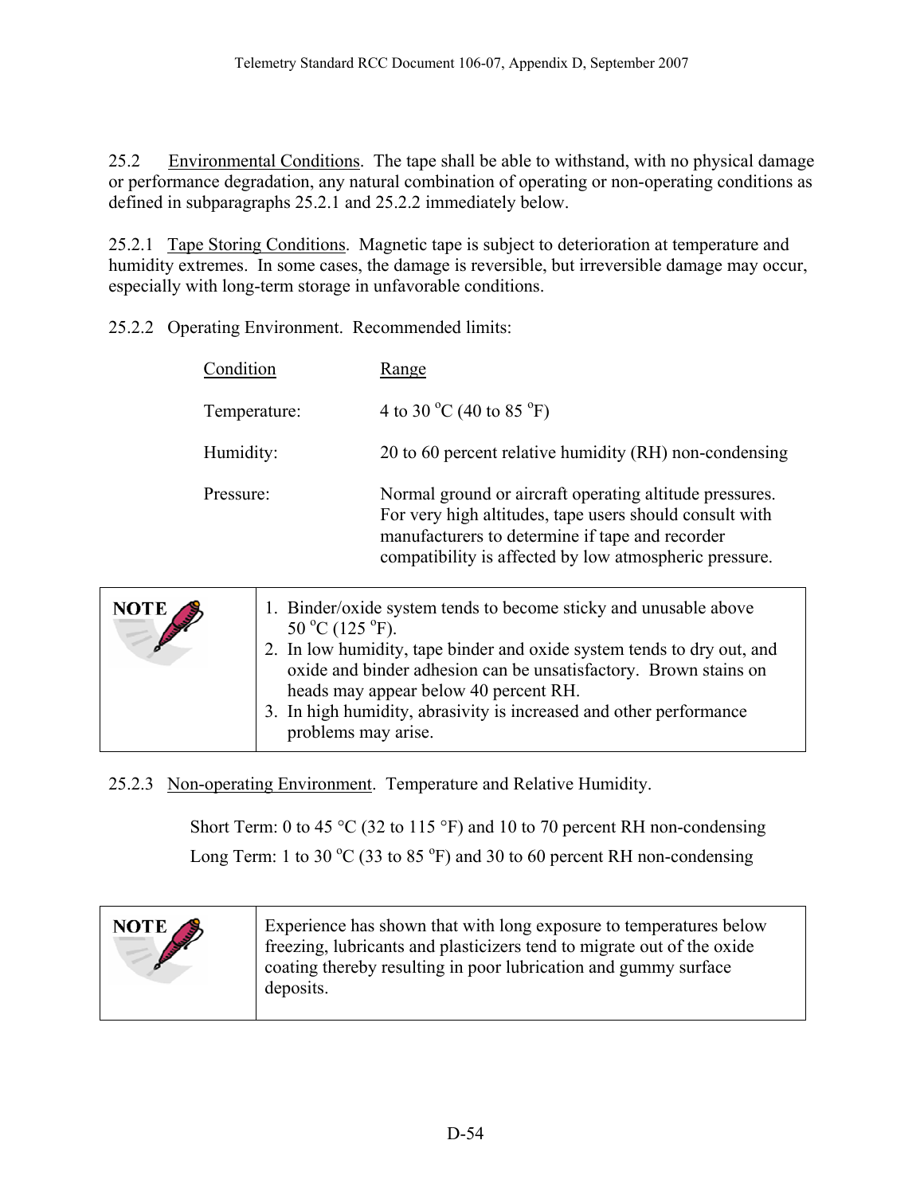25.2 Environmental Conditions. The tape shall be able to withstand, with no physical damage or performance degradation, any natural combination of operating or non-operating conditions as defined in subparagraphs 25.2.1 and 25.2.2 immediately below.

25.2.1 Tape Storing Conditions. Magnetic tape is subject to deterioration at temperature and humidity extremes. In some cases, the damage is reversible, but irreversible damage may occur, especially with long-term storage in unfavorable conditions.

25.2.2 Operating Environment. Recommended limits:

| Condition | Range |
|---|---|
| Temperature: | 4 to 30 °C (40 to 85 °F) |
| Humidity: | 20 to 60 percent relative humidity (RH) non-condensing |
| Pressure: | Normal ground or aircraft operating altitude pressures. For very high altitudes, tape users should consult with manufacturers to determine if tape and recorder compatibility is affected by low atmospheric pressure. |

| NOTE | |
|---|---|
| | 1. Binder/oxide system tends to become sticky and unusable above 50 °C (125 °F). 2. In low humidity, tape binder and oxide system tends to dry out, and oxide and binder adhesion can be unsatisfactory. Brown stains on heads may appear below 40 percent RH. 3. In high humidity, abrasivity is increased and other performance problems may arise. |

25.2.3 Non-operating Environment. Temperature and Relative Humidity.

Short Term: 0 to 45 °C (32 to 115 °F) and 10 to 70 percent RH non-condensing

Long Term: 1 to 30 °C (33 to 85 °F) and 30 to 60 percent RH non-condensing

| NOTE | |
|---|---|
| | Experience has shown that with long exposure to temperatures below freezing, lubricants and plasticizers tend to migrate out of the oxide coating thereby resulting in poor lubrication and gummy surface deposits. |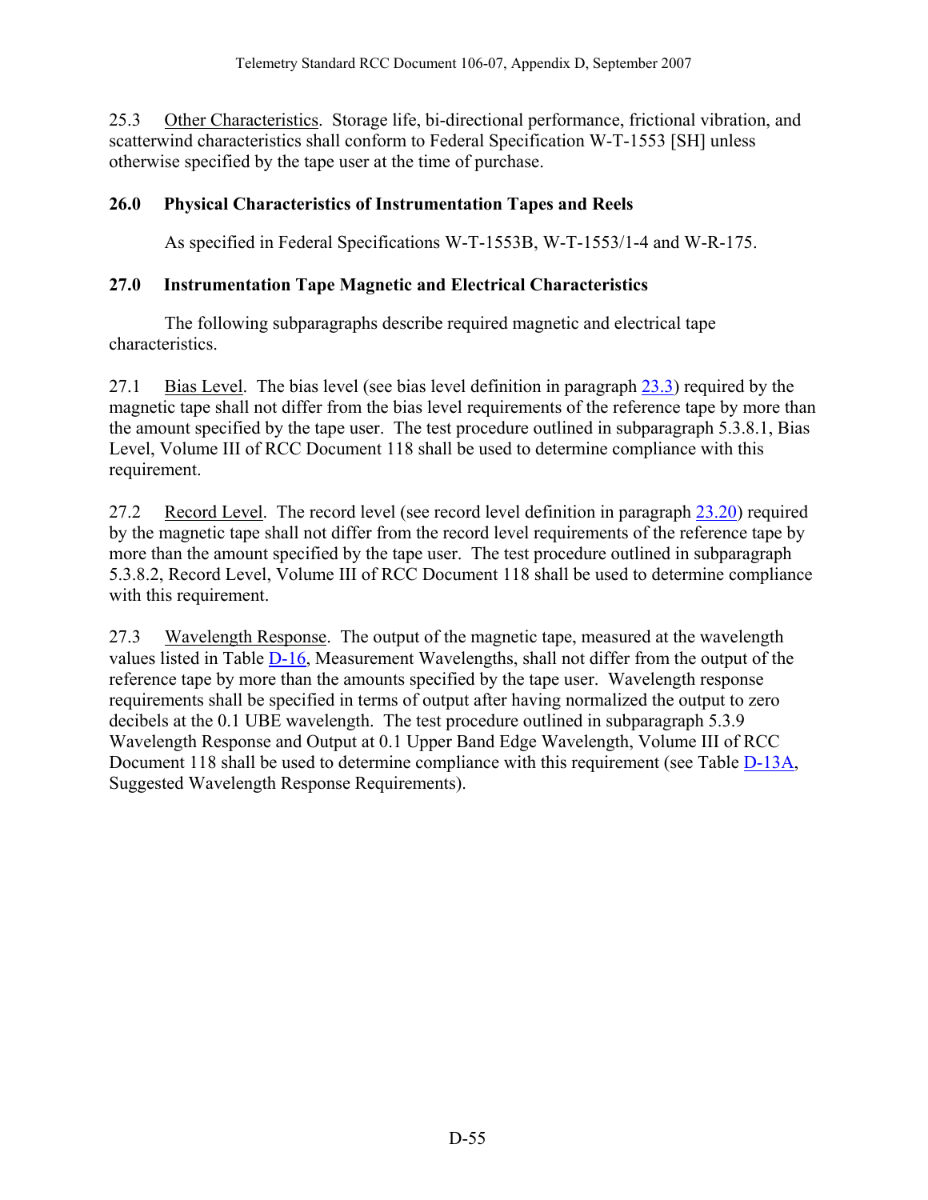25.3 Other Characteristics. Storage life, bi-directional performance, frictional vibration, and scatterwind characteristics shall conform to Federal Specification W-T-1553 [SH] unless otherwise specified by the tape user at the time of purchase.

## 26.0 Physical Characteristics of Instrumentation Tapes and Reels

As specified in Federal Specifications W-T-1553B, W-T-1553/1-4 and W-R-175.

## 27.0 Instrumentation Tape Magnetic and Electrical Characteristics

The following subparagraphs describe required magnetic and electrical tape characteristics.

27.1 Bias Level. The bias level (see bias level definition in paragraph 23.3) required by the magnetic tape shall not differ from the bias level requirements of the reference tape by more than the amount specified by the tape user. The test procedure outlined in subparagraph 5.3.8.1, Bias Level, Volume III of RCC Document 118 shall be used to determine compliance with this requirement.

27.2 Record Level. The record level (see record level definition in paragraph 23.20) required by the magnetic tape shall not differ from the record level requirements of the reference tape by more than the amount specified by the tape user. The test procedure outlined in subparagraph 5.3.8.2, Record Level, Volume III of RCC Document 118 shall be used to determine compliance with this requirement.

27.3 Wavelength Response. The output of the magnetic tape, measured at the wavelength values listed in Table D-16, Measurement Wavelengths, shall not differ from the output of the reference tape by more than the amounts specified by the tape user. Wavelength response requirements shall be specified in terms of output after having normalized the output to zero decibels at the 0.1 UBE wavelength. The test procedure outlined in subparagraph 5.3.9 Wavelength Response and Output at 0.1 Upper Band Edge Wavelength, Volume III of RCC Document 118 shall be used to determine compliance with this requirement (see Table D-13A, Suggested Wavelength Response Requirements).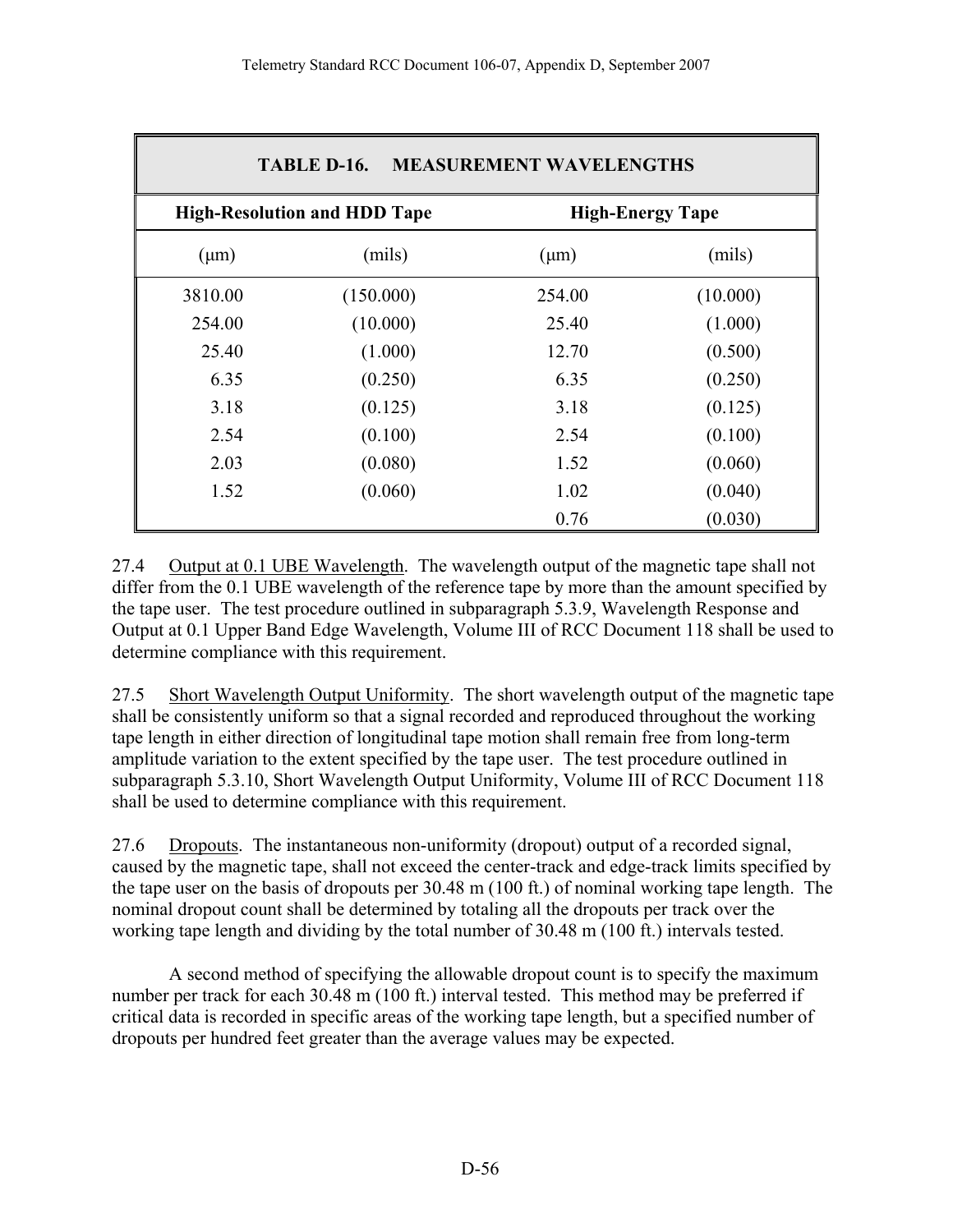| TABLE D-16. MEASUREMENT WAVELENGTHS | | | |
|---|---|---|---|
| **High-Resolution and HDD Tape** | | **High-Energy Tape** | |
| (μm) | (mils) | (μm) | (mils) |
| 3810.00 | (150.000) | 254.00 | (10.000) |
| 254.00 | (10.000) | 25.40 | (1.000) |
| 25.40 | (1.000) | 12.70 | (0.500) |
| 6.35 | (0.250) | 6.35 | (0.250) |
| 3.18 | (0.125) | 3.18 | (0.125) |
| 2.54 | (0.100) | 2.54 | (0.100) |
| 2.03 | (0.080) | 1.52 | (0.060) |
| 1.52 | (0.060) | 1.02 | (0.040) |
| | | 0.76 | (0.030) |

27.4 Output at 0.1 UBE Wavelength. The wavelength output of the magnetic tape shall not differ from the 0.1 UBE wavelength of the reference tape by more than the amount specified by the tape user. The test procedure outlined in subparagraph 5.3.9, Wavelength Response and Output at 0.1 Upper Band Edge Wavelength, Volume III of RCC Document 118 shall be used to determine compliance with this requirement.

27.5 Short Wavelength Output Uniformity. The short wavelength output of the magnetic tape shall be consistently uniform so that a signal recorded and reproduced throughout the working tape length in either direction of longitudinal tape motion shall remain free from long-term amplitude variation to the extent specified by the tape user. The test procedure outlined in subparagraph 5.3.10, Short Wavelength Output Uniformity, Volume III of RCC Document 118 shall be used to determine compliance with this requirement.

27.6 Dropouts. The instantaneous non-uniformity (dropout) output of a recorded signal, caused by the magnetic tape, shall not exceed the center-track and edge-track limits specified by the tape user on the basis of dropouts per 30.48 m (100 ft.) of nominal working tape length. The nominal dropout count shall be determined by totaling all the dropouts per track over the working tape length and dividing by the total number of 30.48 m (100 ft.) intervals tested.

A second method of specifying the allowable dropout count is to specify the maximum number per track for each 30.48 m (100 ft.) interval tested. This method may be preferred if critical data is recorded in specific areas of the working tape length, but a specified number of dropouts per hundred feet greater than the average values may be expected.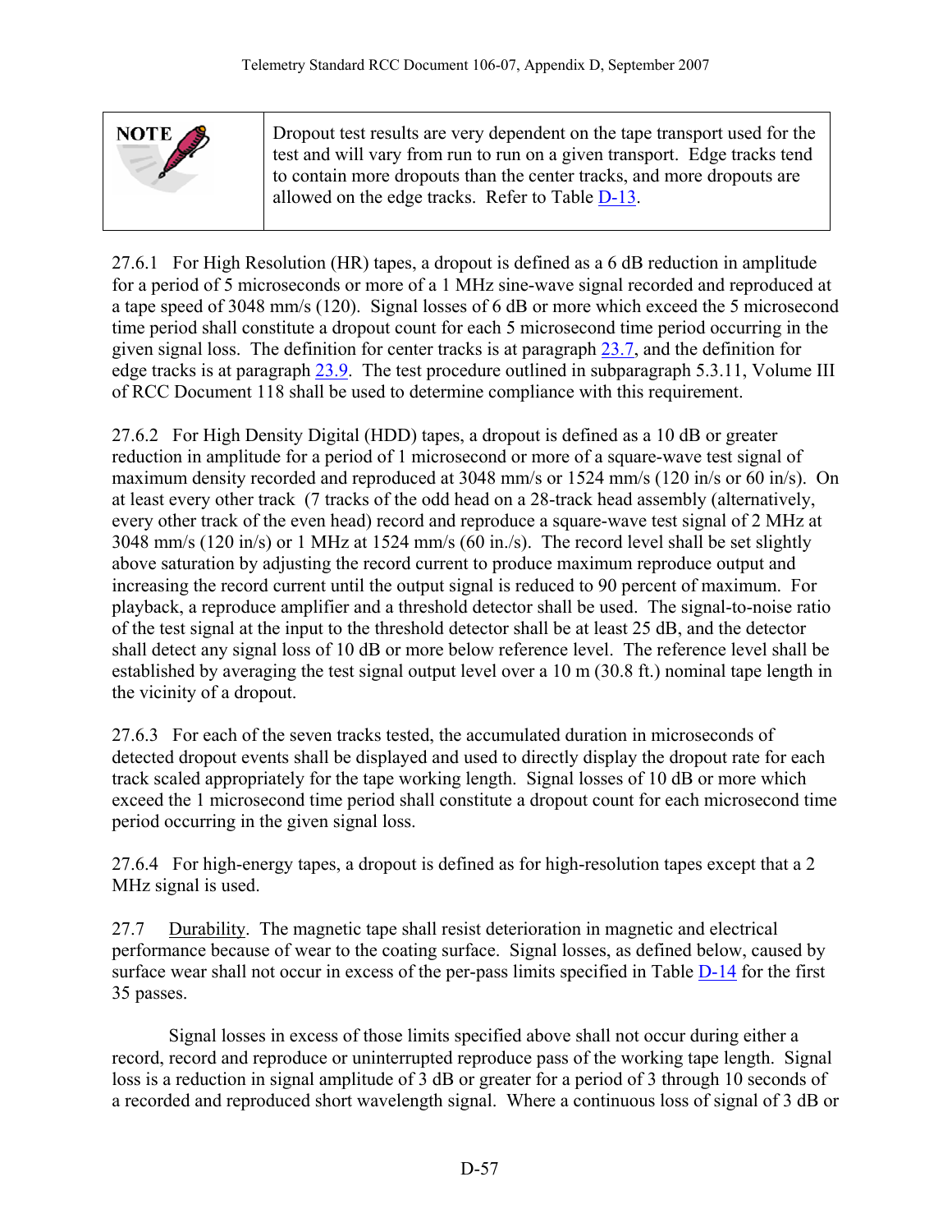| **NOTE** | Dropout test results are very dependent on the tape transport used for the test and will vary from run to run on a given transport. Edge tracks tend to contain more dropouts than the center tracks, and more dropouts are allowed on the edge tracks. Refer to Table D-13. |
|---|---|

27.6.1 For High Resolution (HR) tapes, a dropout is defined as a 6 dB reduction in amplitude for a period of 5 microseconds or more of a 1 MHz sine-wave signal recorded and reproduced at a tape speed of 3048 mm/s (120). Signal losses of 6 dB or more which exceed the 5 microsecond time period shall constitute a dropout count for each 5 microsecond time period occurring in the given signal loss. The definition for center tracks is at paragraph 23.7, and the definition for edge tracks is at paragraph 23.9. The test procedure outlined in subparagraph 5.3.11, Volume III of RCC Document 118 shall be used to determine compliance with this requirement.

27.6.2 For High Density Digital (HDD) tapes, a dropout is defined as a 10 dB or greater reduction in amplitude for a period of 1 microsecond or more of a square-wave test signal of maximum density recorded and reproduced at 3048 mm/s or 1524 mm/s (120 in/s or 60 in/s). On at least every other track (7 tracks of the odd head on a 28-track head assembly (alternatively, every other track of the even head) record and reproduce a square-wave test signal of 2 MHz at 3048 mm/s (120 in/s) or 1 MHz at 1524 mm/s (60 in./s). The record level shall be set slightly above saturation by adjusting the record current to produce maximum reproduce output and increasing the record current until the output signal is reduced to 90 percent of maximum. For playback, a reproduce amplifier and a threshold detector shall be used. The signal-to-noise ratio of the test signal at the input to the threshold detector shall be at least 25 dB, and the detector shall detect any signal loss of 10 dB or more below reference level. The reference level shall be established by averaging the test signal output level over a 10 m (30.8 ft.) nominal tape length in the vicinity of a dropout.

27.6.3 For each of the seven tracks tested, the accumulated duration in microseconds of detected dropout events shall be displayed and used to directly display the dropout rate for each track scaled appropriately for the tape working length. Signal losses of 10 dB or more which exceed the 1 microsecond time period shall constitute a dropout count for each microsecond time period occurring in the given signal loss.

27.6.4 For high-energy tapes, a dropout is defined as for high-resolution tapes except that a 2 MHz signal is used.

27.7 Durability. The magnetic tape shall resist deterioration in magnetic and electrical performance because of wear to the coating surface. Signal losses, as defined below, caused by surface wear shall not occur in excess of the per-pass limits specified in Table D-14 for the first 35 passes.

Signal losses in excess of those limits specified above shall not occur during either a record, record and reproduce or uninterrupted reproduce pass of the working tape length. Signal loss is a reduction in signal amplitude of 3 dB or greater for a period of 3 through 10 seconds of a recorded and reproduced short wavelength signal. Where a continuous loss of signal of 3 dB or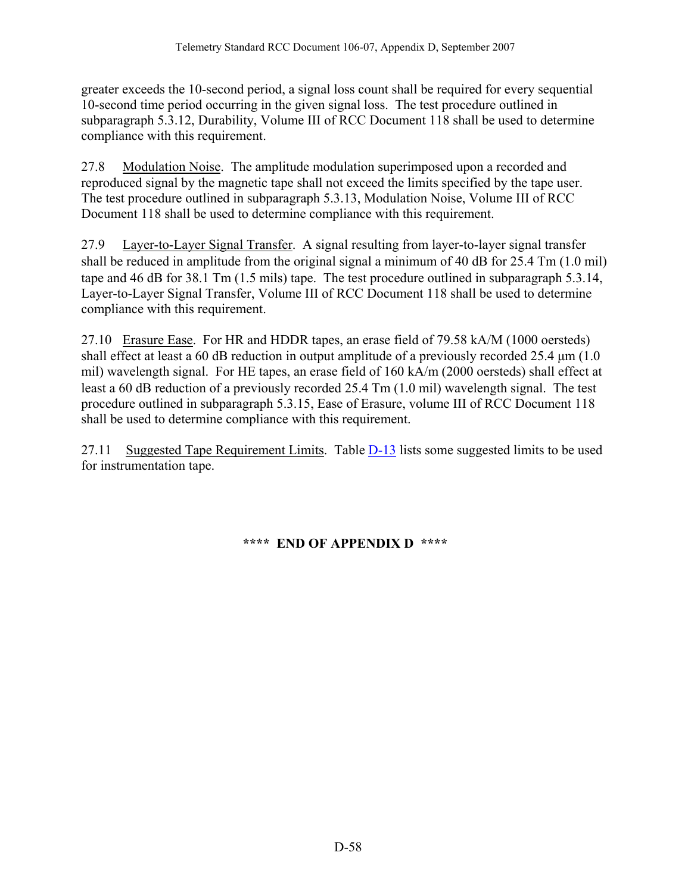greater exceeds the 10-second period, a signal loss count shall be required for every sequential 10-second time period occurring in the given signal loss. The test procedure outlined in subparagraph 5.3.12, Durability, Volume III of RCC Document 118 shall be used to determine compliance with this requirement.

27.8 Modulation Noise. The amplitude modulation superimposed upon a recorded and reproduced signal by the magnetic tape shall not exceed the limits specified by the tape user. The test procedure outlined in subparagraph 5.3.13, Modulation Noise, Volume III of RCC Document 118 shall be used to determine compliance with this requirement.

27.9 Layer-to-Layer Signal Transfer. A signal resulting from layer-to-layer signal transfer shall be reduced in amplitude from the original signal a minimum of 40 dB for 25.4 Tm (1.0 mil) tape and 46 dB for 38.1 Tm (1.5 mils) tape. The test procedure outlined in subparagraph 5.3.14, Layer-to-Layer Signal Transfer, Volume III of RCC Document 118 shall be used to determine compliance with this requirement.

27.10 Erasure Ease. For HR and HDDR tapes, an erase field of 79.58 kA/M (1000 oersteds) shall effect at least a 60 dB reduction in output amplitude of a previously recorded 25.4 μm (1.0 mil) wavelength signal. For HE tapes, an erase field of 160 kA/m (2000 oersteds) shall effect at least a 60 dB reduction of a previously recorded 25.4 Tm (1.0 mil) wavelength signal. The test procedure outlined in subparagraph 5.3.15, Ease of Erasure, volume III of RCC Document 118 shall be used to determine compliance with this requirement.

27.11 Suggested Tape Requirement Limits. Table D-13 lists some suggested limits to be used for instrumentation tape.

**\*\*\*\* END OF APPENDIX D \*\*\*\***